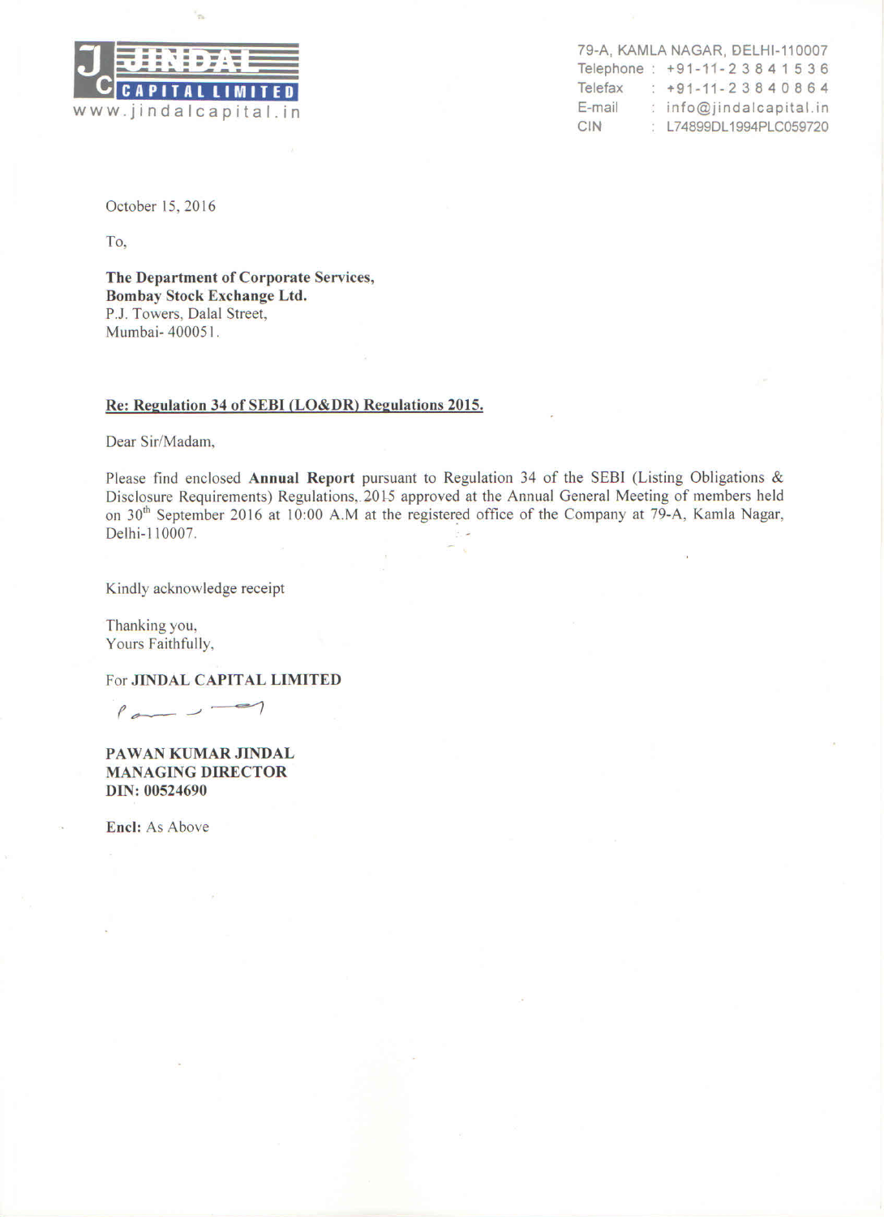**JINDAL CAPITAL LIMITED**
www.jindalcapital.in

79-A, KAMLA NAGAR, DELHI-110007
Telephone : +91-11-23841536
Telefax : +91-11-23840864
E-mail : info@jindalcapital.in
CIN : L74899DL1994PLC059720

October 15, 2016

To,

**The Department of Corporate Services,**
**Bombay Stock Exchange Ltd.**
P.J. Towers, Dalal Street,
Mumbai- 400051.

**Re: Regulation 34 of SEBI (LO&DR) Regulations 2015.**

Dear Sir/Madam,

Please find enclosed **Annual Report** pursuant to Regulation 34 of the SEBI (Listing Obligations & Disclosure Requirements) Regulations, 2015 approved at the Annual General Meeting of members held on 30th September 2016 at 10:00 A.M at the registered office of the Company at 79-A, Kamla Nagar, Delhi-110007.

Kindly acknowledge receipt

Thanking you,
Yours Faithfully,

For **JINDAL CAPITAL LIMITED**

**PAWAN KUMAR JINDAL**
**MANAGING DIRECTOR**
**DIN: 00524690**

**Encl:** As Above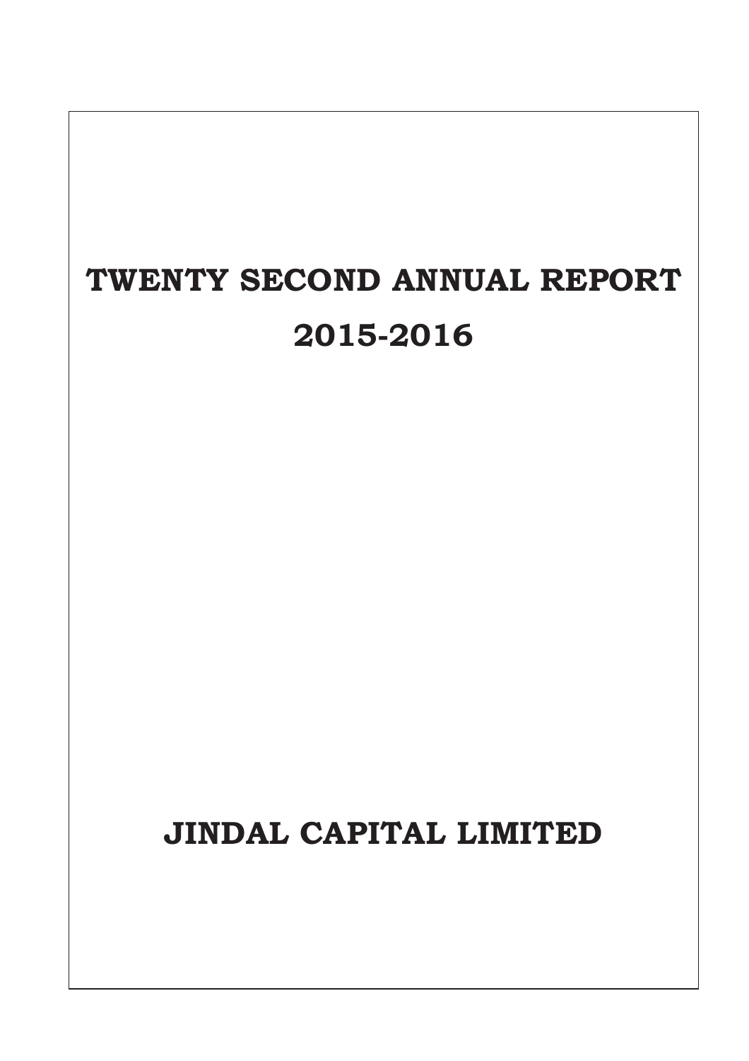# TWENTY SECOND ANNUAL REPORT

# 2015-2016

# JINDAL CAPITAL LIMITED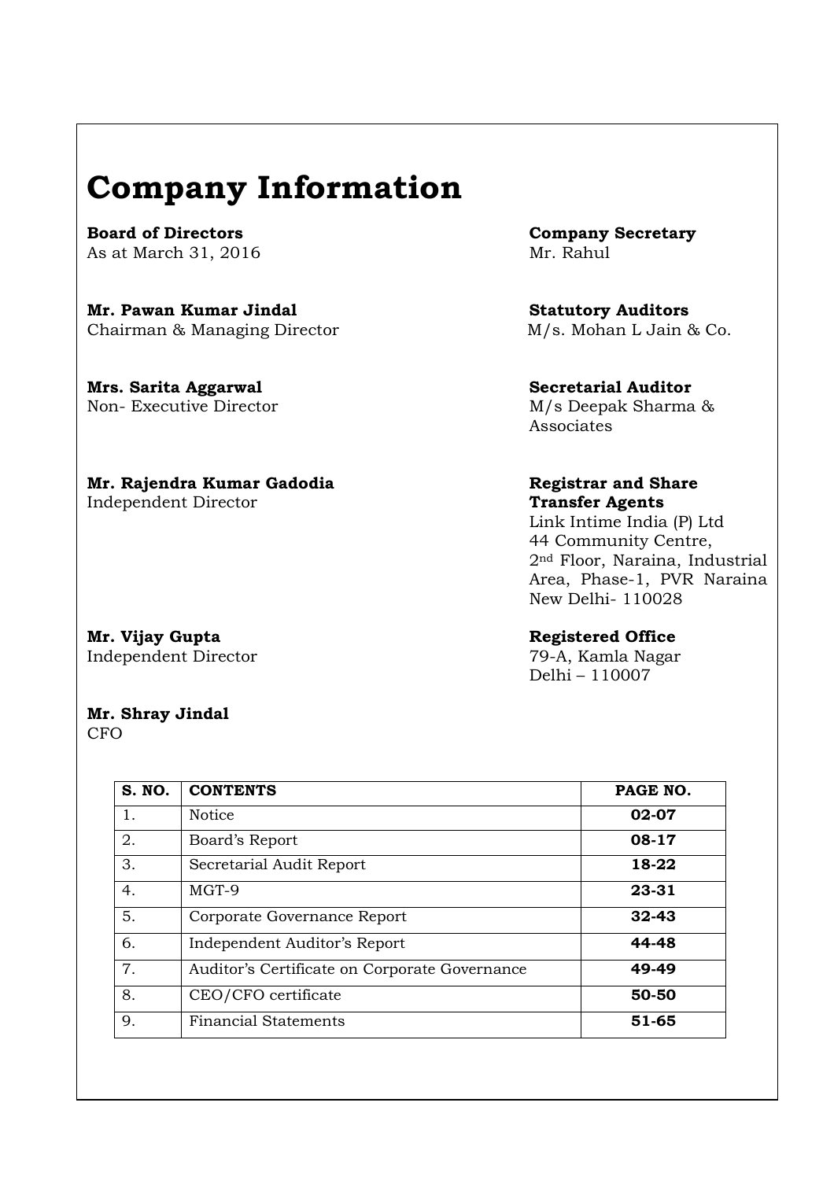# Company Information

**Board of Directors**
As at March 31, 2016

**Mr. Pawan Kumar Jindal**
Chairman & Managing Director

**Mrs. Sarita Aggarwal**
Non- Executive Director

**Mr. Rajendra Kumar Gadodia**
Independent Director

**Mr. Vijay Gupta**
Independent Director

**Mr. Shray Jindal**
CFO

**Company Secretary**
Mr. Rahul

**Statutory Auditors**
M/s. Mohan L Jain & Co.

**Secretarial Auditor**
M/s Deepak Sharma & Associates

**Registrar and Share Transfer Agents**
Link Intime India (P) Ltd
44 Community Centre,
2nd Floor, Naraina, Industrial Area, Phase-1, PVR Naraina
New Delhi- 110028

**Registered Office**
79-A, Kamla Nagar
Delhi – 110007

| S. NO. | CONTENTS | PAGE NO. |
|---|---|---|
| 1. | Notice | **02-07** |
| 2. | Board's Report | **08-17** |
| 3. | Secretarial Audit Report | **18-22** |
| 4. | MGT-9 | **23-31** |
| 5. | Corporate Governance Report | **32-43** |
| 6. | Independent Auditor's Report | **44-48** |
| 7. | Auditor's Certificate on Corporate Governance | **49-49** |
| 8. | CEO/CFO certificate | **50-50** |
| 9. | Financial Statements | **51-65** |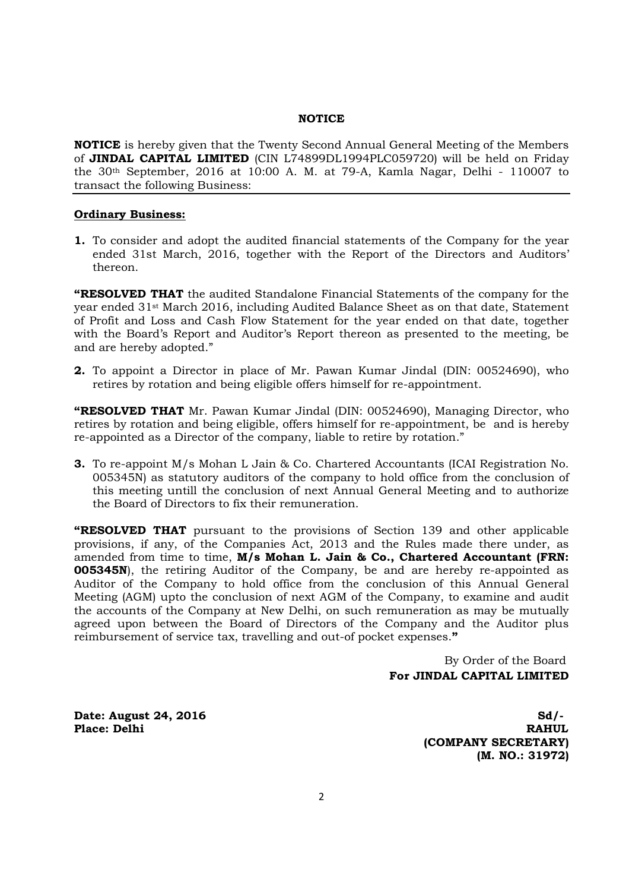## NOTICE

**NOTICE** is hereby given that the Twenty Second Annual General Meeting of the Members of **JINDAL CAPITAL LIMITED** (CIN L74899DL1994PLC059720) will be held on Friday the 30th September, 2016 at 10:00 A. M. at 79-A, Kamla Nagar, Delhi - 110007 to transact the following Business:

### Ordinary Business:

**1.** To consider and adopt the audited financial statements of the Company for the year ended 31st March, 2016, together with the Report of the Directors and Auditors' thereon.

**"RESOLVED THAT** the audited Standalone Financial Statements of the company for the year ended 31st March 2016, including Audited Balance Sheet as on that date, Statement of Profit and Loss and Cash Flow Statement for the year ended on that date, together with the Board's Report and Auditor's Report thereon as presented to the meeting, be and are hereby adopted."

**2.** To appoint a Director in place of Mr. Pawan Kumar Jindal (DIN: 00524690), who retires by rotation and being eligible offers himself for re-appointment.

**"RESOLVED THAT** Mr. Pawan Kumar Jindal (DIN: 00524690), Managing Director, who retires by rotation and being eligible, offers himself for re-appointment, be and is hereby re-appointed as a Director of the company, liable to retire by rotation."

**3.** To re-appoint M/s Mohan L Jain & Co. Chartered Accountants (ICAI Registration No. 005345N) as statutory auditors of the company to hold office from the conclusion of this meeting untill the conclusion of next Annual General Meeting and to authorize the Board of Directors to fix their remuneration.

**"RESOLVED THAT** pursuant to the provisions of Section 139 and other applicable provisions, if any, of the Companies Act, 2013 and the Rules made there under, as amended from time to time, **M/s Mohan L. Jain & Co., Chartered Accountant (FRN: 005345N**), the retiring Auditor of the Company, be and are hereby re-appointed as Auditor of the Company to hold office from the conclusion of this Annual General Meeting (AGM) upto the conclusion of next AGM of the Company, to examine and audit the accounts of the Company at New Delhi, on such remuneration as may be mutually agreed upon between the Board of Directors of the Company and the Auditor plus reimbursement of service tax, travelling and out-of pocket expenses.**"**

By Order of the Board
**For JINDAL CAPITAL LIMITED**

**Date: August 24, 2016**
**Place: Delhi**

**Sd/-**
**RAHUL**
**(COMPANY SECRETARY)**
**(M. NO.: 31972)**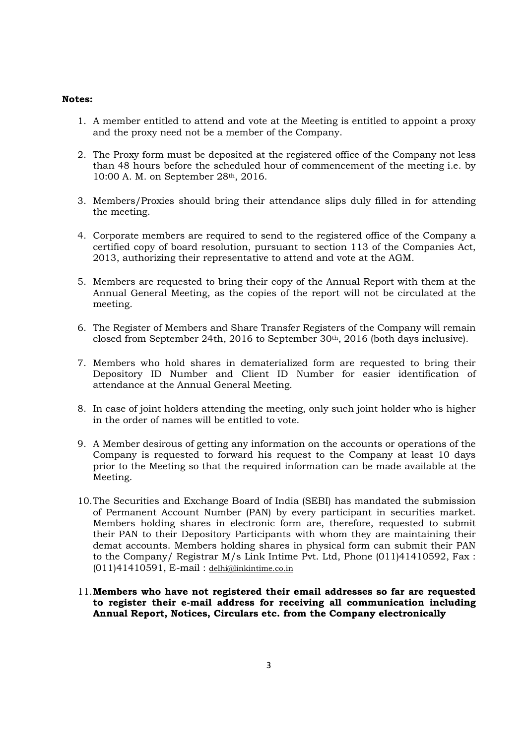**Notes:**

1. A member entitled to attend and vote at the Meeting is entitled to appoint a proxy and the proxy need not be a member of the Company.

2. The Proxy form must be deposited at the registered office of the Company not less than 48 hours before the scheduled hour of commencement of the meeting i.e. by 10:00 A. M. on September 28th, 2016.

3. Members/Proxies should bring their attendance slips duly filled in for attending the meeting.

4. Corporate members are required to send to the registered office of the Company a certified copy of board resolution, pursuant to section 113 of the Companies Act, 2013, authorizing their representative to attend and vote at the AGM.

5. Members are requested to bring their copy of the Annual Report with them at the Annual General Meeting, as the copies of the report will not be circulated at the meeting.

6. The Register of Members and Share Transfer Registers of the Company will remain closed from September 24th, 2016 to September 30th, 2016 (both days inclusive).

7. Members who hold shares in dematerialized form are requested to bring their Depository ID Number and Client ID Number for easier identification of attendance at the Annual General Meeting.

8. In case of joint holders attending the meeting, only such joint holder who is higher in the order of names will be entitled to vote.

9. A Member desirous of getting any information on the accounts or operations of the Company is requested to forward his request to the Company at least 10 days prior to the Meeting so that the required information can be made available at the Meeting.

10. The Securities and Exchange Board of India (SEBI) has mandated the submission of Permanent Account Number (PAN) by every participant in securities market. Members holding shares in electronic form are, therefore, requested to submit their PAN to their Depository Participants with whom they are maintaining their demat accounts. Members holding shares in physical form can submit their PAN to the Company/ Registrar M/s Link Intime Pvt. Ltd, Phone (011)41410592, Fax : (011)41410591, E-mail : delhi@linkintime.co.in

11. **Members who have not registered their email addresses so far are requested to register their e-mail address for receiving all communication including Annual Report, Notices, Circulars etc. from the Company electronically**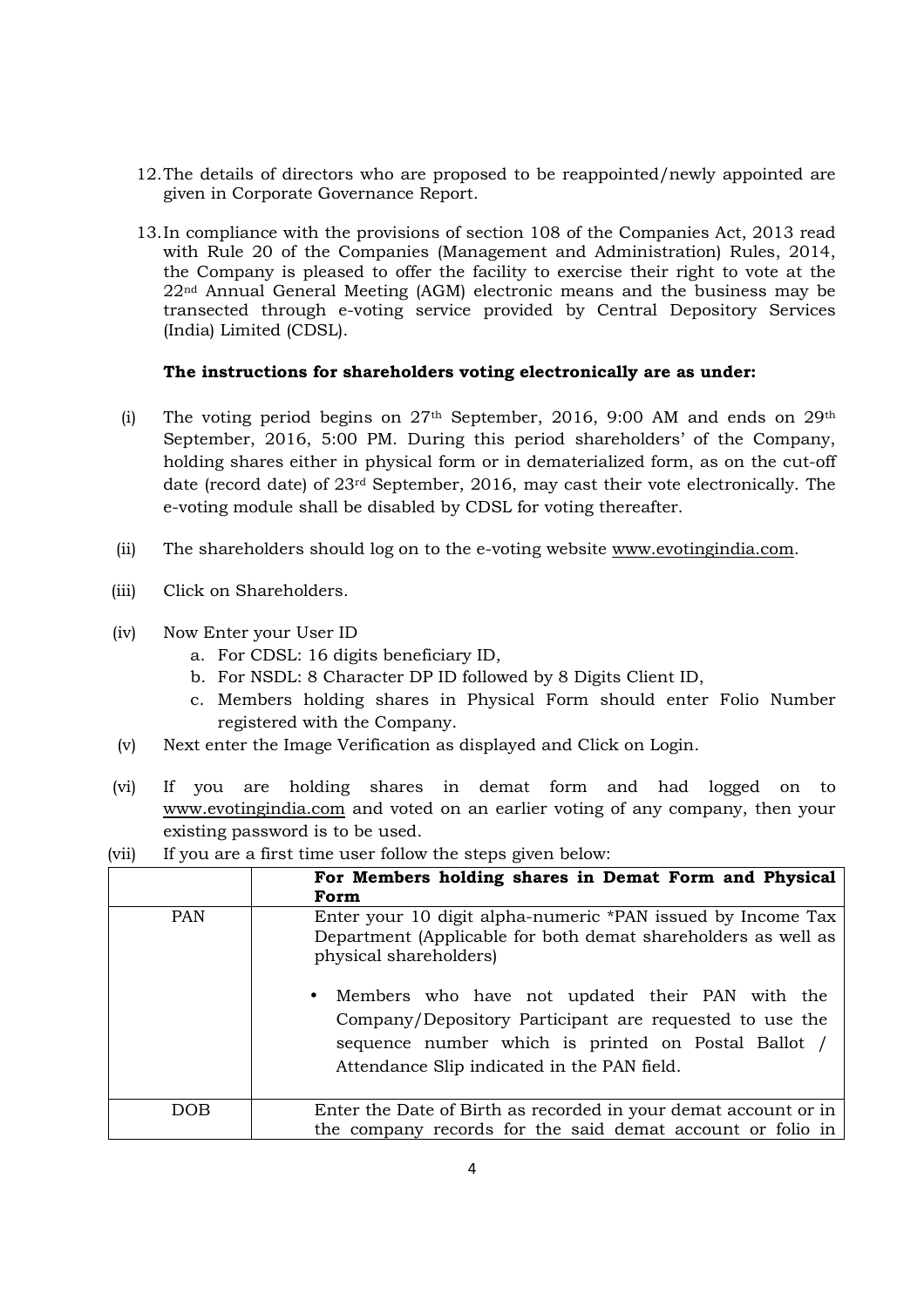12. The details of directors who are proposed to be reappointed/newly appointed are given in Corporate Governance Report.

13. In compliance with the provisions of section 108 of the Companies Act, 2013 read with Rule 20 of the Companies (Management and Administration) Rules, 2014, the Company is pleased to offer the facility to exercise their right to vote at the 22nd Annual General Meeting (AGM) electronic means and the business may be transected through e-voting service provided by Central Depository Services (India) Limited (CDSL).

**The instructions for shareholders voting electronically are as under:**

(i) The voting period begins on 27th September, 2016, 9:00 AM and ends on 29th September, 2016, 5:00 PM. During this period shareholders' of the Company, holding shares either in physical form or in dematerialized form, as on the cut-off date (record date) of 23rd September, 2016, may cast their vote electronically. The e-voting module shall be disabled by CDSL for voting thereafter.

(ii) The shareholders should log on to the e-voting website www.evotingindia.com.

(iii) Click on Shareholders.

(iv) Now Enter your User ID
   a. For CDSL: 16 digits beneficiary ID,
   b. For NSDL: 8 Character DP ID followed by 8 Digits Client ID,
   c. Members holding shares in Physical Form should enter Folio Number registered with the Company.

(v) Next enter the Image Verification as displayed and Click on Login.

(vi) If you are holding shares in demat form and had logged on to www.evotingindia.com and voted on an earlier voting of any company, then your existing password is to be used.

(vii) If you are a first time user follow the steps given below:

| | For Members holding shares in Demat Form and Physical Form |
|---|---|
| PAN | Enter your 10 digit alpha-numeric *PAN issued by Income Tax Department (Applicable for both demat shareholders as well as physical shareholders)<br><br>• Members who have not updated their PAN with the Company/Depository Participant are requested to use the sequence number which is printed on Postal Ballot / Attendance Slip indicated in the PAN field. |
| DOB | Enter the Date of Birth as recorded in your demat account or in the company records for the said demat account or folio in |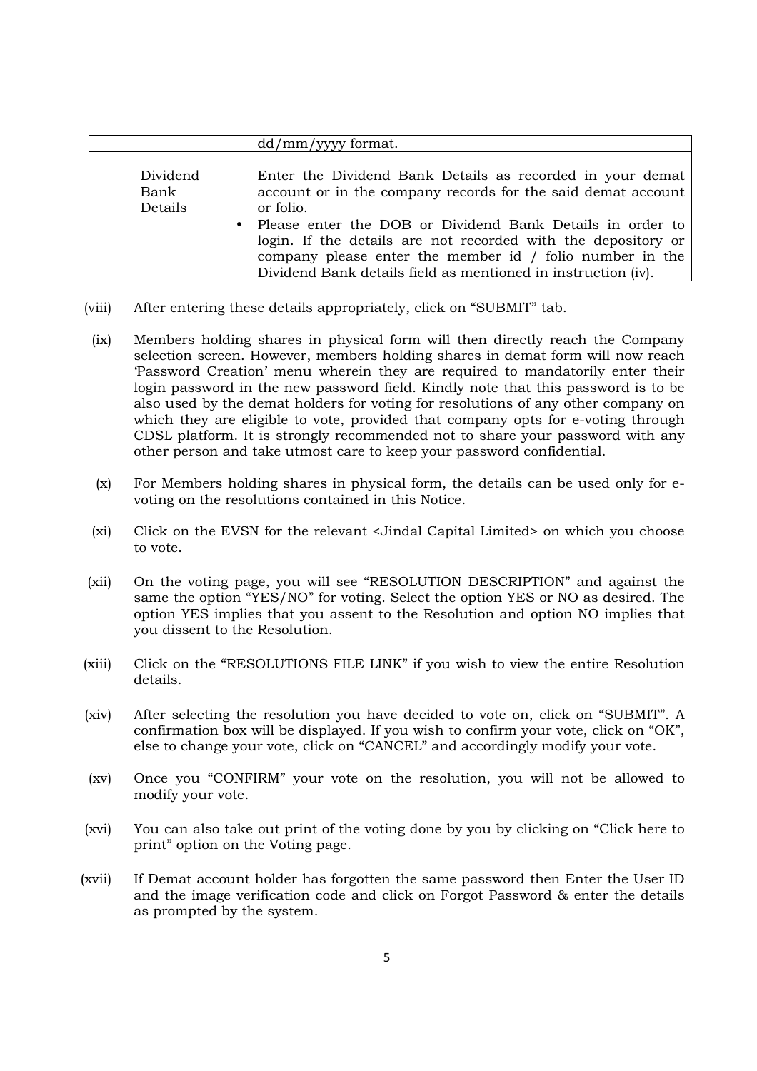| | |
|---|---|
| | dd/mm/yyyy format. |
| Dividend Bank Details | Enter the Dividend Bank Details as recorded in your demat account or in the company records for the said demat account or folio. <br>• Please enter the DOB or Dividend Bank Details in order to login. If the details are not recorded with the depository or company please enter the member id / folio number in the Dividend Bank details field as mentioned in instruction (iv). |

(viii) After entering these details appropriately, click on "SUBMIT" tab.

(ix) Members holding shares in physical form will then directly reach the Company selection screen. However, members holding shares in demat form will now reach 'Password Creation' menu wherein they are required to mandatorily enter their login password in the new password field. Kindly note that this password is to be also used by the demat holders for voting for resolutions of any other company on which they are eligible to vote, provided that company opts for e-voting through CDSL platform. It is strongly recommended not to share your password with any other person and take utmost care to keep your password confidential.

(x) For Members holding shares in physical form, the details can be used only for e-voting on the resolutions contained in this Notice.

(xi) Click on the EVSN for the relevant <Jindal Capital Limited> on which you choose to vote.

(xii) On the voting page, you will see "RESOLUTION DESCRIPTION" and against the same the option "YES/NO" for voting. Select the option YES or NO as desired. The option YES implies that you assent to the Resolution and option NO implies that you dissent to the Resolution.

(xiii) Click on the "RESOLUTIONS FILE LINK" if you wish to view the entire Resolution details.

(xiv) After selecting the resolution you have decided to vote on, click on "SUBMIT". A confirmation box will be displayed. If you wish to confirm your vote, click on "OK", else to change your vote, click on "CANCEL" and accordingly modify your vote.

(xv) Once you "CONFIRM" your vote on the resolution, you will not be allowed to modify your vote.

(xvi) You can also take out print of the voting done by you by clicking on "Click here to print" option on the Voting page.

(xvii) If Demat account holder has forgotten the same password then Enter the User ID and the image verification code and click on Forgot Password & enter the details as prompted by the system.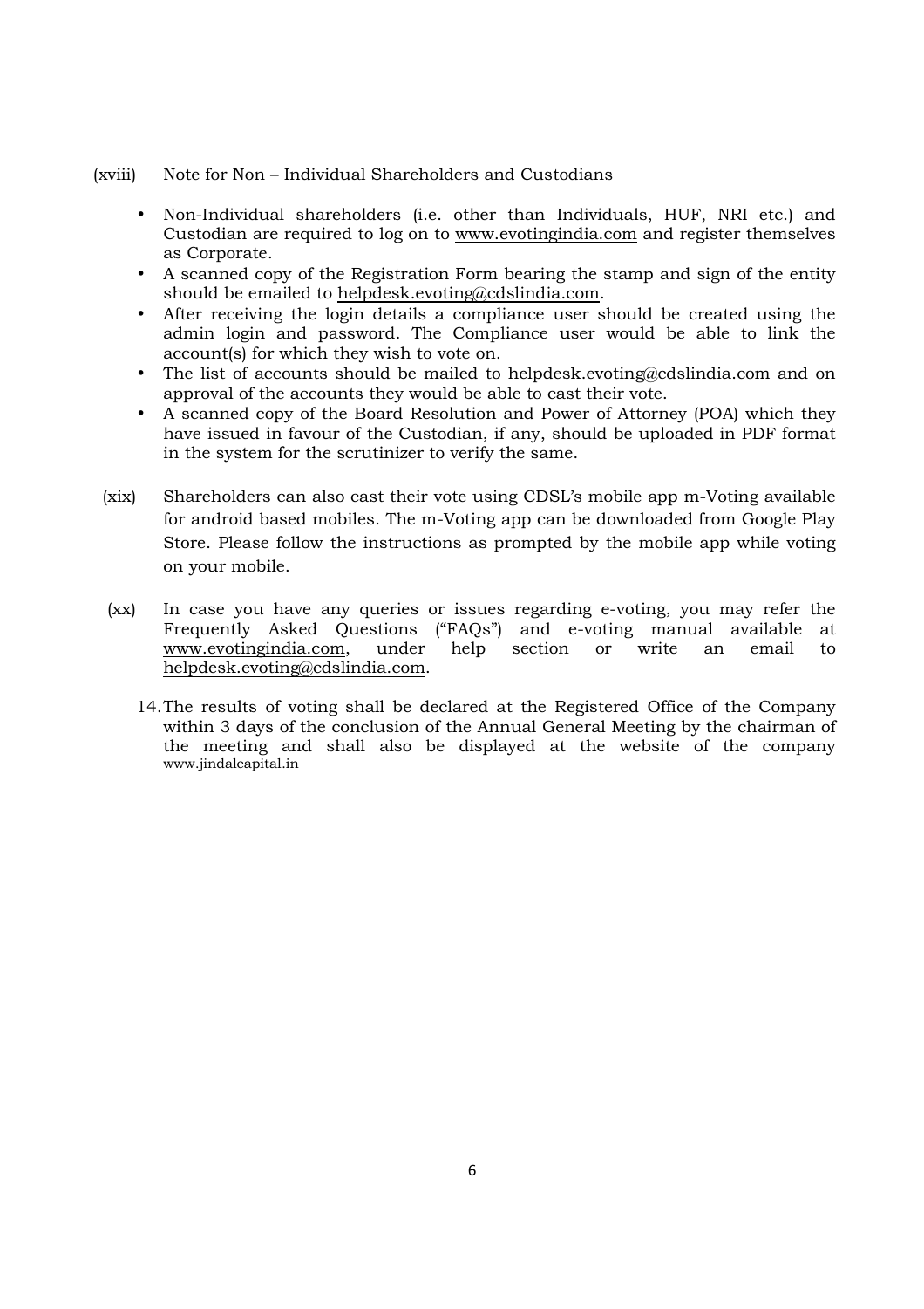(xviii) Note for Non – Individual Shareholders and Custodians

- Non-Individual shareholders (i.e. other than Individuals, HUF, NRI etc.) and Custodian are required to log on to www.evotingindia.com and register themselves as Corporate.
- A scanned copy of the Registration Form bearing the stamp and sign of the entity should be emailed to helpdesk.evoting@cdslindia.com.
- After receiving the login details a compliance user should be created using the admin login and password. The Compliance user would be able to link the account(s) for which they wish to vote on.
- The list of accounts should be mailed to helpdesk.evoting@cdslindia.com and on approval of the accounts they would be able to cast their vote.
- A scanned copy of the Board Resolution and Power of Attorney (POA) which they have issued in favour of the Custodian, if any, should be uploaded in PDF format in the system for the scrutinizer to verify the same.

(xix) Shareholders can also cast their vote using CDSL's mobile app m-Voting available for android based mobiles. The m-Voting app can be downloaded from Google Play Store. Please follow the instructions as prompted by the mobile app while voting on your mobile.

(xx) In case you have any queries or issues regarding e-voting, you may refer the Frequently Asked Questions ("FAQs") and e-voting manual available at www.evotingindia.com, under help section or write an email to helpdesk.evoting@cdslindia.com.

14. The results of voting shall be declared at the Registered Office of the Company within 3 days of the conclusion of the Annual General Meeting by the chairman of the meeting and shall also be displayed at the website of the company www.jindalcapital.in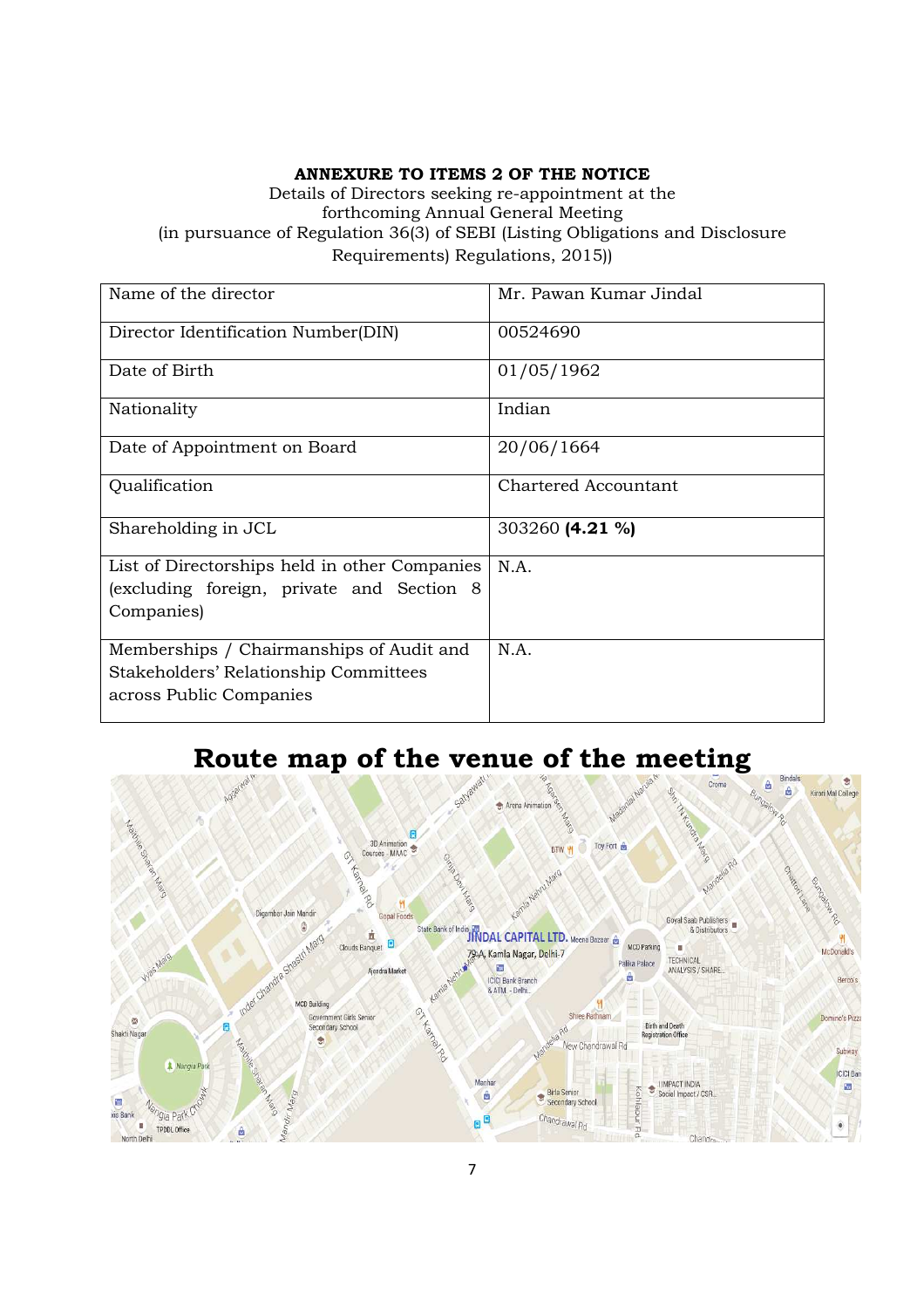**ANNEXURE TO ITEMS 2 OF THE NOTICE**

Details of Directors seeking re-appointment at the forthcoming Annual General Meeting (in pursuance of Regulation 36(3) of SEBI (Listing Obligations and Disclosure Requirements) Regulations, 2015))

| Name of the director | Mr. Pawan Kumar Jindal |
|---|---|
| Director Identification Number(DIN) | 00524690 |
| Date of Birth | 01/05/1962 |
| Nationality | Indian |
| Date of Appointment on Board | 20/06/1664 |
| Qualification | Chartered Accountant |
| Shareholding in JCL | 303260 **(4.21 %)** |
| List of Directorships held in other Companies (excluding foreign, private and Section 8 Companies) | N.A. |
| Memberships / Chairmanships of Audit and Stakeholders' Relationship Committees across Public Companies | N.A. |

# Route map of the venue of the meeting

JINDAL CAPITAL LTD.
79-A, Kamla Nagar, Delhi-7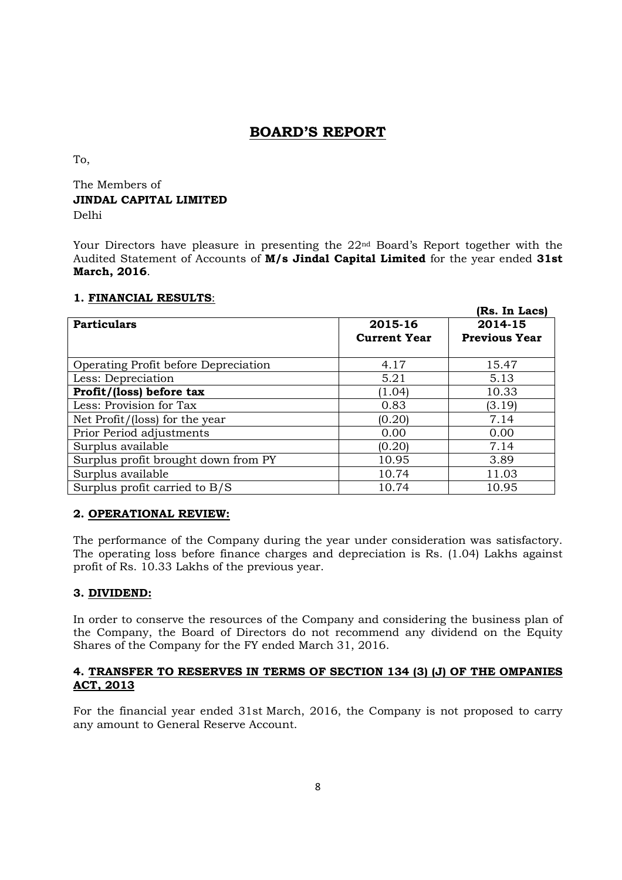# BOARD'S REPORT

To,

The Members of
**JINDAL CAPITAL LIMITED**
Delhi

Your Directors have pleasure in presenting the 22nd Board's Report together with the Audited Statement of Accounts of **M/s Jindal Capital Limited** for the year ended **31st March, 2016**.

## 1. FINANCIAL RESULTS:

**(Rs. In Lacs)**

| **Particulars** | **2015-16 Current Year** | **2014-15 Previous Year** |
|---|---|---|
| Operating Profit before Depreciation | 4.17 | 15.47 |
| Less: Depreciation | 5.21 | 5.13 |
| **Profit/(loss) before tax** | (1.04) | 10.33 |
| Less: Provision for Tax | 0.83 | (3.19) |
| Net Profit/(loss) for the year | (0.20) | 7.14 |
| Prior Period adjustments | 0.00 | 0.00 |
| Surplus available | (0.20) | 7.14 |
| Surplus profit brought down from PY | 10.95 | 3.89 |
| Surplus available | 10.74 | 11.03 |
| Surplus profit carried to B/S | 10.74 | 10.95 |

## 2. OPERATIONAL REVIEW:

The performance of the Company during the year under consideration was satisfactory. The operating loss before finance charges and depreciation is Rs. (1.04) Lakhs against profit of Rs. 10.33 Lakhs of the previous year.

## 3. DIVIDEND:

In order to conserve the resources of the Company and considering the business plan of the Company, the Board of Directors do not recommend any dividend on the Equity Shares of the Company for the FY ended March 31, 2016.

## 4. TRANSFER TO RESERVES IN TERMS OF SECTION 134 (3) (J) OF THE OMPANIES ACT, 2013

For the financial year ended 31st March, 2016, the Company is not proposed to carry any amount to General Reserve Account.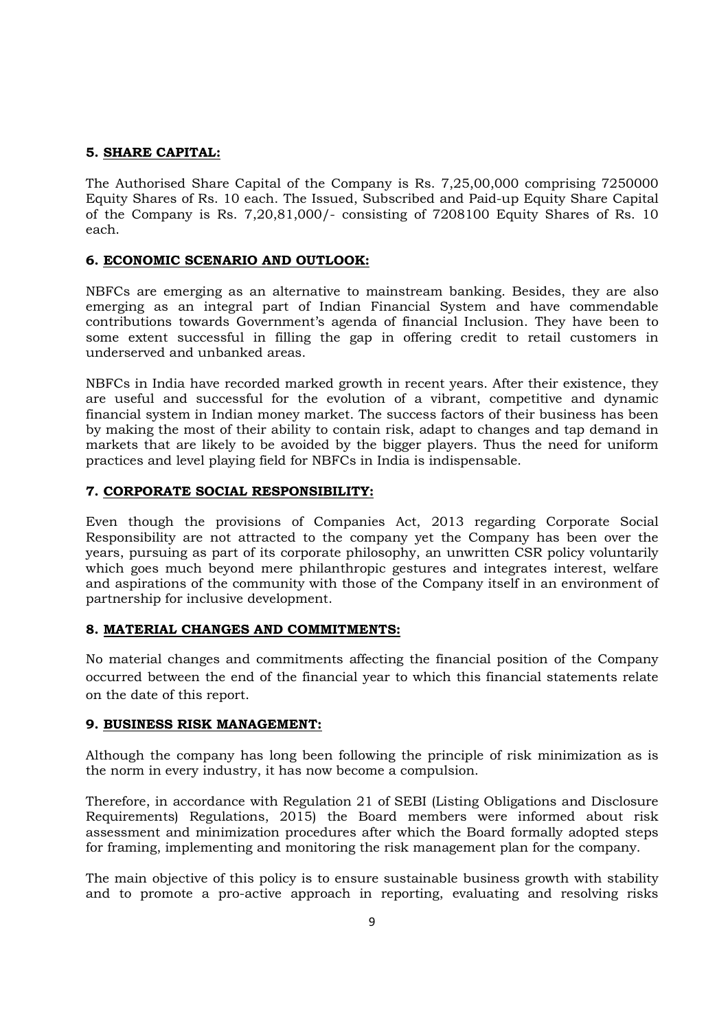### 5. <u>SHARE CAPITAL:</u>

The Authorised Share Capital of the Company is Rs. 7,25,00,000 comprising 7250000 Equity Shares of Rs. 10 each. The Issued, Subscribed and Paid-up Equity Share Capital of the Company is Rs. 7,20,81,000/- consisting of 7208100 Equity Shares of Rs. 10 each.

### 6. <u>ECONOMIC SCENARIO AND OUTLOOK:</u>

NBFCs are emerging as an alternative to mainstream banking. Besides, they are also emerging as an integral part of Indian Financial System and have commendable contributions towards Government's agenda of financial Inclusion. They have been to some extent successful in filling the gap in offering credit to retail customers in underserved and unbanked areas.

NBFCs in India have recorded marked growth in recent years. After their existence, they are useful and successful for the evolution of a vibrant, competitive and dynamic financial system in Indian money market. The success factors of their business has been by making the most of their ability to contain risk, adapt to changes and tap demand in markets that are likely to be avoided by the bigger players. Thus the need for uniform practices and level playing field for NBFCs in India is indispensable.

### 7. <u>CORPORATE SOCIAL RESPONSIBILITY:</u>

Even though the provisions of Companies Act, 2013 regarding Corporate Social Responsibility are not attracted to the company yet the Company has been over the years, pursuing as part of its corporate philosophy, an unwritten CSR policy voluntarily which goes much beyond mere philanthropic gestures and integrates interest, welfare and aspirations of the community with those of the Company itself in an environment of partnership for inclusive development.

### 8. <u>MATERIAL CHANGES AND COMMITMENTS:</u>

No material changes and commitments affecting the financial position of the Company occurred between the end of the financial year to which this financial statements relate on the date of this report.

### 9. <u>BUSINESS RISK MANAGEMENT:</u>

Although the company has long been following the principle of risk minimization as is the norm in every industry, it has now become a compulsion.

Therefore, in accordance with Regulation 21 of SEBI (Listing Obligations and Disclosure Requirements) Regulations, 2015) the Board members were informed about risk assessment and minimization procedures after which the Board formally adopted steps for framing, implementing and monitoring the risk management plan for the company.

The main objective of this policy is to ensure sustainable business growth with stability and to promote a pro-active approach in reporting, evaluating and resolving risks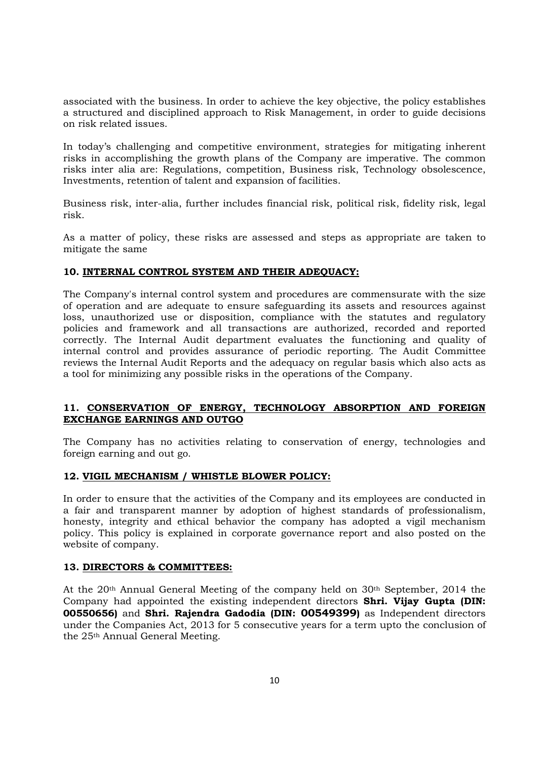associated with the business. In order to achieve the key objective, the policy establishes a structured and disciplined approach to Risk Management, in order to guide decisions on risk related issues.

In today's challenging and competitive environment, strategies for mitigating inherent risks in accomplishing the growth plans of the Company are imperative. The common risks inter alia are: Regulations, competition, Business risk, Technology obsolescence, Investments, retention of talent and expansion of facilities.

Business risk, inter-alia, further includes financial risk, political risk, fidelity risk, legal risk.

As a matter of policy, these risks are assessed and steps as appropriate are taken to mitigate the same

### 10. INTERNAL CONTROL SYSTEM AND THEIR ADEQUACY:

The Company's internal control system and procedures are commensurate with the size of operation and are adequate to ensure safeguarding its assets and resources against loss, unauthorized use or disposition, compliance with the statutes and regulatory policies and framework and all transactions are authorized, recorded and reported correctly. The Internal Audit department evaluates the functioning and quality of internal control and provides assurance of periodic reporting. The Audit Committee reviews the Internal Audit Reports and the adequacy on regular basis which also acts as a tool for minimizing any possible risks in the operations of the Company.

### 11. CONSERVATION OF ENERGY, TECHNOLOGY ABSORPTION AND FOREIGN EXCHANGE EARNINGS AND OUTGO

The Company has no activities relating to conservation of energy, technologies and foreign earning and out go.

### 12. VIGIL MECHANISM / WHISTLE BLOWER POLICY:

In order to ensure that the activities of the Company and its employees are conducted in a fair and transparent manner by adoption of highest standards of professionalism, honesty, integrity and ethical behavior the company has adopted a vigil mechanism policy. This policy is explained in corporate governance report and also posted on the website of company.

### 13. DIRECTORS & COMMITTEES:

At the 20th Annual General Meeting of the company held on 30th September, 2014 the Company had appointed the existing independent directors **Shri. Vijay Gupta (DIN: 00550656)** and **Shri. Rajendra Gadodia (DIN: 00549399)** as Independent directors under the Companies Act, 2013 for 5 consecutive years for a term upto the conclusion of the 25th Annual General Meeting.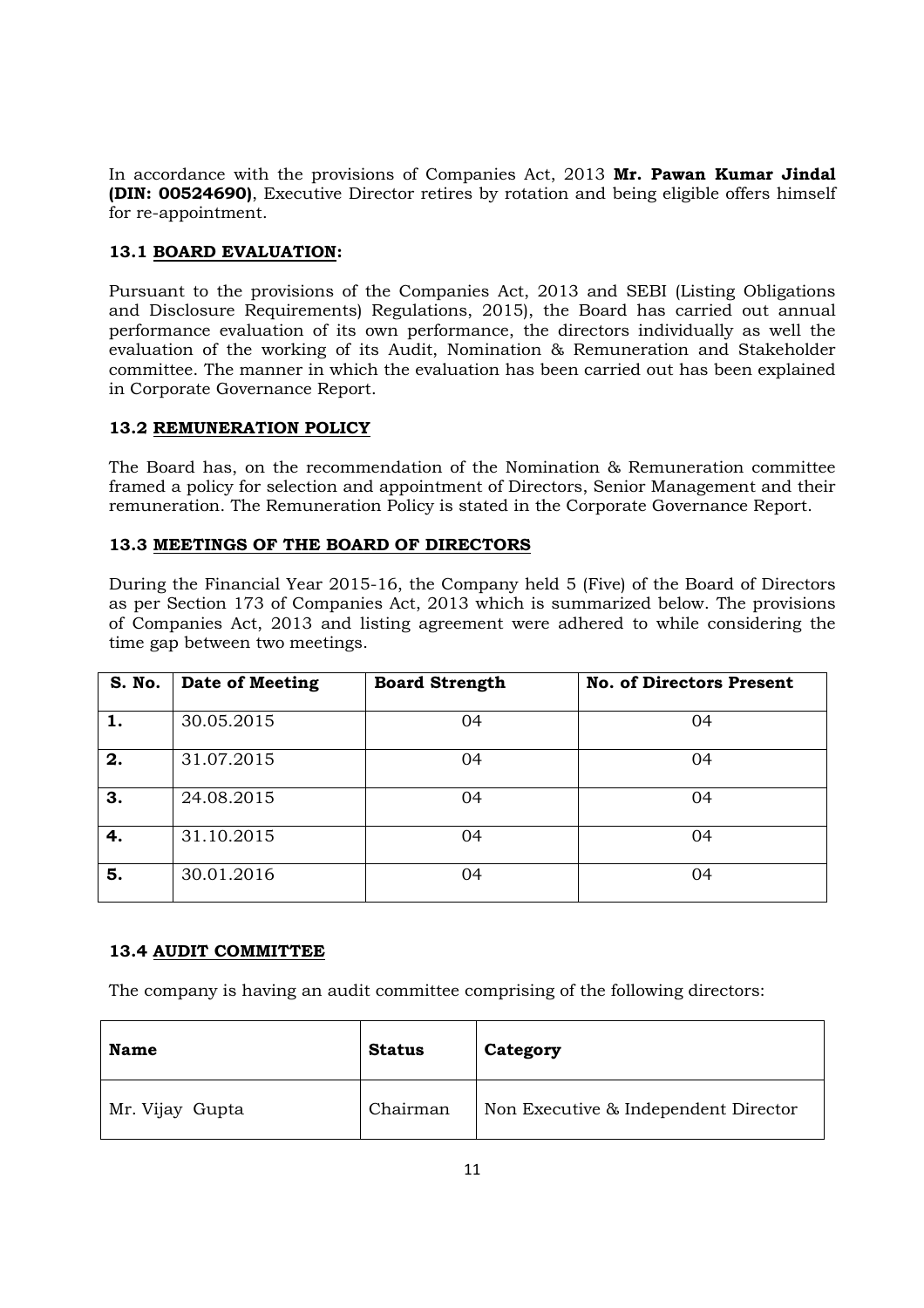In accordance with the provisions of Companies Act, 2013 **Mr. Pawan Kumar Jindal (DIN: 00524690)**, Executive Director retires by rotation and being eligible offers himself for re-appointment.

### 13.1 BOARD EVALUATION:

Pursuant to the provisions of the Companies Act, 2013 and SEBI (Listing Obligations and Disclosure Requirements) Regulations, 2015), the Board has carried out annual performance evaluation of its own performance, the directors individually as well the evaluation of the working of its Audit, Nomination & Remuneration and Stakeholder committee. The manner in which the evaluation has been carried out has been explained in Corporate Governance Report.

### 13.2 REMUNERATION POLICY

The Board has, on the recommendation of the Nomination & Remuneration committee framed a policy for selection and appointment of Directors, Senior Management and their remuneration. The Remuneration Policy is stated in the Corporate Governance Report.

### 13.3 MEETINGS OF THE BOARD OF DIRECTORS

During the Financial Year 2015-16, the Company held 5 (Five) of the Board of Directors as per Section 173 of Companies Act, 2013 which is summarized below. The provisions of Companies Act, 2013 and listing agreement were adhered to while considering the time gap between two meetings.

| S. No. | Date of Meeting | Board Strength | No. of Directors Present |
|---|---|---|---|
| **1.** | 30.05.2015 | 04 | 04 |
| **2.** | 31.07.2015 | 04 | 04 |
| **3.** | 24.08.2015 | 04 | 04 |
| **4.** | 31.10.2015 | 04 | 04 |
| **5.** | 30.01.2016 | 04 | 04 |

### 13.4 AUDIT COMMITTEE

The company is having an audit committee comprising of the following directors:

| Name | Status | Category |
|---|---|---|
| Mr. Vijay Gupta | Chairman | Non Executive & Independent Director |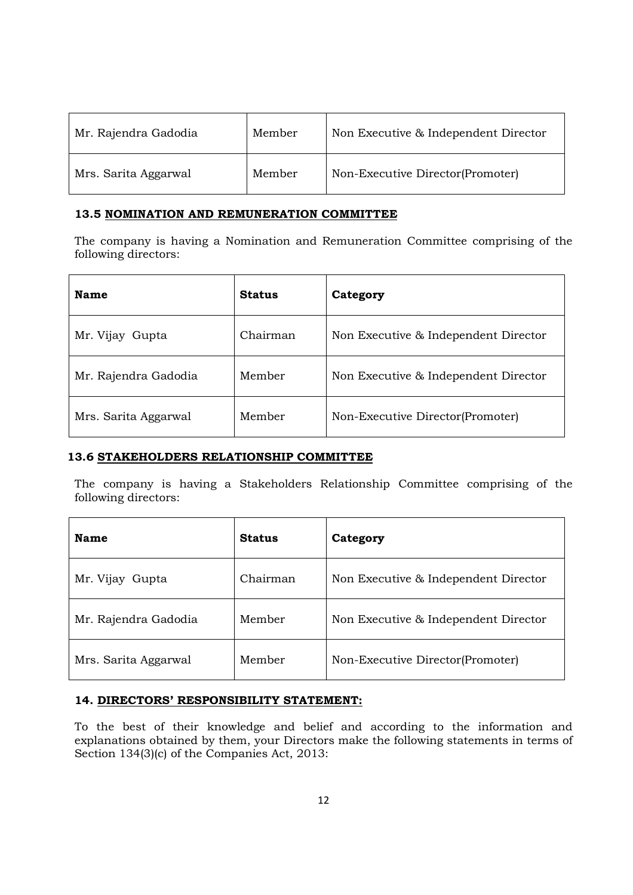| Mr. Rajendra Gadodia | Member | Non Executive & Independent Director |
| --- | --- | --- |
| Mrs. Sarita Aggarwal | Member | Non-Executive Director(Promoter) |

### 13.5 NOMINATION AND REMUNERATION COMMITTEE

The company is having a Nomination and Remuneration Committee comprising of the following directors:

| **Name** | **Status** | **Category** |
| --- | --- | --- |
| Mr. Vijay Gupta | Chairman | Non Executive & Independent Director |
| Mr. Rajendra Gadodia | Member | Non Executive & Independent Director |
| Mrs. Sarita Aggarwal | Member | Non-Executive Director(Promoter) |

### 13.6 STAKEHOLDERS RELATIONSHIP COMMITTEE

The company is having a Stakeholders Relationship Committee comprising of the following directors:

| **Name** | **Status** | **Category** |
| --- | --- | --- |
| Mr. Vijay Gupta | Chairman | Non Executive & Independent Director |
| Mr. Rajendra Gadodia | Member | Non Executive & Independent Director |
| Mrs. Sarita Aggarwal | Member | Non-Executive Director(Promoter) |

## 14. DIRECTORS' RESPONSIBILITY STATEMENT:

To the best of their knowledge and belief and according to the information and explanations obtained by them, your Directors make the following statements in terms of Section 134(3)(c) of the Companies Act, 2013: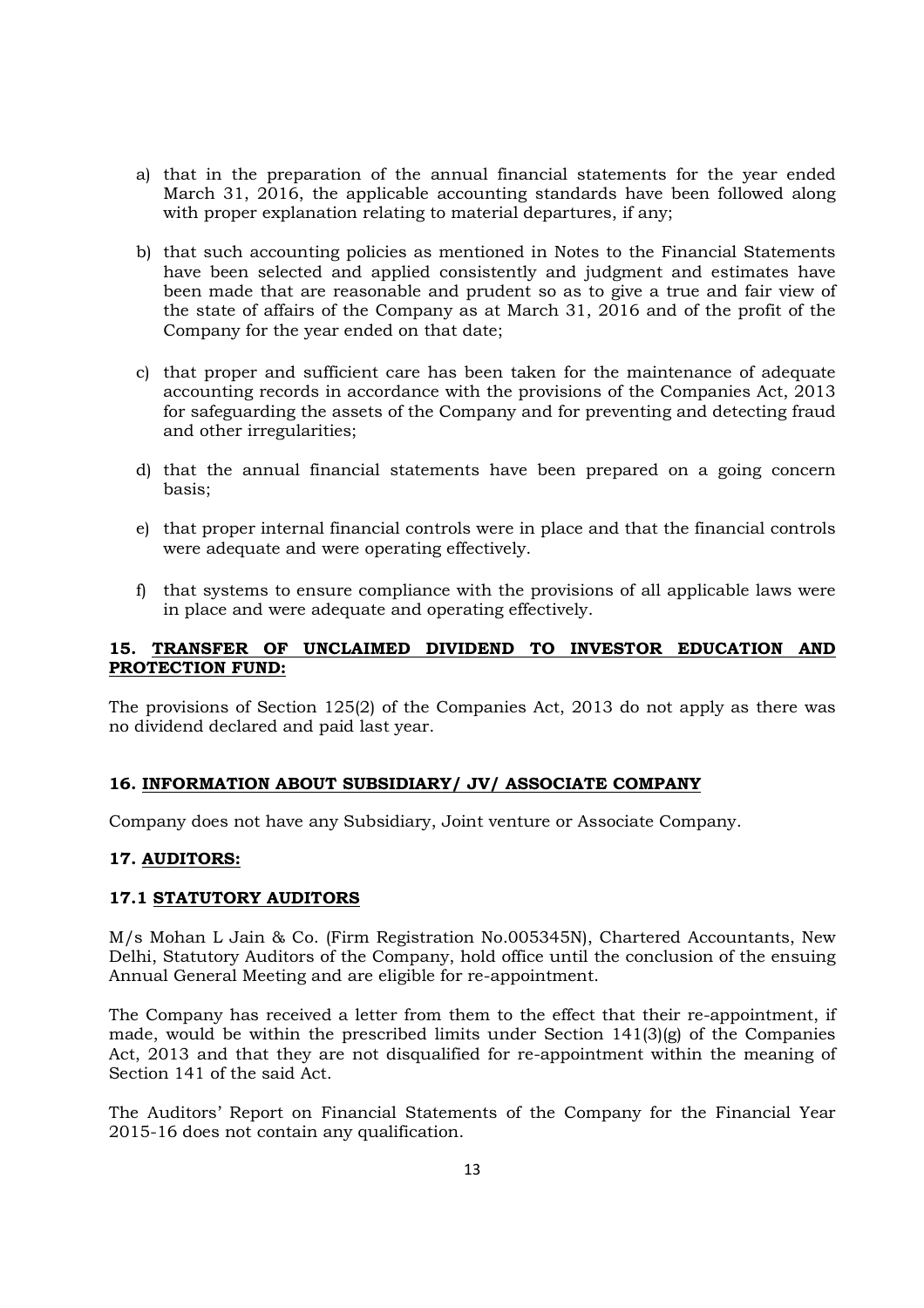a) that in the preparation of the annual financial statements for the year ended March 31, 2016, the applicable accounting standards have been followed along with proper explanation relating to material departures, if any;

b) that such accounting policies as mentioned in Notes to the Financial Statements have been selected and applied consistently and judgment and estimates have been made that are reasonable and prudent so as to give a true and fair view of the state of affairs of the Company as at March 31, 2016 and of the profit of the Company for the year ended on that date;

c) that proper and sufficient care has been taken for the maintenance of adequate accounting records in accordance with the provisions of the Companies Act, 2013 for safeguarding the assets of the Company and for preventing and detecting fraud and other irregularities;

d) that the annual financial statements have been prepared on a going concern basis;

e) that proper internal financial controls were in place and that the financial controls were adequate and were operating effectively.

f) that systems to ensure compliance with the provisions of all applicable laws were in place and were adequate and operating effectively.

## 15. TRANSFER OF UNCLAIMED DIVIDEND TO INVESTOR EDUCATION AND PROTECTION FUND:

The provisions of Section 125(2) of the Companies Act, 2013 do not apply as there was no dividend declared and paid last year.

## 16. INFORMATION ABOUT SUBSIDIARY/ JV/ ASSOCIATE COMPANY

Company does not have any Subsidiary, Joint venture or Associate Company.

## 17. AUDITORS:

### 17.1 STATUTORY AUDITORS

M/s Mohan L Jain & Co. (Firm Registration No.005345N), Chartered Accountants, New Delhi, Statutory Auditors of the Company, hold office until the conclusion of the ensuing Annual General Meeting and are eligible for re-appointment.

The Company has received a letter from them to the effect that their re-appointment, if made, would be within the prescribed limits under Section 141(3)(g) of the Companies Act, 2013 and that they are not disqualified for re-appointment within the meaning of Section 141 of the said Act.

The Auditors' Report on Financial Statements of the Company for the Financial Year 2015-16 does not contain any qualification.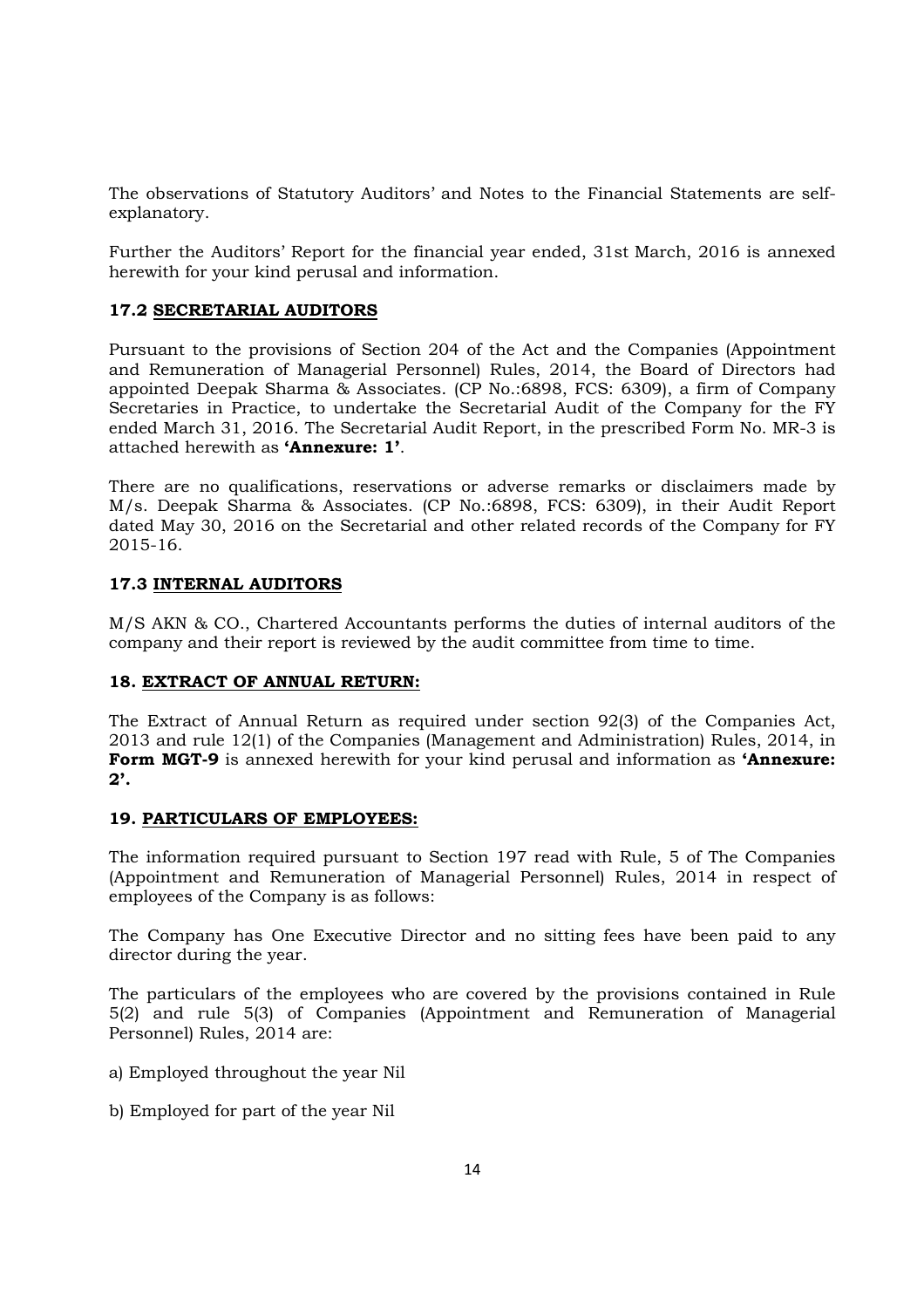The observations of Statutory Auditors' and Notes to the Financial Statements are self-explanatory.

Further the Auditors' Report for the financial year ended, 31st March, 2016 is annexed herewith for your kind perusal and information.

### 17.2 SECRETARIAL AUDITORS

Pursuant to the provisions of Section 204 of the Act and the Companies (Appointment and Remuneration of Managerial Personnel) Rules, 2014, the Board of Directors had appointed Deepak Sharma & Associates. (CP No.:6898, FCS: 6309), a firm of Company Secretaries in Practice, to undertake the Secretarial Audit of the Company for the FY ended March 31, 2016. The Secretarial Audit Report, in the prescribed Form No. MR-3 is attached herewith as **'Annexure: 1'**.

There are no qualifications, reservations or adverse remarks or disclaimers made by M/s. Deepak Sharma & Associates. (CP No.:6898, FCS: 6309), in their Audit Report dated May 30, 2016 on the Secretarial and other related records of the Company for FY 2015-16.

### 17.3 INTERNAL AUDITORS

M/S AKN & CO., Chartered Accountants performs the duties of internal auditors of the company and their report is reviewed by the audit committee from time to time.

### 18. EXTRACT OF ANNUAL RETURN:

The Extract of Annual Return as required under section 92(3) of the Companies Act, 2013 and rule 12(1) of the Companies (Management and Administration) Rules, 2014, in **Form MGT-9** is annexed herewith for your kind perusal and information as **'Annexure: 2'.**

### 19. PARTICULARS OF EMPLOYEES:

The information required pursuant to Section 197 read with Rule, 5 of The Companies (Appointment and Remuneration of Managerial Personnel) Rules, 2014 in respect of employees of the Company is as follows:

The Company has One Executive Director and no sitting fees have been paid to any director during the year.

The particulars of the employees who are covered by the provisions contained in Rule 5(2) and rule 5(3) of Companies (Appointment and Remuneration of Managerial Personnel) Rules, 2014 are:

a) Employed throughout the year Nil

b) Employed for part of the year Nil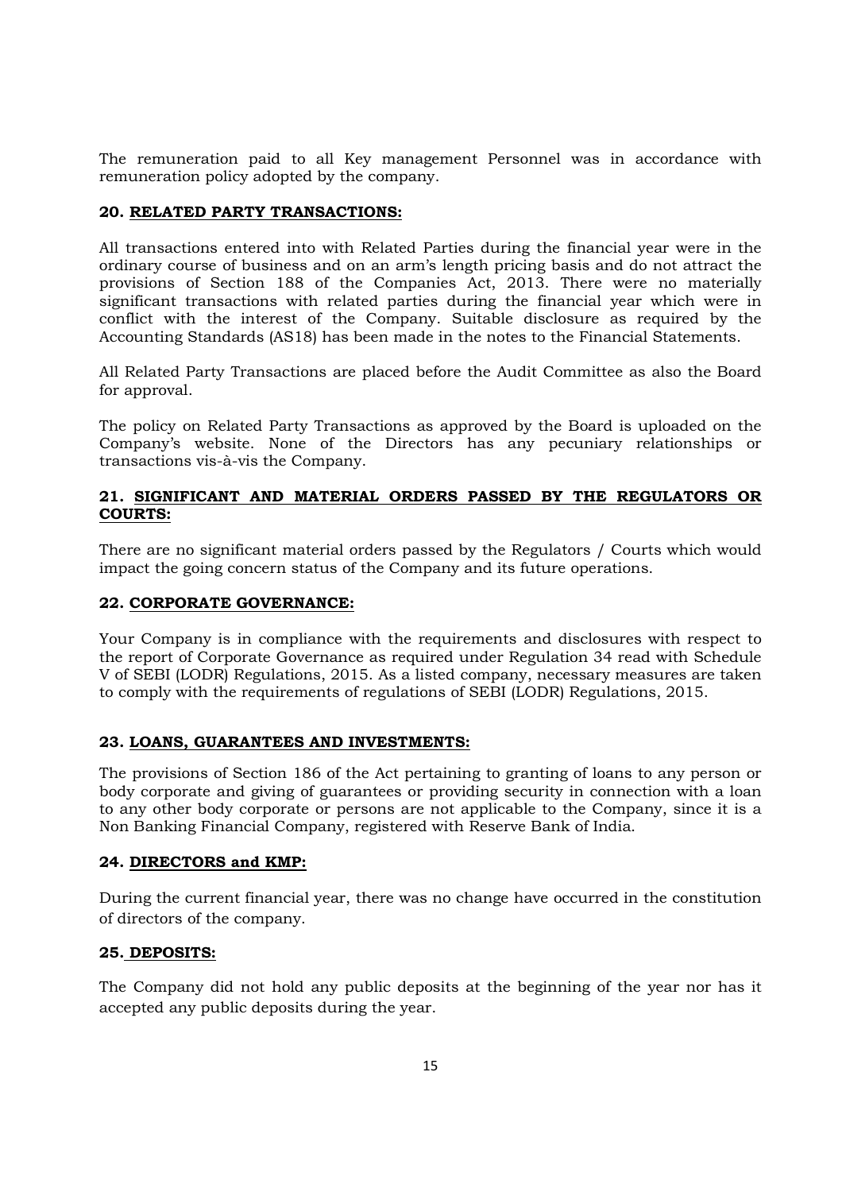The remuneration paid to all Key management Personnel was in accordance with remuneration policy adopted by the company.

## 20. RELATED PARTY TRANSACTIONS:

All transactions entered into with Related Parties during the financial year were in the ordinary course of business and on an arm's length pricing basis and do not attract the provisions of Section 188 of the Companies Act, 2013. There were no materially significant transactions with related parties during the financial year which were in conflict with the interest of the Company. Suitable disclosure as required by the Accounting Standards (AS18) has been made in the notes to the Financial Statements.

All Related Party Transactions are placed before the Audit Committee as also the Board for approval.

The policy on Related Party Transactions as approved by the Board is uploaded on the Company's website. None of the Directors has any pecuniary relationships or transactions vis-à-vis the Company.

## 21. SIGNIFICANT AND MATERIAL ORDERS PASSED BY THE REGULATORS OR COURTS:

There are no significant material orders passed by the Regulators / Courts which would impact the going concern status of the Company and its future operations.

## 22. CORPORATE GOVERNANCE:

Your Company is in compliance with the requirements and disclosures with respect to the report of Corporate Governance as required under Regulation 34 read with Schedule V of SEBI (LODR) Regulations, 2015. As a listed company, necessary measures are taken to comply with the requirements of regulations of SEBI (LODR) Regulations, 2015.

## 23. LOANS, GUARANTEES AND INVESTMENTS:

The provisions of Section 186 of the Act pertaining to granting of loans to any person or body corporate and giving of guarantees or providing security in connection with a loan to any other body corporate or persons are not applicable to the Company, since it is a Non Banking Financial Company, registered with Reserve Bank of India.

## 24. DIRECTORS and KMP:

During the current financial year, there was no change have occurred in the constitution of directors of the company.

## 25. DEPOSITS:

The Company did not hold any public deposits at the beginning of the year nor has it accepted any public deposits during the year.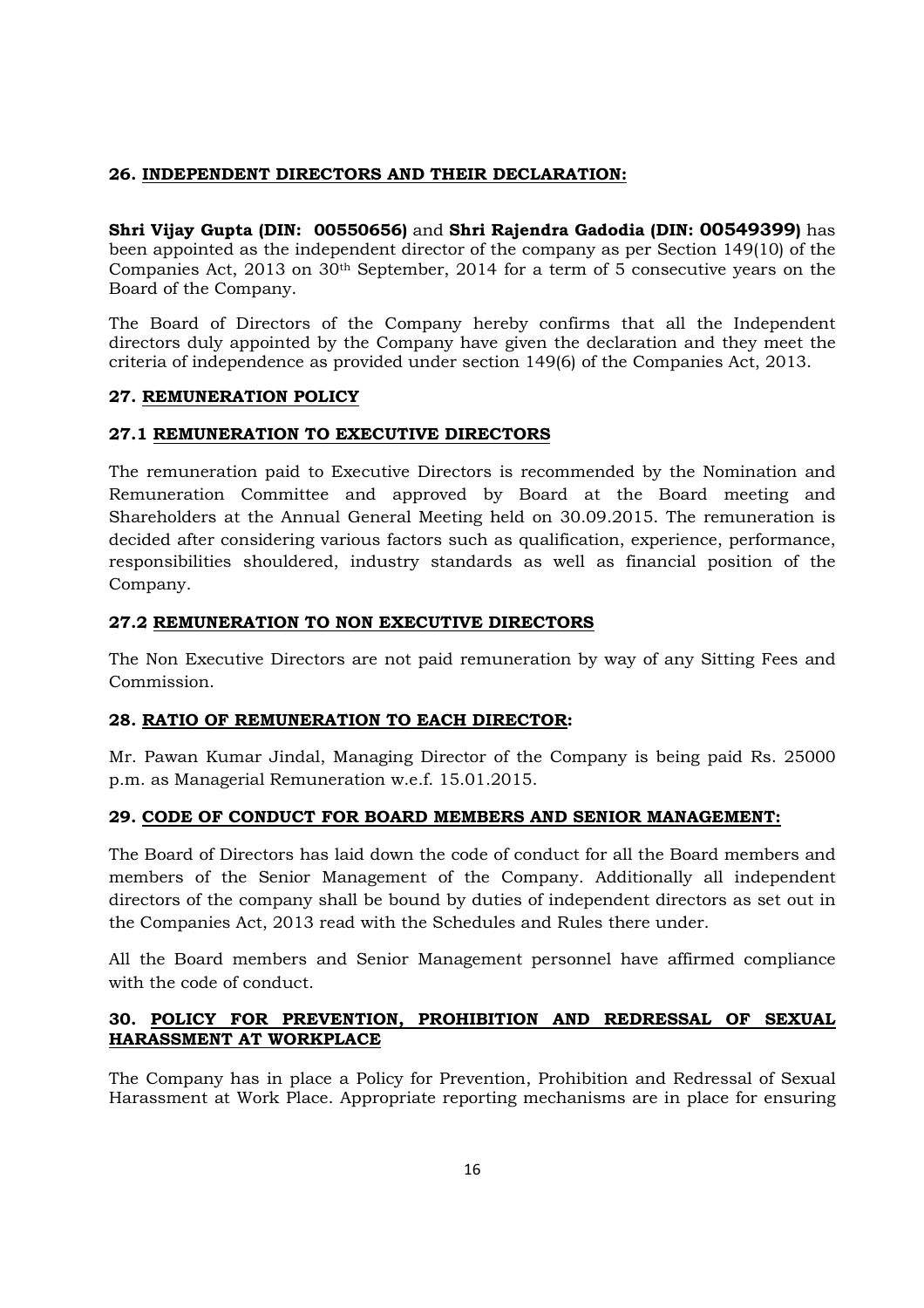### 26. INDEPENDENT DIRECTORS AND THEIR DECLARATION:

**Shri Vijay Gupta (DIN: 00550656)** and **Shri Rajendra Gadodia (DIN: 00549399)** has been appointed as the independent director of the company as per Section 149(10) of the Companies Act, 2013 on 30th September, 2014 for a term of 5 consecutive years on the Board of the Company.

The Board of Directors of the Company hereby confirms that all the Independent directors duly appointed by the Company have given the declaration and they meet the criteria of independence as provided under section 149(6) of the Companies Act, 2013.

### 27. REMUNERATION POLICY

#### 27.1 REMUNERATION TO EXECUTIVE DIRECTORS

The remuneration paid to Executive Directors is recommended by the Nomination and Remuneration Committee and approved by Board at the Board meeting and Shareholders at the Annual General Meeting held on 30.09.2015. The remuneration is decided after considering various factors such as qualification, experience, performance, responsibilities shouldered, industry standards as well as financial position of the Company.

#### 27.2 REMUNERATION TO NON EXECUTIVE DIRECTORS

The Non Executive Directors are not paid remuneration by way of any Sitting Fees and Commission.

### 28. RATIO OF REMUNERATION TO EACH DIRECTOR:

Mr. Pawan Kumar Jindal, Managing Director of the Company is being paid Rs. 25000 p.m. as Managerial Remuneration w.e.f. 15.01.2015.

### 29. CODE OF CONDUCT FOR BOARD MEMBERS AND SENIOR MANAGEMENT:

The Board of Directors has laid down the code of conduct for all the Board members and members of the Senior Management of the Company. Additionally all independent directors of the company shall be bound by duties of independent directors as set out in the Companies Act, 2013 read with the Schedules and Rules there under.

All the Board members and Senior Management personnel have affirmed compliance with the code of conduct.

### 30. POLICY FOR PREVENTION, PROHIBITION AND REDRESSAL OF SEXUAL HARASSMENT AT WORKPLACE

The Company has in place a Policy for Prevention, Prohibition and Redressal of Sexual Harassment at Work Place. Appropriate reporting mechanisms are in place for ensuring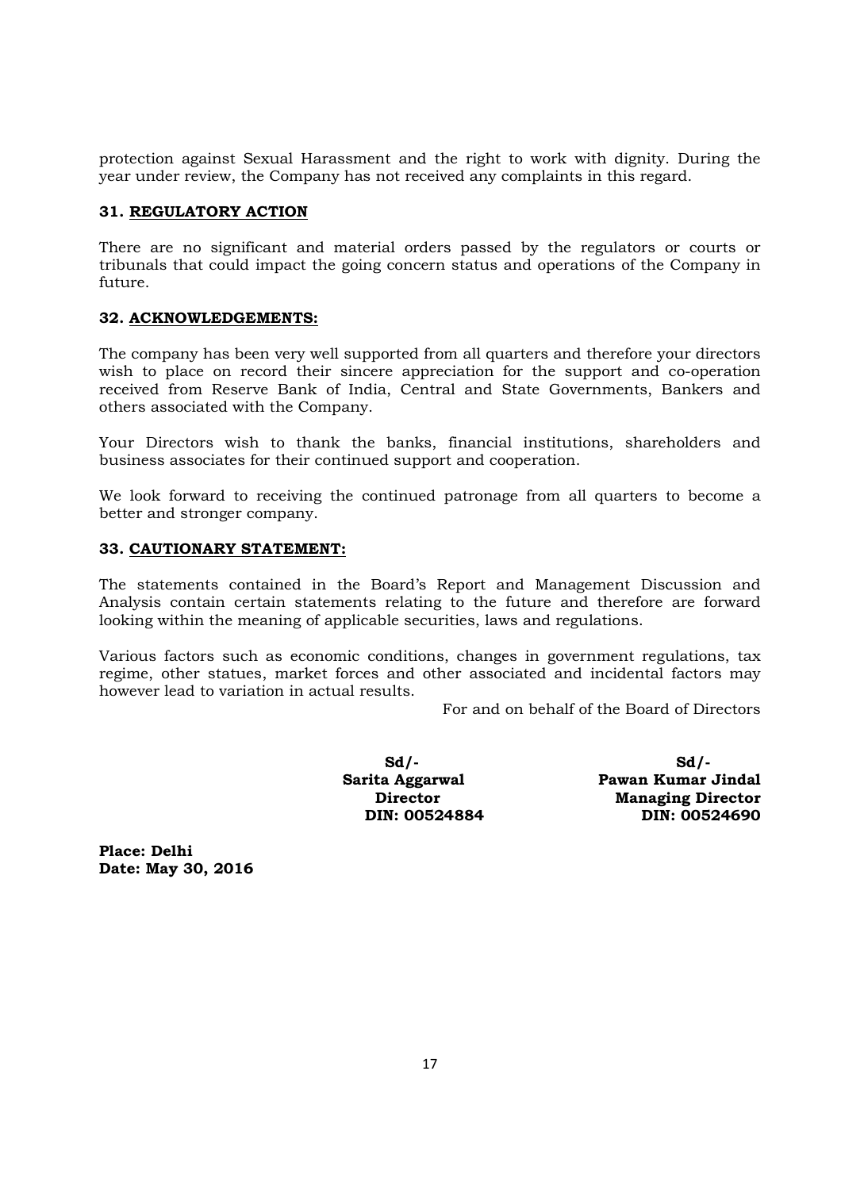protection against Sexual Harassment and the right to work with dignity. During the year under review, the Company has not received any complaints in this regard.

### 31. REGULATORY ACTION

There are no significant and material orders passed by the regulators or courts or tribunals that could impact the going concern status and operations of the Company in future.

### 32. ACKNOWLEDGEMENTS:

The company has been very well supported from all quarters and therefore your directors wish to place on record their sincere appreciation for the support and co-operation received from Reserve Bank of India, Central and State Governments, Bankers and others associated with the Company.

Your Directors wish to thank the banks, financial institutions, shareholders and business associates for their continued support and cooperation.

We look forward to receiving the continued patronage from all quarters to become a better and stronger company.

### 33. CAUTIONARY STATEMENT:

The statements contained in the Board's Report and Management Discussion and Analysis contain certain statements relating to the future and therefore are forward looking within the meaning of applicable securities, laws and regulations.

Various factors such as economic conditions, changes in government regulations, tax regime, other statues, market forces and other associated and incidental factors may however lead to variation in actual results.

For and on behalf of the Board of Directors

| | |
|---|---|
| **Sd/-** | **Sd/-** |
| **Sarita Aggarwal** | **Pawan Kumar Jindal** |
| **Director** | **Managing Director** |
| **DIN: 00524884** | **DIN: 00524690** |

**Place: Delhi**
**Date: May 30, 2016**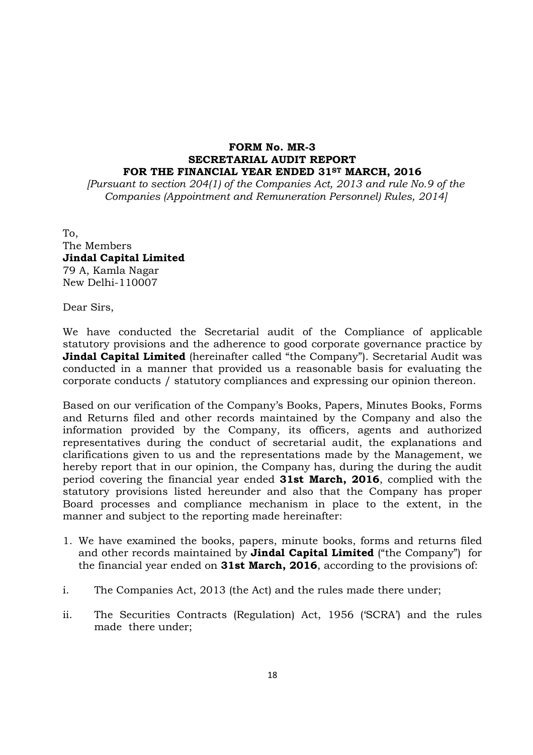**FORM No. MR-3**
**SECRETARIAL AUDIT REPORT**
**FOR THE FINANCIAL YEAR ENDED 31ST MARCH, 2016**

*[Pursuant to section 204(1) of the Companies Act, 2013 and rule No.9 of the Companies (Appointment and Remuneration Personnel) Rules, 2014]*

To,
The Members
**Jindal Capital Limited**
79 A, Kamla Nagar
New Delhi-110007

Dear Sirs,

We have conducted the Secretarial audit of the Compliance of applicable statutory provisions and the adherence to good corporate governance practice by **Jindal Capital Limited** (hereinafter called "the Company"). Secretarial Audit was conducted in a manner that provided us a reasonable basis for evaluating the corporate conducts / statutory compliances and expressing our opinion thereon.

Based on our verification of the Company's Books, Papers, Minutes Books, Forms and Returns filed and other records maintained by the Company and also the information provided by the Company, its officers, agents and authorized representatives during the conduct of secretarial audit, the explanations and clarifications given to us and the representations made by the Management, we hereby report that in our opinion, the Company has, during the during the audit period covering the financial year ended **31st March, 2016**, complied with the statutory provisions listed hereunder and also that the Company has proper Board processes and compliance mechanism in place to the extent, in the manner and subject to the reporting made hereinafter:

1. We have examined the books, papers, minute books, forms and returns filed and other records maintained by **Jindal Capital Limited** ("the Company") for the financial year ended on **31st March, 2016**, according to the provisions of:

i. The Companies Act, 2013 (the Act) and the rules made there under;

ii. The Securities Contracts (Regulation) Act, 1956 ('SCRA') and the rules made there under;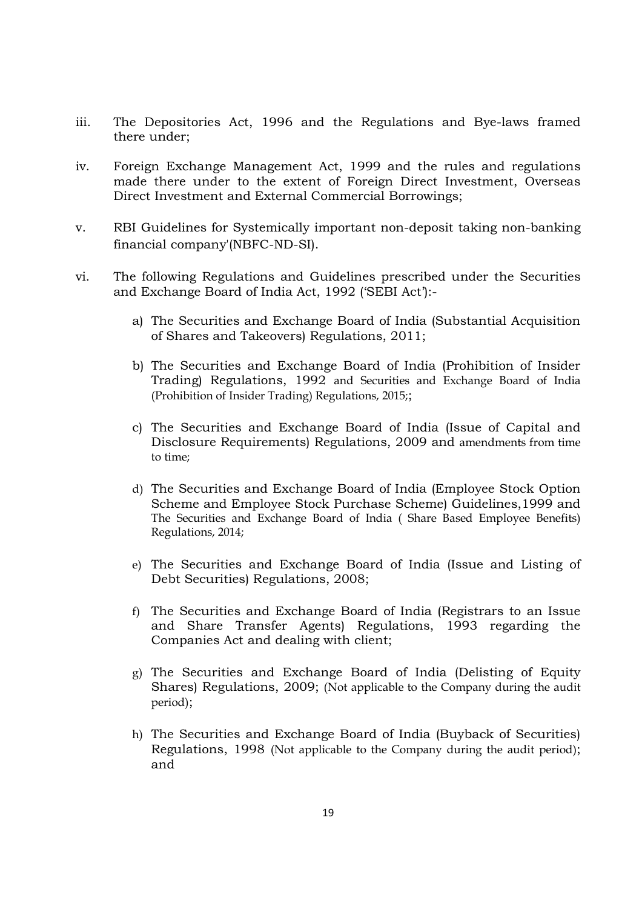iii. The Depositories Act, 1996 and the Regulations and Bye-laws framed there under;

iv. Foreign Exchange Management Act, 1999 and the rules and regulations made there under to the extent of Foreign Direct Investment, Overseas Direct Investment and External Commercial Borrowings;

v. RBI Guidelines for Systemically important non-deposit taking non-banking financial company'(NBFC-ND-SI).

vi. The following Regulations and Guidelines prescribed under the Securities and Exchange Board of India Act, 1992 ('SEBI Act'):-

   a) The Securities and Exchange Board of India (Substantial Acquisition of Shares and Takeovers) Regulations, 2011;

   b) The Securities and Exchange Board of India (Prohibition of Insider Trading) Regulations, 1992 and Securities and Exchange Board of India (Prohibition of Insider Trading) Regulations, 2015;;

   c) The Securities and Exchange Board of India (Issue of Capital and Disclosure Requirements) Regulations, 2009 and amendments from time to time;

   d) The Securities and Exchange Board of India (Employee Stock Option Scheme and Employee Stock Purchase Scheme) Guidelines,1999 and The Securities and Exchange Board of India ( Share Based Employee Benefits) Regulations, 2014;

   e) The Securities and Exchange Board of India (Issue and Listing of Debt Securities) Regulations, 2008;

   f) The Securities and Exchange Board of India (Registrars to an Issue and Share Transfer Agents) Regulations, 1993 regarding the Companies Act and dealing with client;

   g) The Securities and Exchange Board of India (Delisting of Equity Shares) Regulations, 2009; (Not applicable to the Company during the audit period);

   h) The Securities and Exchange Board of India (Buyback of Securities) Regulations, 1998 (Not applicable to the Company during the audit period); and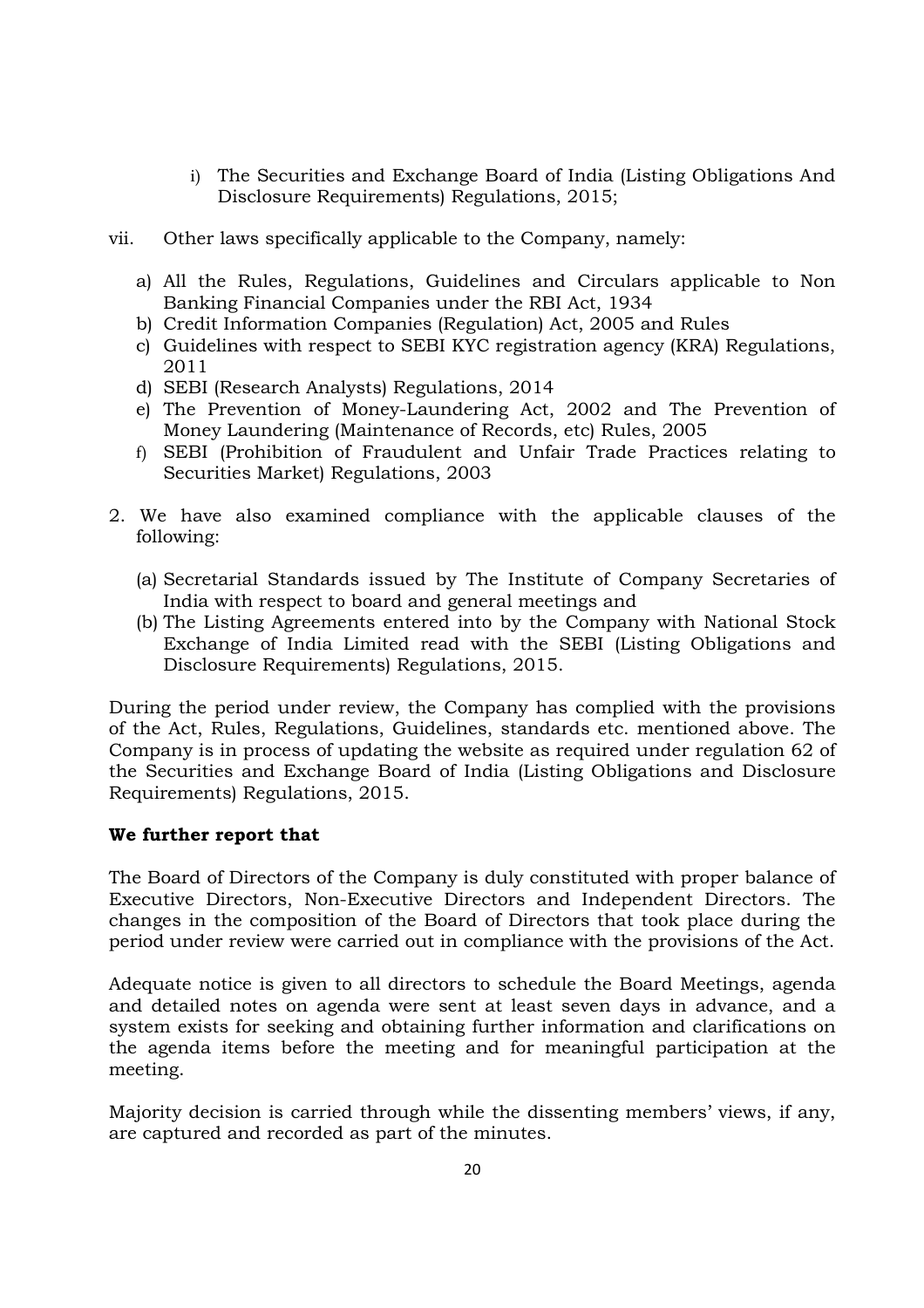i) The Securities and Exchange Board of India (Listing Obligations And Disclosure Requirements) Regulations, 2015;

vii. Other laws specifically applicable to the Company, namely:

a) All the Rules, Regulations, Guidelines and Circulars applicable to Non Banking Financial Companies under the RBI Act, 1934
b) Credit Information Companies (Regulation) Act, 2005 and Rules
c) Guidelines with respect to SEBI KYC registration agency (KRA) Regulations, 2011
d) SEBI (Research Analysts) Regulations, 2014
e) The Prevention of Money-Laundering Act, 2002 and The Prevention of Money Laundering (Maintenance of Records, etc) Rules, 2005
f) SEBI (Prohibition of Fraudulent and Unfair Trade Practices relating to Securities Market) Regulations, 2003

2. We have also examined compliance with the applicable clauses of the following:

(a) Secretarial Standards issued by The Institute of Company Secretaries of India with respect to board and general meetings and
(b) The Listing Agreements entered into by the Company with National Stock Exchange of India Limited read with the SEBI (Listing Obligations and Disclosure Requirements) Regulations, 2015.

During the period under review, the Company has complied with the provisions of the Act, Rules, Regulations, Guidelines, standards etc. mentioned above. The Company is in process of updating the website as required under regulation 62 of the Securities and Exchange Board of India (Listing Obligations and Disclosure Requirements) Regulations, 2015.

**We further report that**

The Board of Directors of the Company is duly constituted with proper balance of Executive Directors, Non-Executive Directors and Independent Directors. The changes in the composition of the Board of Directors that took place during the period under review were carried out in compliance with the provisions of the Act.

Adequate notice is given to all directors to schedule the Board Meetings, agenda and detailed notes on agenda were sent at least seven days in advance, and a system exists for seeking and obtaining further information and clarifications on the agenda items before the meeting and for meaningful participation at the meeting.

Majority decision is carried through while the dissenting members' views, if any, are captured and recorded as part of the minutes.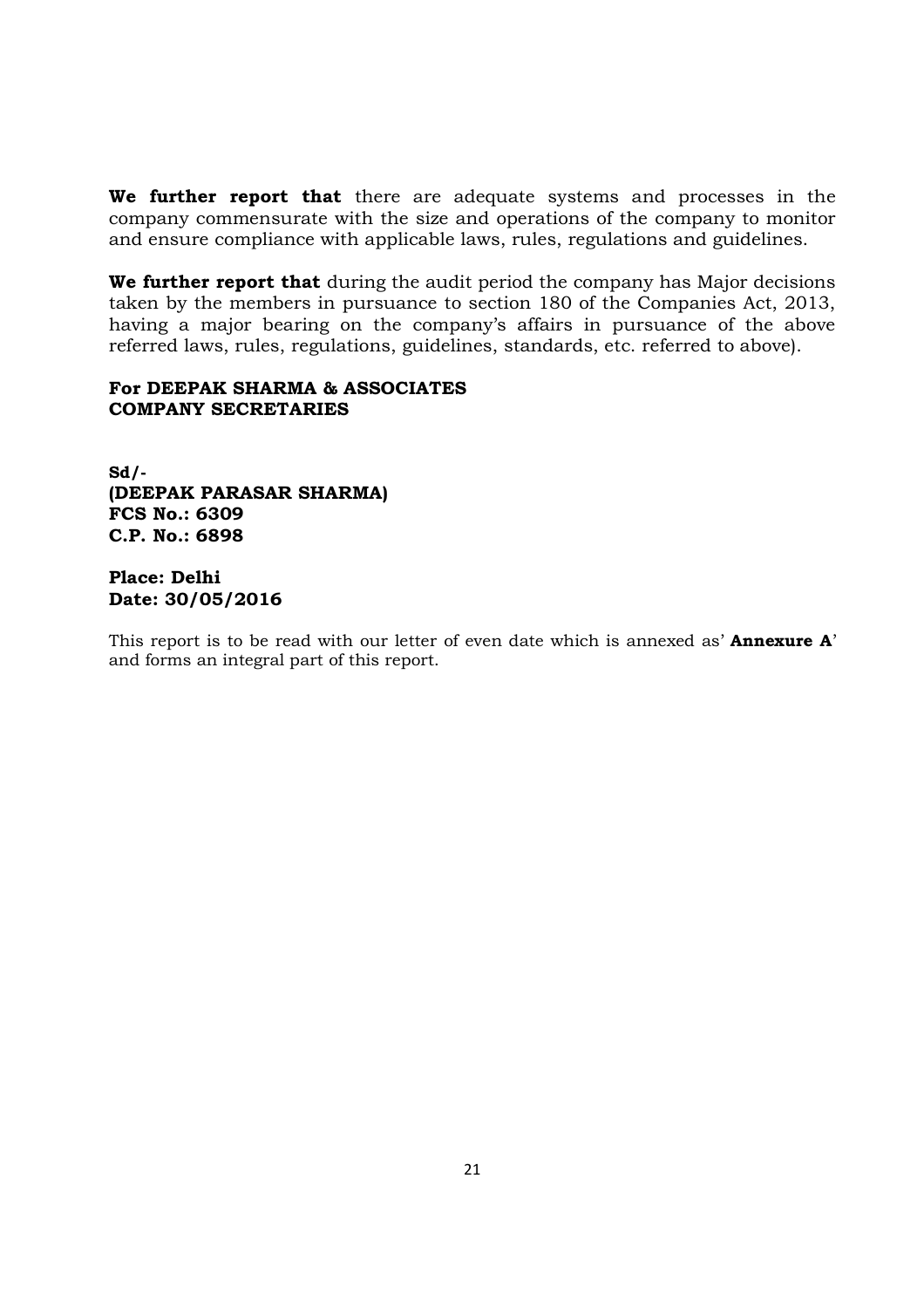**We further report that** there are adequate systems and processes in the company commensurate with the size and operations of the company to monitor and ensure compliance with applicable laws, rules, regulations and guidelines.

**We further report that** during the audit period the company has Major decisions taken by the members in pursuance to section 180 of the Companies Act, 2013, having a major bearing on the company's affairs in pursuance of the above referred laws, rules, regulations, guidelines, standards, etc. referred to above).

**For DEEPAK SHARMA & ASSOCIATES**
**COMPANY SECRETARIES**

**Sd/-**
**(DEEPAK PARASAR SHARMA)**
**FCS No.: 6309**
**C.P. No.: 6898**

**Place: Delhi**
**Date: 30/05/2016**

This report is to be read with our letter of even date which is annexed as' **Annexure A**' and forms an integral part of this report.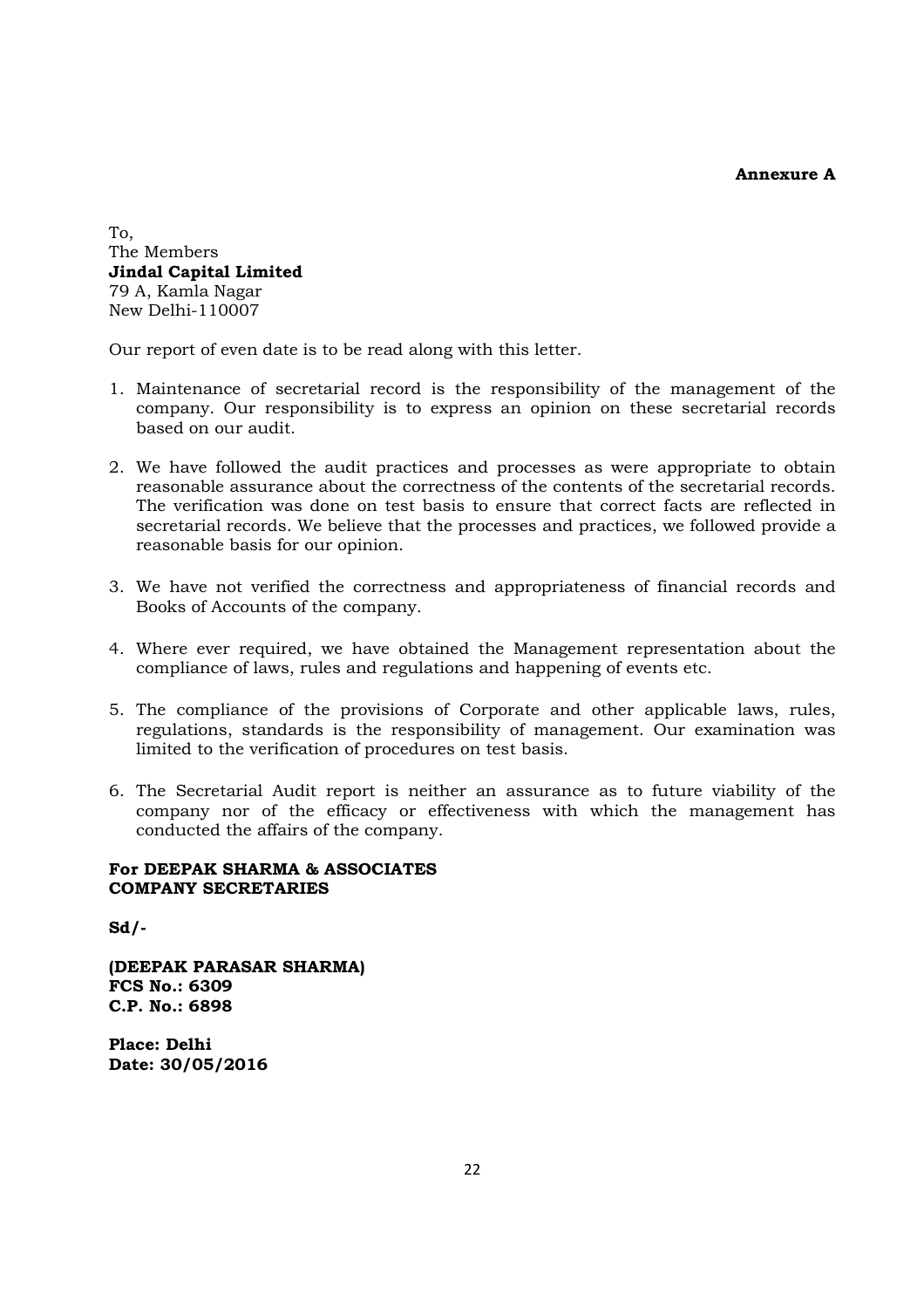**Annexure A**

To,
The Members
**Jindal Capital Limited**
79 A, Kamla Nagar
New Delhi-110007

Our report of even date is to be read along with this letter.

1. Maintenance of secretarial record is the responsibility of the management of the company. Our responsibility is to express an opinion on these secretarial records based on our audit.

2. We have followed the audit practices and processes as were appropriate to obtain reasonable assurance about the correctness of the contents of the secretarial records. The verification was done on test basis to ensure that correct facts are reflected in secretarial records. We believe that the processes and practices, we followed provide a reasonable basis for our opinion.

3. We have not verified the correctness and appropriateness of financial records and Books of Accounts of the company.

4. Where ever required, we have obtained the Management representation about the compliance of laws, rules and regulations and happening of events etc.

5. The compliance of the provisions of Corporate and other applicable laws, rules, regulations, standards is the responsibility of management. Our examination was limited to the verification of procedures on test basis.

6. The Secretarial Audit report is neither an assurance as to future viability of the company nor of the efficacy or effectiveness with which the management has conducted the affairs of the company.

**For DEEPAK SHARMA & ASSOCIATES**
**COMPANY SECRETARIES**

**Sd/-**

**(DEEPAK PARASAR SHARMA)**
**FCS No.: 6309**
**C.P. No.: 6898**

**Place: Delhi**
**Date: 30/05/2016**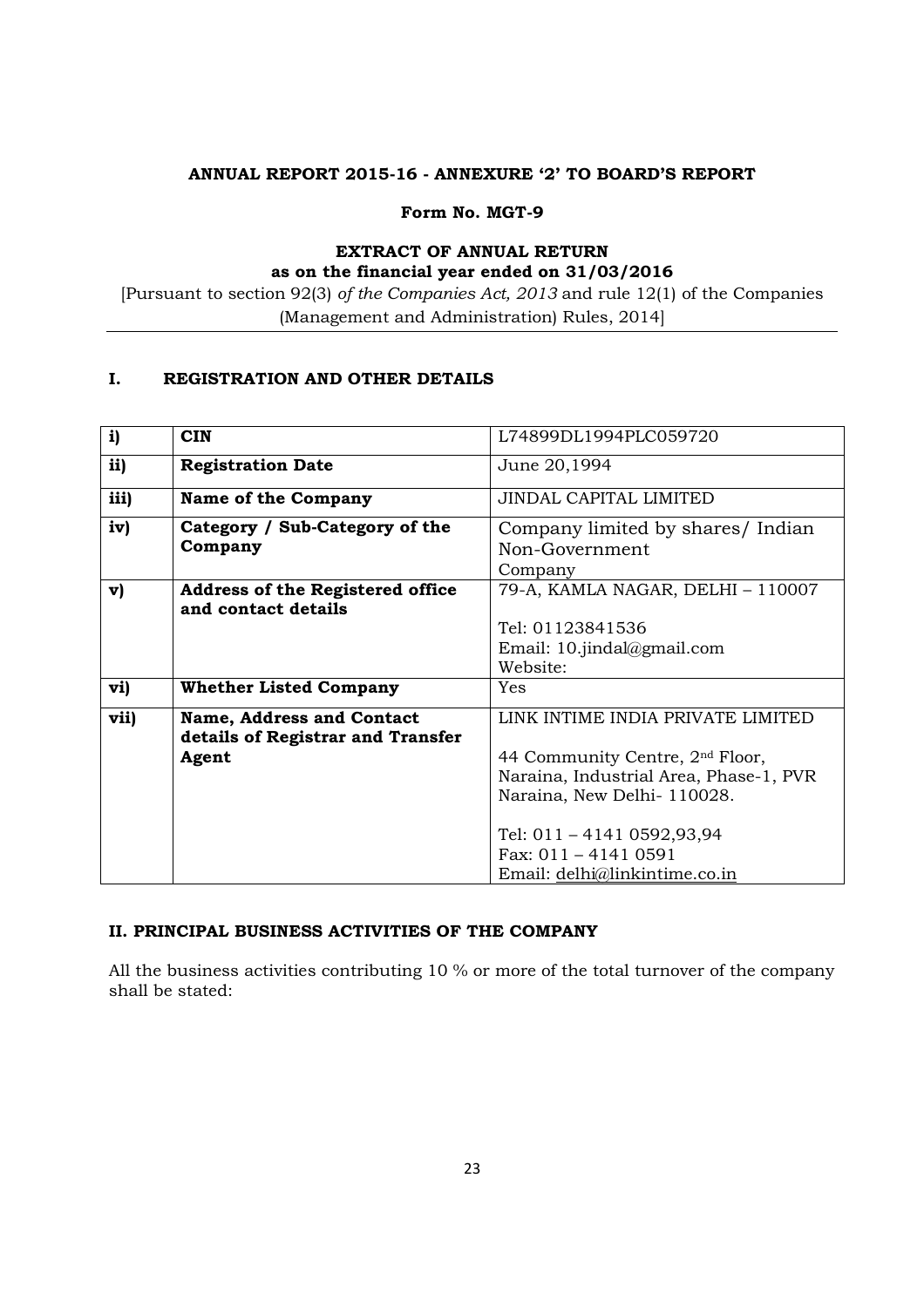**ANNUAL REPORT 2015-16 - ANNEXURE '2' TO BOARD'S REPORT**

**Form No. MGT-9**

**EXTRACT OF ANNUAL RETURN**
**as on the financial year ended on 31/03/2016**

[Pursuant to section 92(3) *of the Companies Act, 2013* and rule 12(1) of the Companies (Management and Administration) Rules, 2014]

## I. REGISTRATION AND OTHER DETAILS

| | | |
|---|---|---|
| **i)** | **CIN** | L74899DL1994PLC059720 |
| **ii)** | **Registration Date** | June 20,1994 |
| **iii)** | **Name of the Company** | JINDAL CAPITAL LIMITED |
| **iv)** | **Category / Sub-Category of the Company** | Company limited by shares/ Indian Non-Government Company |
| **v)** | **Address of the Registered office and contact details** | 79-A, KAMLA NAGAR, DELHI – 110007<br><br>Tel: 01123841536<br>Email: 10.jindal@gmail.com<br>Website: |
| **vi)** | **Whether Listed Company** | Yes |
| **vii)** | **Name, Address and Contact details of Registrar and Transfer Agent** | LINK INTIME INDIA PRIVATE LIMITED<br><br>44 Community Centre, 2nd Floor, Naraina, Industrial Area, Phase-1, PVR Naraina, New Delhi- 110028.<br><br>Tel: 011 – 4141 0592,93,94<br>Fax: 011 – 4141 0591<br>Email: delhi@linkintime.co.in |

## II. PRINCIPAL BUSINESS ACTIVITIES OF THE COMPANY

All the business activities contributing 10 % or more of the total turnover of the company shall be stated: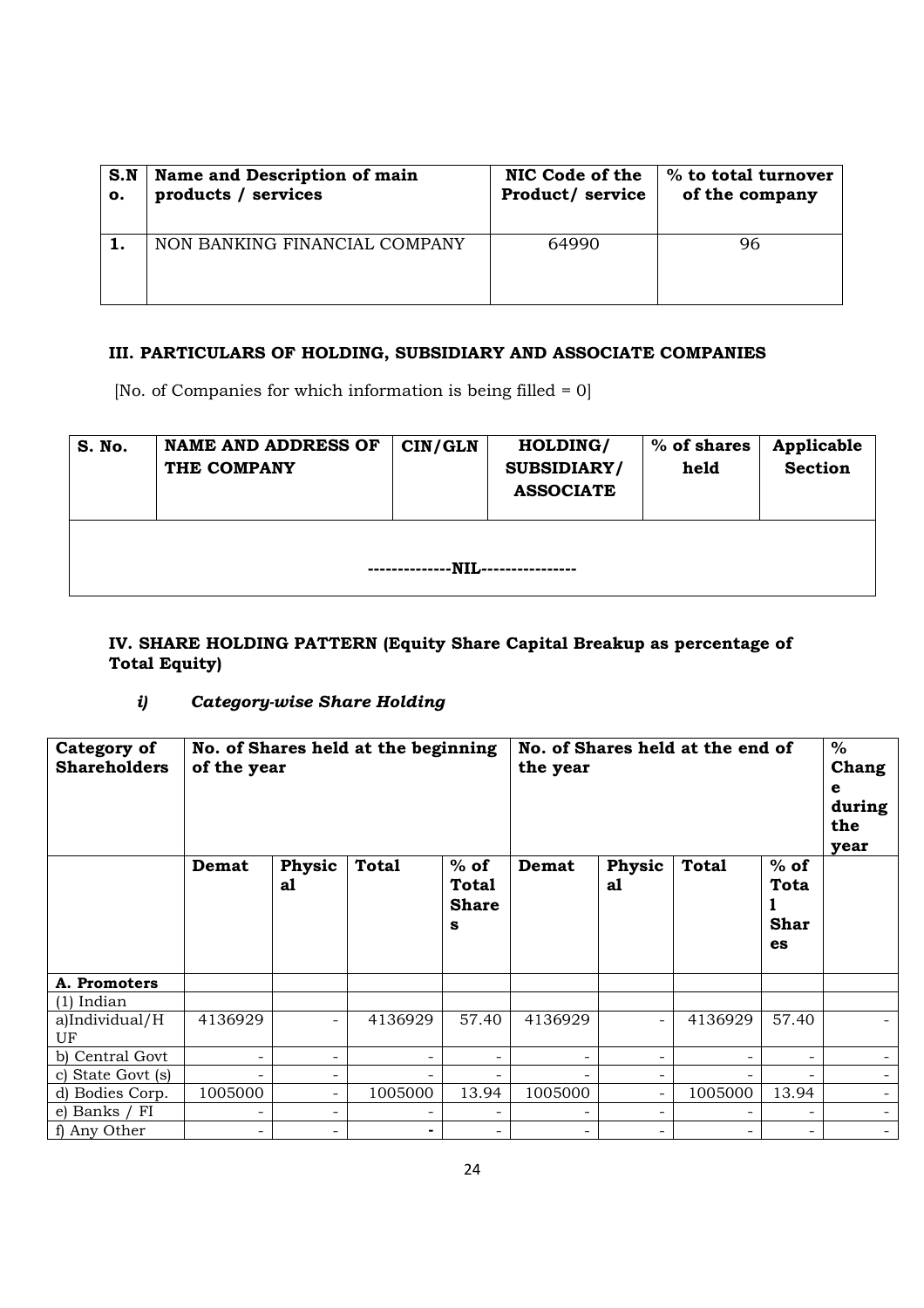| S.No. | Name and Description of main products / services | NIC Code of the Product/ service | % to total turnover of the company |
|---|---|---|---|
| 1. | NON BANKING FINANCIAL COMPANY | 64990 | 96 |

### III. PARTICULARS OF HOLDING, SUBSIDIARY AND ASSOCIATE COMPANIES

[No. of Companies for which information is being filled = 0]

| S. No. | NAME AND ADDRESS OF THE COMPANY | CIN/GLN | HOLDING/ SUBSIDIARY/ ASSOCIATE | % of shares held | Applicable Section |
|---|---|---|---|---|---|
| --------------NIL---------------- | | | | | |

### IV. SHARE HOLDING PATTERN (Equity Share Capital Breakup as percentage of Total Equity)

#### *i) Category-wise Share Holding*

| Category of Shareholders | No. of Shares held at the beginning of the year | | | | No. of Shares held at the end of the year | | | | % Change during the year |
|---|---|---|---|---|---|---|---|---|---|
| | Demat | Physical | Total | % of Total Shares | Demat | Physical | Total | % of Total Shares | |
| **A. Promoters** | | | | | | | | | |
| (1) Indian | | | | | | | | | |
| a)Individual/HUF | 4136929 | - | 4136929 | 57.40 | 4136929 | - | 4136929 | 57.40 | - |
| b) Central Govt | - | - | - | - | - | - | - | - | - |
| c) State Govt (s) | - | - | - | - | - | - | - | - | - |
| d) Bodies Corp. | 1005000 | - | 1005000 | 13.94 | 1005000 | - | 1005000 | 13.94 | - |
| e) Banks / FI | - | - | - | - | - | - | - | - | - |
| f) Any Other | - | - | - | - | - | - | - | - | - |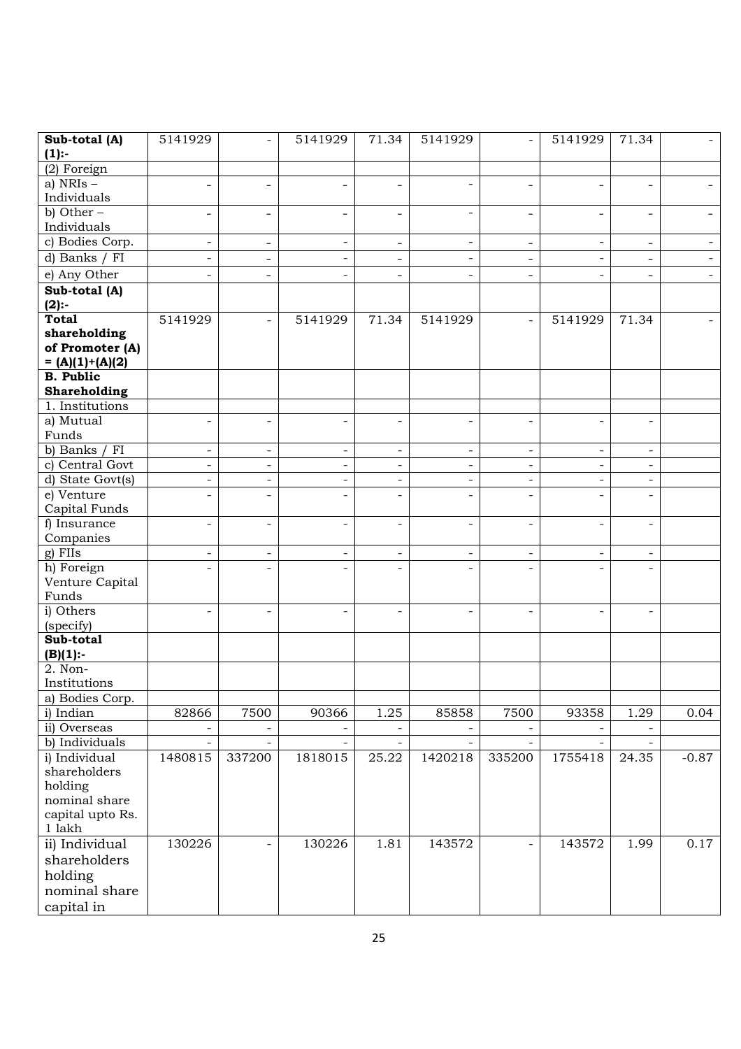| Sub-total (A) (1):- | 5141929 | - | 5141929 | 71.34 | 5141929 | - | 5141929 | 71.34 | - |
|---|---|---|---|---|---|---|---|---|---|
| (2) Foreign | | | | | | | | | |
| a) NRIs – Individuals | - | - | - | - | - | - | - | - | - |
| b) Other – Individuals | - | - | - | - | - | - | - | - | - |
| c) Bodies Corp. | - | - | - | - | - | - | - | - | - |
| d) Banks / FI | - | - | - | - | - | - | - | - | - |
| e) Any Other | - | - | - | - | - | - | - | - | - |
| **Sub-total (A) (2):-** | | | | | | | | | |
| **Total shareholding of Promoter (A) = (A)(1)+(A)(2)** | 5141929 | - | 5141929 | 71.34 | 5141929 | - | 5141929 | 71.34 | - |
| **B. Public Shareholding** | | | | | | | | | |
| 1. Institutions | | | | | | | | | |
| a) Mutual Funds | - | - | - | - | - | - | - | - | |
| b) Banks / FI | - | - | - | - | - | - | - | - | |
| c) Central Govt | - | - | - | - | - | - | - | - | |
| d) State Govt(s) | - | - | - | - | - | - | - | - | |
| e) Venture Capital Funds | - | - | - | - | - | - | - | - | |
| f) Insurance Companies | - | - | - | - | - | - | - | - | |
| g) FIIs | - | - | - | - | - | - | - | - | |
| h) Foreign Venture Capital Funds | - | - | - | - | - | - | - | - | |
| i) Others (specify) | - | - | - | - | - | - | - | - | |
| **Sub-total (B)(1):-** | | | | | | | | | |
| 2. Non-Institutions | | | | | | | | | |
| a) Bodies Corp. | | | | | | | | | |
| i) Indian | 82866 | 7500 | 90366 | 1.25 | 85858 | 7500 | 93358 | 1.29 | 0.04 |
| ii) Overseas | - | - | - | - | - | - | - | - | |
| b) Individuals | - | - | - | - | - | - | - | - | |
| i) Individual shareholders holding nominal share capital upto Rs. 1 lakh | 1480815 | 337200 | 1818015 | 25.22 | 1420218 | 335200 | 1755418 | 24.35 | -0.87 |
| ii) Individual shareholders holding nominal share capital in | 130226 | - | 130226 | 1.81 | 143572 | - | 143572 | 1.99 | 0.17 |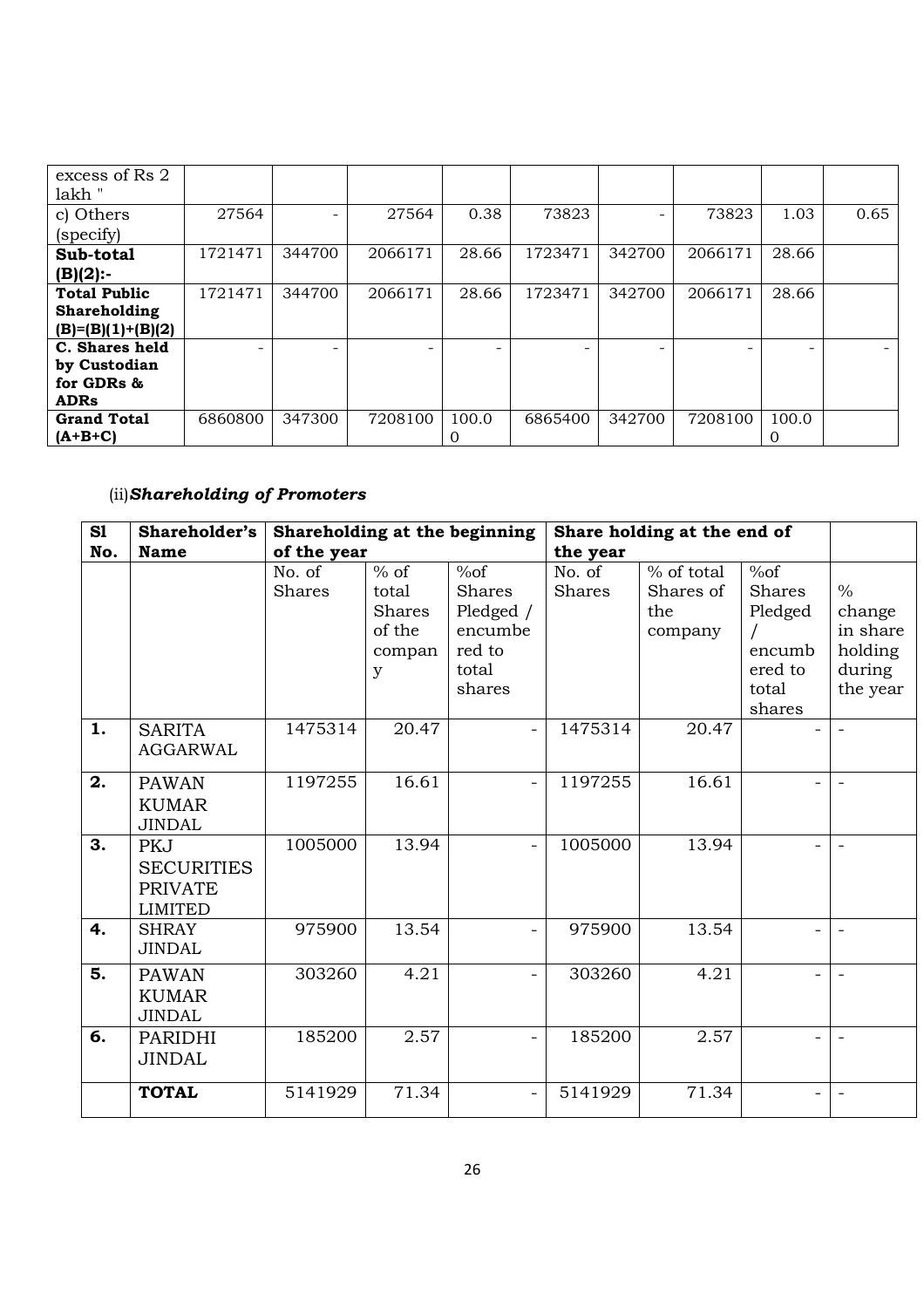| excess of Rs 2 lakh " | | | | | | | | | |
|---|---|---|---|---|---|---|---|---|---|
| c) Others (specify) | 27564 | - | 27564 | 0.38 | 73823 | - | 73823 | 1.03 | 0.65 |
| **Sub-total (B)(2):-** | 1721471 | 344700 | 2066171 | 28.66 | 1723471 | 342700 | 2066171 | 28.66 | |
| **Total Public Shareholding (B)=(B)(1)+(B)(2)** | 1721471 | 344700 | 2066171 | 28.66 | 1723471 | 342700 | 2066171 | 28.66 | |
| **C. Shares held by Custodian for GDRs & ADRs** | - | - | - | - | - | - | - | - | - |
| **Grand Total (A+B+C)** | 6860800 | 347300 | 7208100 | 100.00 | 6865400 | 342700 | 7208100 | 100.00 | |

(ii)***Shareholding of Promoters***

| Sl No. | Shareholder's Name | Shareholding at the beginning of the year | | | Share holding at the end of the year | | | |
|---|---|---|---|---|---|---|---|---|
| | | No. of Shares | % of total Shares of the company | %of Shares Pledged / encumbered to total shares | No. of Shares | % of total Shares of the company | %of Shares Pledged / encumbered to total shares | % change in share holding during the year |
| **1.** | SARITA AGGARWAL | 1475314 | 20.47 | - | 1475314 | 20.47 | - | - |
| **2.** | PAWAN KUMAR JINDAL | 1197255 | 16.61 | - | 1197255 | 16.61 | - | - |
| **3.** | PKJ SECURITIES PRIVATE LIMITED | 1005000 | 13.94 | - | 1005000 | 13.94 | - | - |
| **4.** | SHRAY JINDAL | 975900 | 13.54 | - | 975900 | 13.54 | - | - |
| **5.** | PAWAN KUMAR JINDAL | 303260 | 4.21 | - | 303260 | 4.21 | - | - |
| **6.** | PARIDHI JINDAL | 185200 | 2.57 | - | 185200 | 2.57 | - | - |
| | **TOTAL** | 5141929 | 71.34 | - | 5141929 | 71.34 | - | - |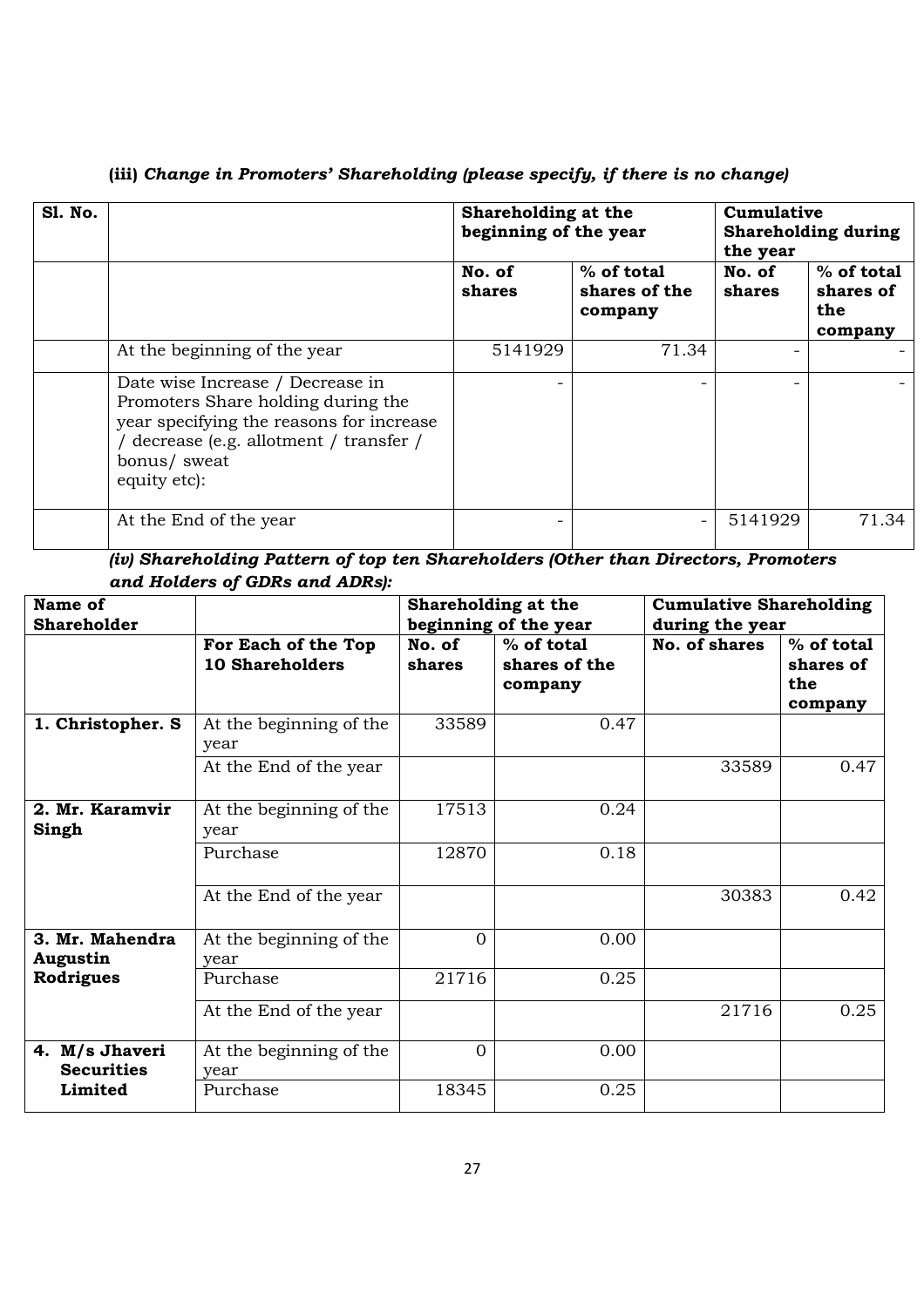### (iii) *Change in Promoters' Shareholding (please specify, if there is no change)*

| Sl. No. | | Shareholding at the beginning of the year | | Cumulative Shareholding during the year | |
|---|---|---|---|---|---|
| | | No. of shares | % of total shares of the company | No. of shares | % of total shares of the company |
| | At the beginning of the year | 5141929 | 71.34 | - | - |
| | Date wise Increase / Decrease in Promoters Share holding during the year specifying the reasons for increase / decrease (e.g. allotment / transfer / bonus/ sweat equity etc): | - | - | - | - |
| | At the End of the year | - | - | 5141929 | 71.34 |

***(iv) Shareholding Pattern of top ten Shareholders (Other than Directors, Promoters and Holders of GDRs and ADRs):***

| Name of Shareholder | | Shareholding at the beginning of the year | | Cumulative Shareholding during the year | |
|---|---|---|---|---|---|
| | **For Each of the Top 10 Shareholders** | **No. of shares** | **% of total shares of the company** | **No. of shares** | **% of total shares of the company** |
| **1. Christopher. S** | At the beginning of the year | 33589 | 0.47 | | |
| | At the End of the year | | | 33589 | 0.47 |
| **2. Mr. Karamvir Singh** | At the beginning of the year | 17513 | 0.24 | | |
| | Purchase | 12870 | 0.18 | | |
| | At the End of the year | | | 30383 | 0.42 |
| **3. Mr. Mahendra Augustin Rodrigues** | At the beginning of the year | 0 | 0.00 | | |
| | Purchase | 21716 | 0.25 | | |
| | At the End of the year | | | 21716 | 0.25 |
| **4. M/s Jhaveri Securities Limited** | At the beginning of the year | 0 | 0.00 | | |
| | Purchase | 18345 | 0.25 | | |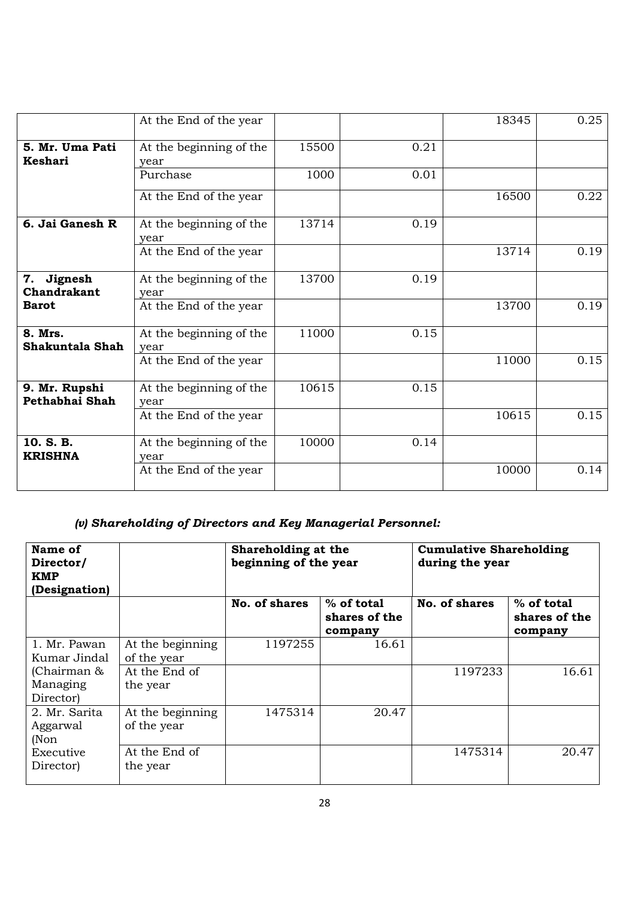|  | At the End of the year |  |  | 18345 | 0.25 |
|---|---|---|---|---|---|
| **5. Mr. Uma Pati Keshari** | At the beginning of the year | 15500 | 0.21 |  |  |
|  | Purchase | 1000 | 0.01 |  |  |
|  | At the End of the year |  |  | 16500 | 0.22 |
| **6. Jai Ganesh R** | At the beginning of the year | 13714 | 0.19 |  |  |
|  | At the End of the year |  |  | 13714 | 0.19 |
| **7. Jignesh Chandrakant Barot** | At the beginning of the year | 13700 | 0.19 |  |  |
|  | At the End of the year |  |  | 13700 | 0.19 |
| **8. Mrs. Shakuntala Shah** | At the beginning of the year | 11000 | 0.15 |  |  |
|  | At the End of the year |  |  | 11000 | 0.15 |
| **9. Mr. Rupshi Pethabhai Shah** | At the beginning of the year | 10615 | 0.15 |  |  |
|  | At the End of the year |  |  | 10615 | 0.15 |
| **10. S. B. KRISHNA** | At the beginning of the year | 10000 | 0.14 |  |  |
|  | At the End of the year |  |  | 10000 | 0.14 |

***(v) Shareholding of Directors and Key Managerial Personnel:***

| **Name of Director/ KMP (Designation)** |  | **Shareholding at the beginning of the year** |  | **Cumulative Shareholding during the year** |  |
|---|---|---|---|---|---|
|  |  | **No. of shares** | **% of total shares of the company** | **No. of shares** | **% of total shares of the company** |
| 1. Mr. Pawan Kumar Jindal (Chairman & Managing Director) | At the beginning of the year | 1197255 | 16.61 |  |  |
|  | At the End of the year |  |  | 1197233 | 16.61 |
| 2. Mr. Sarita Aggarwal (Non Executive Director) | At the beginning of the year | 1475314 | 20.47 |  |  |
|  | At the End of the year |  |  | 1475314 | 20.47 |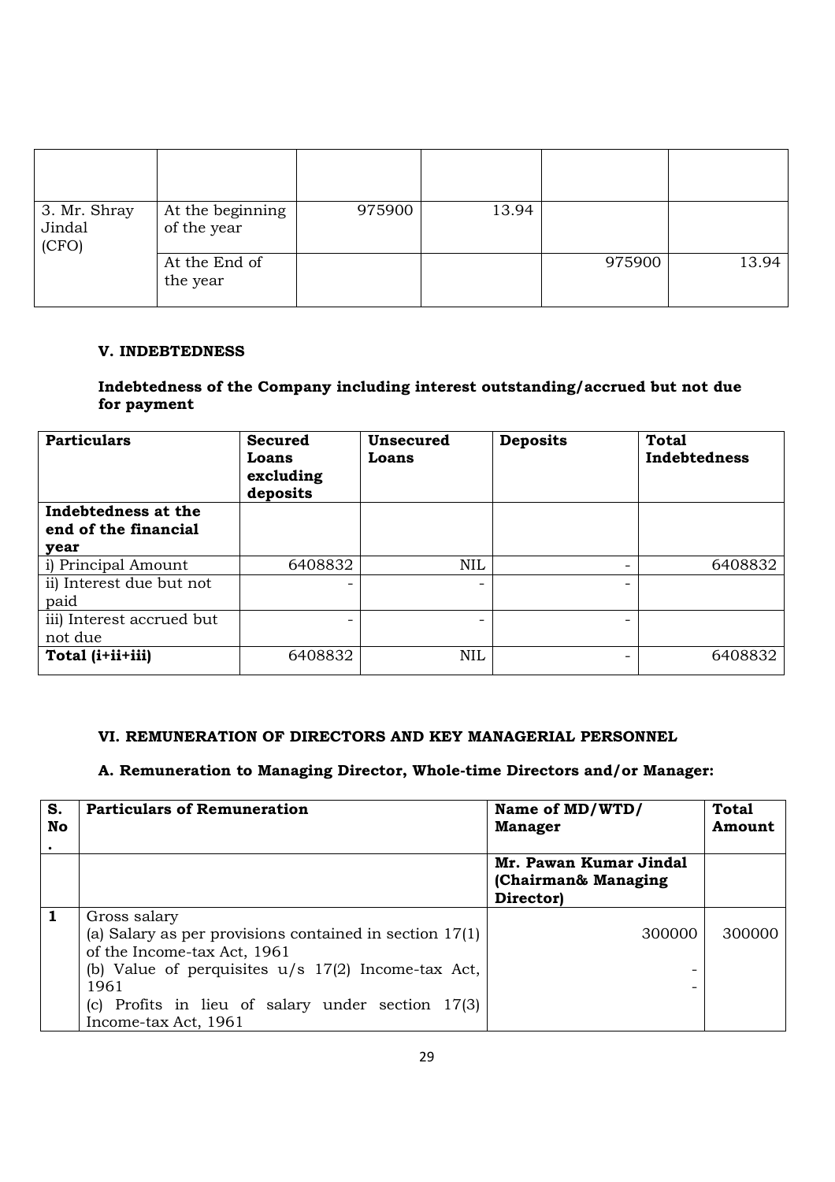| | | | | | |
|---|---|---|---|---|---|
| 3. Mr. Shray Jindal (CFO) | At the beginning of the year | 975900 | 13.94 | | |
| | At the End of the year | | | 975900 | 13.94 |

### V. INDEBTEDNESS

**Indebtedness of the Company including interest outstanding/accrued but not due for payment**

| **Particulars** | **Secured Loans excluding deposits** | **Unsecured Loans** | **Deposits** | **Total Indebtedness** |
|---|---|---|---|---|
| **Indebtedness at the end of the financial year** | | | | |
| i) Principal Amount | 6408832 | NIL | - | 6408832 |
| ii) Interest due but not paid | - | - | - | |
| iii) Interest accrued but not due | - | - | - | |
| **Total (i+ii+iii)** | 6408832 | NIL | - | 6408832 |

### VI. REMUNERATION OF DIRECTORS AND KEY MANAGERIAL PERSONNEL

### A. Remuneration to Managing Director, Whole-time Directors and/or Manager:

| **S. No.** | **Particulars of Remuneration** | **Name of MD/WTD/ Manager** | **Total Amount** |
|---|---|---|---|
| | | **Mr. Pawan Kumar Jindal (Chairman& Managing Director)** | |
| **1** | Gross salary<br>(a) Salary as per provisions contained in section 17(1) of the Income-tax Act, 1961<br>(b) Value of perquisites u/s 17(2) Income-tax Act, 1961<br>(c) Profits in lieu of salary under section 17(3) Income-tax Act, 1961 | 300000<br>-<br>- | 300000 |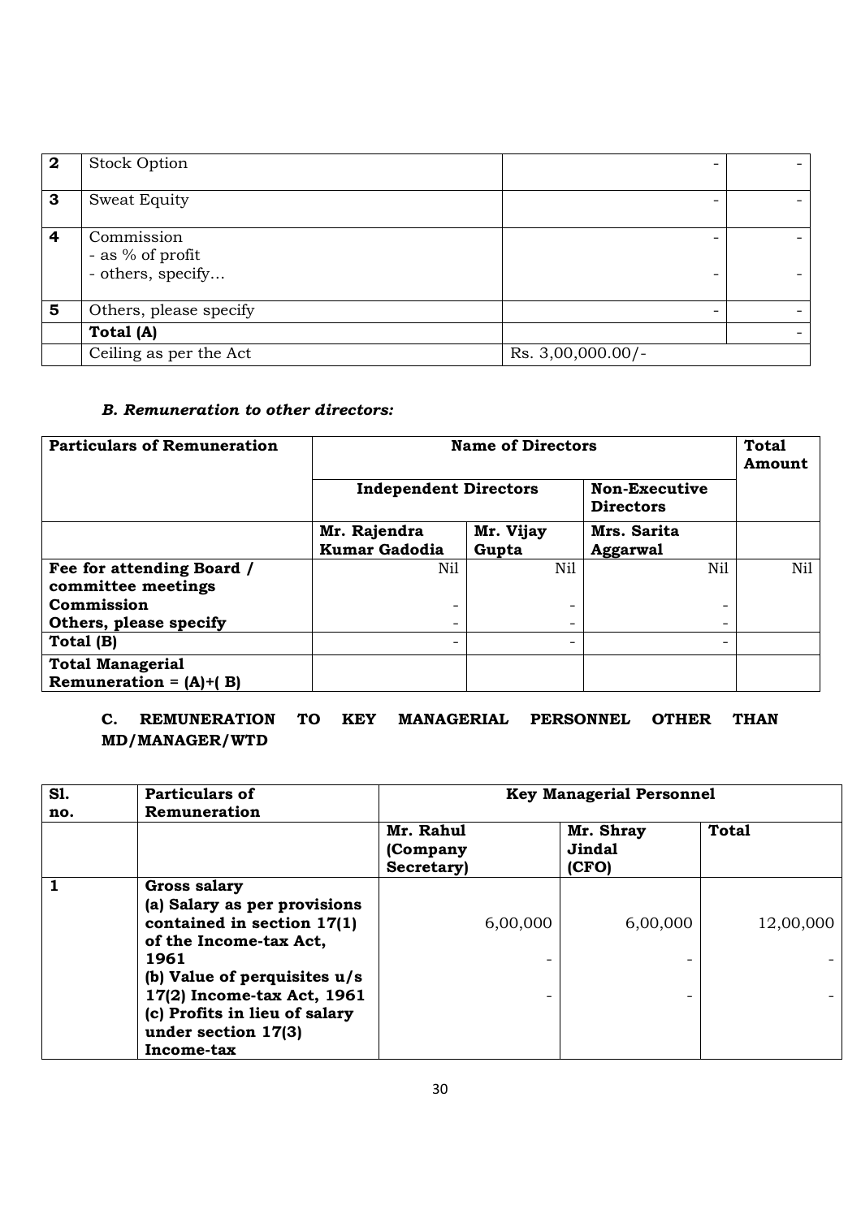| 2 | Stock Option | - | - |
|---|---|---|---|
| 3 | Sweat Equity | - | - |
| 4 | Commission<br>- as % of profit<br>- others, specify... | -<br><br>- | -<br><br>- |
| 5 | Others, please specify | - | - |
| | **Total (A)** | | - |
| | Ceiling as per the Act | Rs. 3,00,000.00/- | |

### *B. Remuneration to other directors:*

| **Particulars of Remuneration** | **Name of Directors** | | | **Total Amount** |
|---|---|---|---|---|
| | **Independent Directors** | | **Non-Executive Directors** | |
| | **Mr. Rajendra Kumar Gadodia** | **Mr. Vijay Gupta** | **Mrs. Sarita Aggarwal** | |
| **Fee for attending Board / committee meetings** | Nil | Nil | Nil | Nil |
| **Commission** | - | - | - | |
| **Others, please specify** | - | - | - | |
| **Total (B)** | - | - | - | |
| **Total Managerial Remuneration = (A)+( B)** | | | | |

### C. REMUNERATION TO KEY MANAGERIAL PERSONNEL OTHER THAN MD/MANAGER/WTD

| **Sl. no.** | **Particulars of Remuneration** | **Key Managerial Personnel** | | |
|---|---|---|---|---|
| | | **Mr. Rahul (Company Secretary)** | **Mr. Shray Jindal (CFO)** | **Total** |
| **1** | **Gross salary**<br>**(a) Salary as per provisions contained in section 17(1) of the Income-tax Act, 1961**<br>**(b) Value of perquisites u/s 17(2) Income-tax Act, 1961**<br>**(c) Profits in lieu of salary under section 17(3) Income-tax** | 6,00,000<br>-<br>- | 6,00,000<br>-<br>- | 12,00,000<br>-<br>- |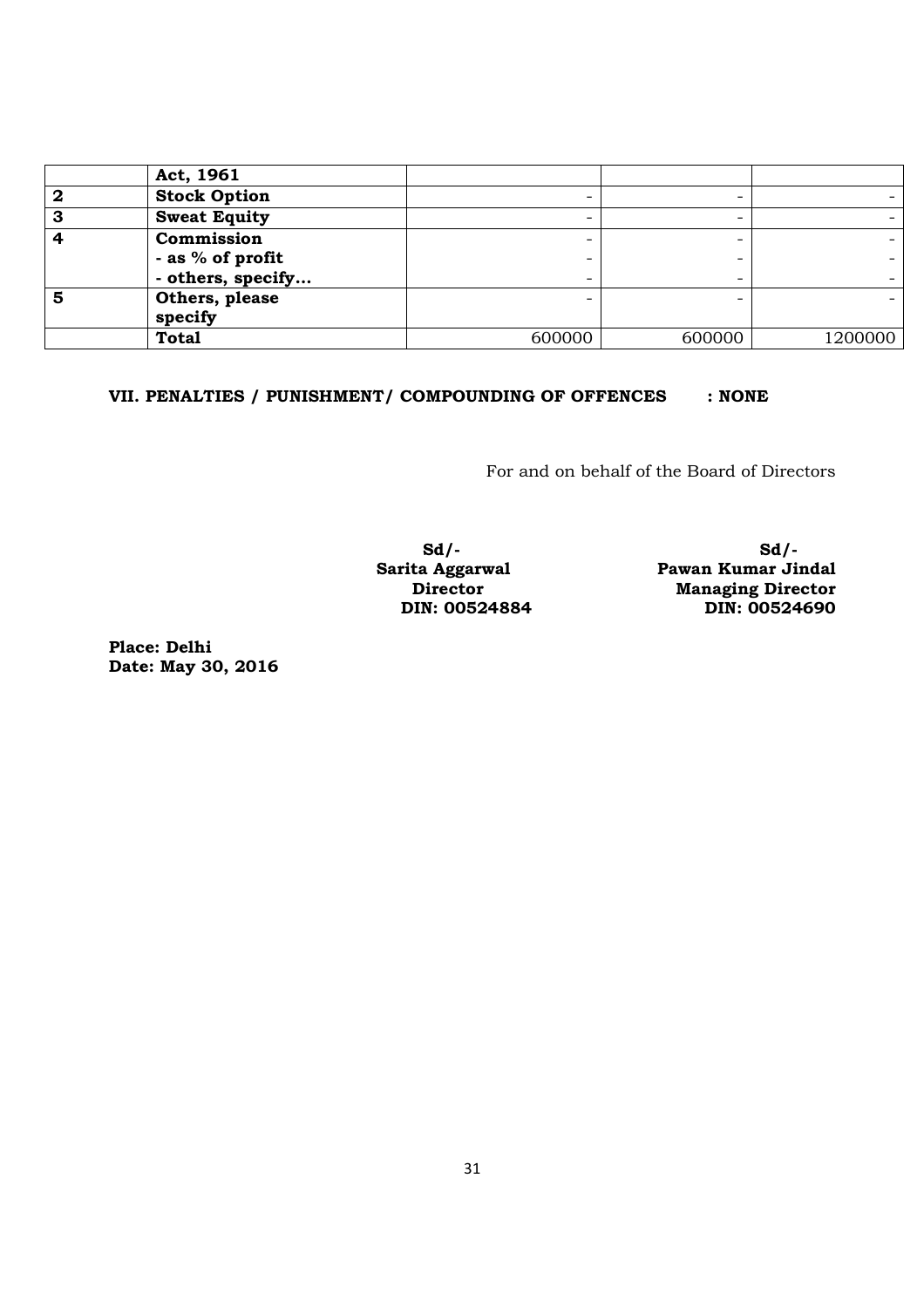| | Act, 1961 | | | |
|---|---|---|---|---|
| **2** | **Stock Option** | - | - | - |
| **3** | **Sweat Equity** | - | - | - |
| **4** | **Commission**<br>**- as % of profit**<br>**- others, specify...** | -<br>-<br>- | -<br>-<br>- | -<br>-<br>- |
| **5** | **Others, please specify** | - | - | - |
| | **Total** | 600000 | 600000 | 1200000 |

**VII. PENALTIES / PUNISHMENT/ COMPOUNDING OF OFFENCES : NONE**

For and on behalf of the Board of Directors

**Sd/-**
**Sarita Aggarwal**
**Director**
**DIN: 00524884**

**Sd/-**
**Pawan Kumar Jindal**
**Managing Director**
**DIN: 00524690**

**Place: Delhi**
**Date: May 30, 2016**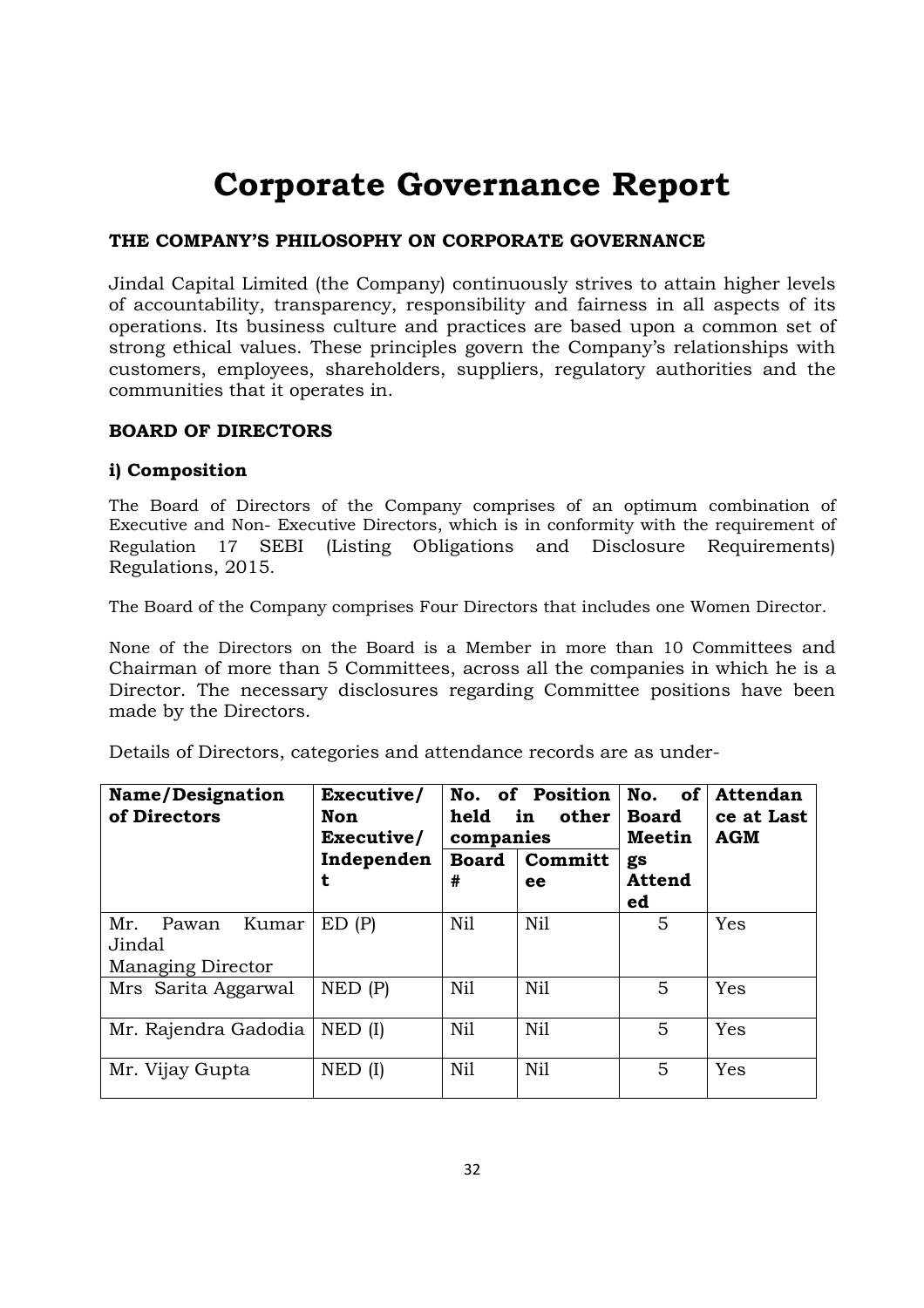# Corporate Governance Report

### THE COMPANY'S PHILOSOPHY ON CORPORATE GOVERNANCE

Jindal Capital Limited (the Company) continuously strives to attain higher levels of accountability, transparency, responsibility and fairness in all aspects of its operations. Its business culture and practices are based upon a common set of strong ethical values. These principles govern the Company's relationships with customers, employees, shareholders, suppliers, regulatory authorities and the communities that it operates in.

### BOARD OF DIRECTORS

#### i) Composition

The Board of Directors of the Company comprises of an optimum combination of Executive and Non- Executive Directors, which is in conformity with the requirement of Regulation 17 SEBI (Listing Obligations and Disclosure Requirements) Regulations, 2015.

The Board of the Company comprises Four Directors that includes one Women Director.

None of the Directors on the Board is a Member in more than 10 Committees and Chairman of more than 5 Committees, across all the companies in which he is a Director. The necessary disclosures regarding Committee positions have been made by the Directors.

Details of Directors, categories and attendance records are as under-

| Name/Designation of Directors | Executive/ Non Executive/ Independent | No. of Position held in other companies | | No. of Board Meetings Attended | Attendance at Last AGM |
|---|---|---|---|---|---|
| | | Board # | Committee | | |
| Mr. Pawan Kumar Jindal Managing Director | ED (P) | Nil | Nil | 5 | Yes |
| Mrs Sarita Aggarwal | NED (P) | Nil | Nil | 5 | Yes |
| Mr. Rajendra Gadodia | NED (I) | Nil | Nil | 5 | Yes |
| Mr. Vijay Gupta | NED (I) | Nil | Nil | 5 | Yes |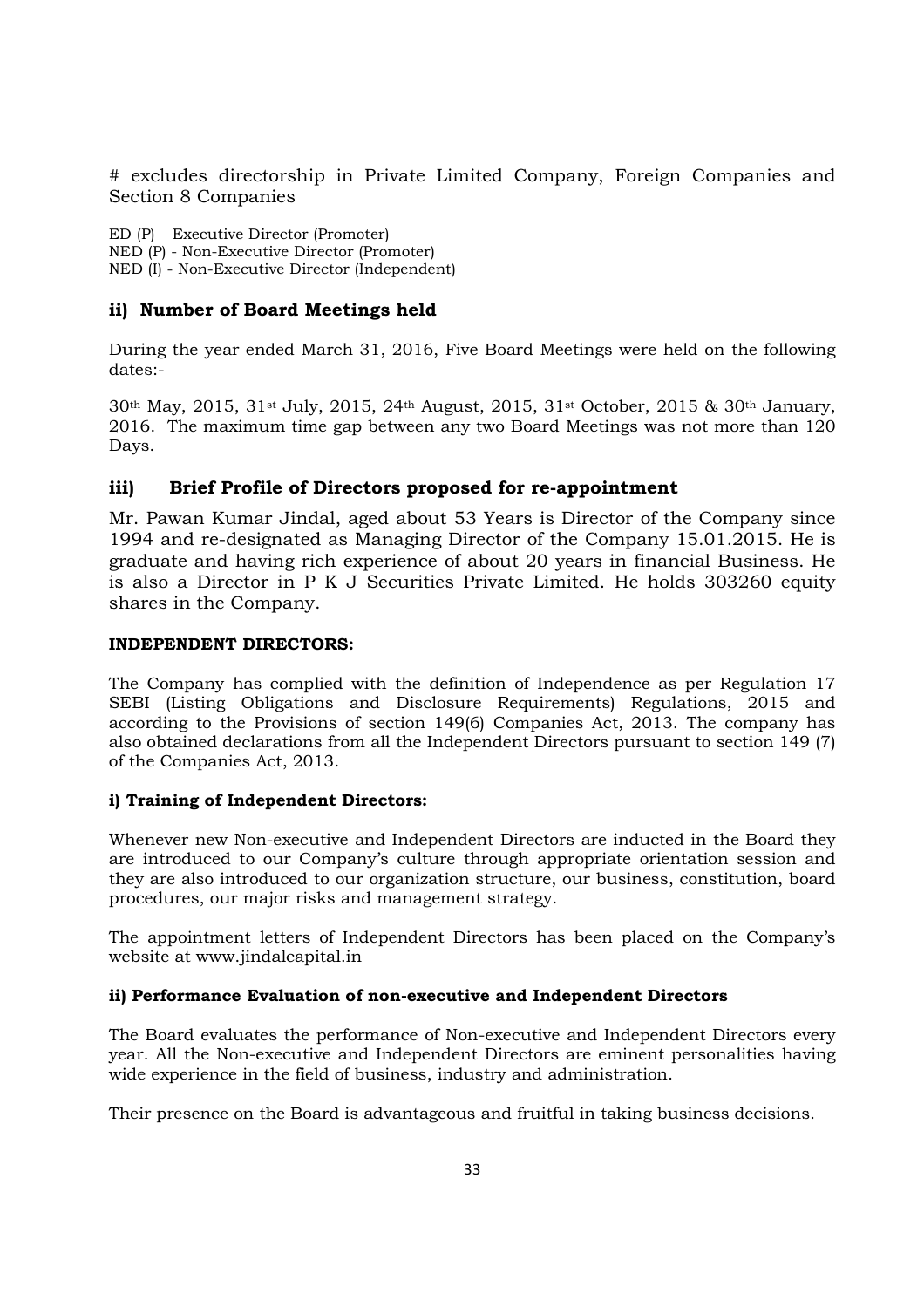# excludes directorship in Private Limited Company, Foreign Companies and Section 8 Companies

ED (P) – Executive Director (Promoter)
NED (P) - Non-Executive Director (Promoter)
NED (I) - Non-Executive Director (Independent)

## ii) Number of Board Meetings held

During the year ended March 31, 2016, Five Board Meetings were held on the following dates:-

30th May, 2015, 31st July, 2015, 24th August, 2015, 31st October, 2015 & 30th January, 2016. The maximum time gap between any two Board Meetings was not more than 120 Days.

## iii) Brief Profile of Directors proposed for re-appointment

Mr. Pawan Kumar Jindal, aged about 53 Years is Director of the Company since 1994 and re-designated as Managing Director of the Company 15.01.2015. He is graduate and having rich experience of about 20 years in financial Business. He is also a Director in P K J Securities Private Limited. He holds 303260 equity shares in the Company.

**INDEPENDENT DIRECTORS:**

The Company has complied with the definition of Independence as per Regulation 17 SEBI (Listing Obligations and Disclosure Requirements) Regulations, 2015 and according to the Provisions of section 149(6) Companies Act, 2013. The company has also obtained declarations from all the Independent Directors pursuant to section 149 (7) of the Companies Act, 2013.

**i) Training of Independent Directors:**

Whenever new Non-executive and Independent Directors are inducted in the Board they are introduced to our Company's culture through appropriate orientation session and they are also introduced to our organization structure, our business, constitution, board procedures, our major risks and management strategy.

The appointment letters of Independent Directors has been placed on the Company's website at www.jindalcapital.in

**ii) Performance Evaluation of non-executive and Independent Directors**

The Board evaluates the performance of Non-executive and Independent Directors every year. All the Non-executive and Independent Directors are eminent personalities having wide experience in the field of business, industry and administration.

Their presence on the Board is advantageous and fruitful in taking business decisions.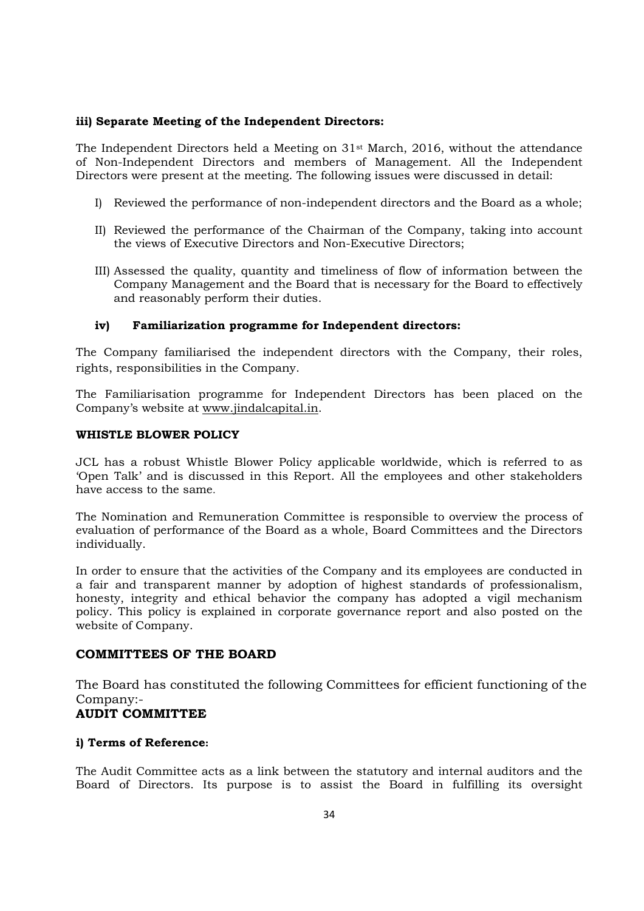**iii) Separate Meeting of the Independent Directors:**

The Independent Directors held a Meeting on 31st March, 2016, without the attendance of Non-Independent Directors and members of Management. All the Independent Directors were present at the meeting. The following issues were discussed in detail:

I) Reviewed the performance of non-independent directors and the Board as a whole;

II) Reviewed the performance of the Chairman of the Company, taking into account the views of Executive Directors and Non-Executive Directors;

III) Assessed the quality, quantity and timeliness of flow of information between the Company Management and the Board that is necessary for the Board to effectively and reasonably perform their duties.

**iv) Familiarization programme for Independent directors:**

The Company familiarised the independent directors with the Company, their roles, rights, responsibilities in the Company.

The Familiarisation programme for Independent Directors has been placed on the Company's website at www.jindalcapital.in.

**WHISTLE BLOWER POLICY**

JCL has a robust Whistle Blower Policy applicable worldwide, which is referred to as 'Open Talk' and is discussed in this Report. All the employees and other stakeholders have access to the same.

The Nomination and Remuneration Committee is responsible to overview the process of evaluation of performance of the Board as a whole, Board Committees and the Directors individually.

In order to ensure that the activities of the Company and its employees are conducted in a fair and transparent manner by adoption of highest standards of professionalism, honesty, integrity and ethical behavior the company has adopted a vigil mechanism policy. This policy is explained in corporate governance report and also posted on the website of Company.

## COMMITTEES OF THE BOARD

The Board has constituted the following Committees for efficient functioning of the Company:-

**AUDIT COMMITTEE**

**i) Terms of Reference:**

The Audit Committee acts as a link between the statutory and internal auditors and the Board of Directors. Its purpose is to assist the Board in fulfilling its oversight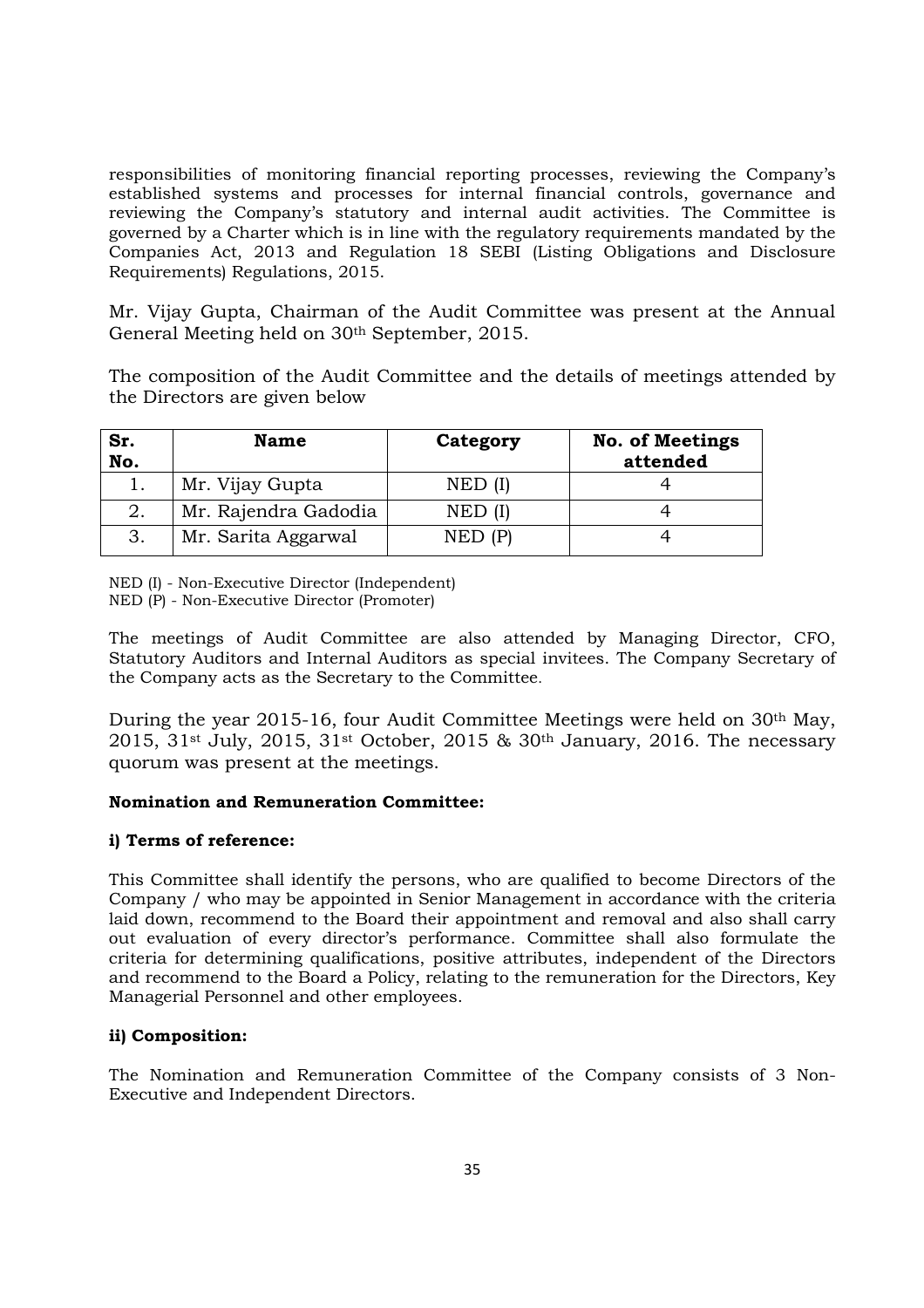responsibilities of monitoring financial reporting processes, reviewing the Company's established systems and processes for internal financial controls, governance and reviewing the Company's statutory and internal audit activities. The Committee is governed by a Charter which is in line with the regulatory requirements mandated by the Companies Act, 2013 and Regulation 18 SEBI (Listing Obligations and Disclosure Requirements) Regulations, 2015.

Mr. Vijay Gupta, Chairman of the Audit Committee was present at the Annual General Meeting held on 30th September, 2015.

The composition of the Audit Committee and the details of meetings attended by the Directors are given below

| Sr. No. | Name | Category | No. of Meetings attended |
|---|---|---|---|
| 1. | Mr. Vijay Gupta | NED (I) | 4 |
| 2. | Mr. Rajendra Gadodia | NED (I) | 4 |
| 3. | Mr. Sarita Aggarwal | NED (P) | 4 |

NED (I) - Non-Executive Director (Independent)
NED (P) - Non-Executive Director (Promoter)

The meetings of Audit Committee are also attended by Managing Director, CFO, Statutory Auditors and Internal Auditors as special invitees. The Company Secretary of the Company acts as the Secretary to the Committee.

During the year 2015-16, four Audit Committee Meetings were held on 30th May, 2015, 31st July, 2015, 31st October, 2015 & 30th January, 2016. The necessary quorum was present at the meetings.

**Nomination and Remuneration Committee:**

**i) Terms of reference:**

This Committee shall identify the persons, who are qualified to become Directors of the Company / who may be appointed in Senior Management in accordance with the criteria laid down, recommend to the Board their appointment and removal and also shall carry out evaluation of every director's performance. Committee shall also formulate the criteria for determining qualifications, positive attributes, independent of the Directors and recommend to the Board a Policy, relating to the remuneration for the Directors, Key Managerial Personnel and other employees.

**ii) Composition:**

The Nomination and Remuneration Committee of the Company consists of 3 Non-Executive and Independent Directors.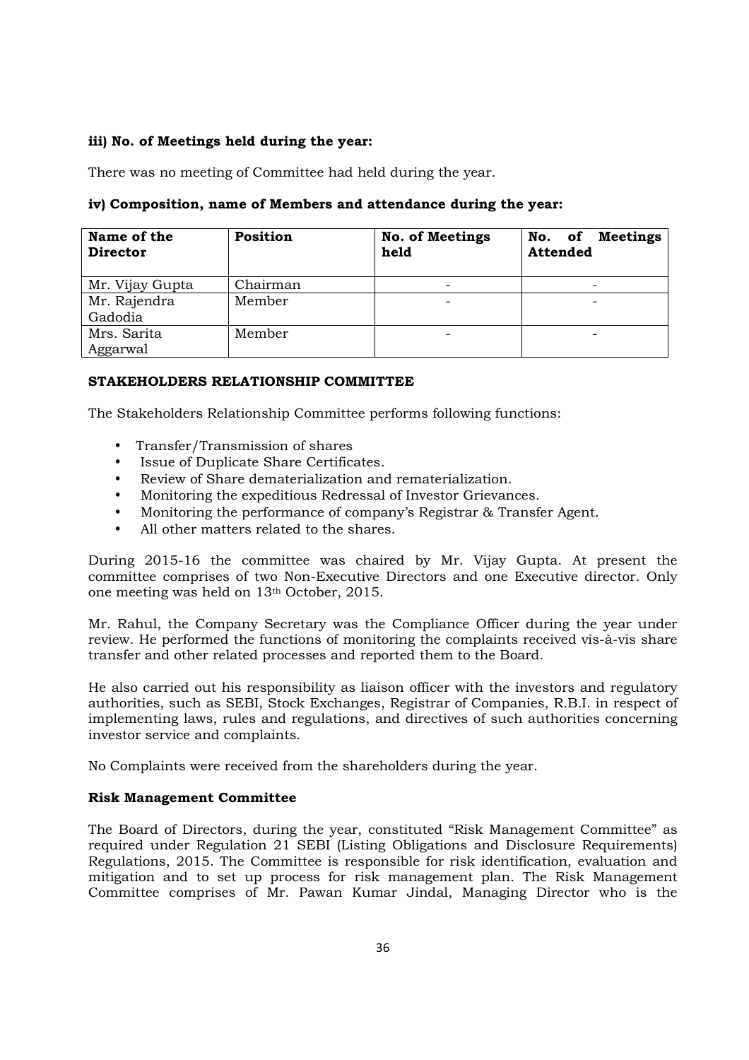**iii) No. of Meetings held during the year:**

There was no meeting of Committee had held during the year.

**iv) Composition, name of Members and attendance during the year:**

| Name of the Director | Position | No. of Meetings held | No. of Meetings Attended |
|---|---|---|---|
| Mr. Vijay Gupta | Chairman | - | - |
| Mr. Rajendra Gadodia | Member | - | - |
| Mrs. Sarita Aggarwal | Member | - | - |

**STAKEHOLDERS RELATIONSHIP COMMITTEE**

The Stakeholders Relationship Committee performs following functions:

- Transfer/Transmission of shares
- Issue of Duplicate Share Certificates.
- Review of Share dematerialization and rematerialization.
- Monitoring the expeditious Redressal of Investor Grievances.
- Monitoring the performance of company's Registrar & Transfer Agent.
- All other matters related to the shares.

During 2015-16 the committee was chaired by Mr. Vijay Gupta. At present the committee comprises of two Non-Executive Directors and one Executive director. Only one meeting was held on 13th October, 2015.

Mr. Rahul, the Company Secretary was the Compliance Officer during the year under review. He performed the functions of monitoring the complaints received vis-à-vis share transfer and other related processes and reported them to the Board.

He also carried out his responsibility as liaison officer with the investors and regulatory authorities, such as SEBI, Stock Exchanges, Registrar of Companies, R.B.I. in respect of implementing laws, rules and regulations, and directives of such authorities concerning investor service and complaints.

No Complaints were received from the shareholders during the year.

**Risk Management Committee**

The Board of Directors, during the year, constituted "Risk Management Committee" as required under Regulation 21 SEBI (Listing Obligations and Disclosure Requirements) Regulations, 2015. The Committee is responsible for risk identification, evaluation and mitigation and to set up process for risk management plan. The Risk Management Committee comprises of Mr. Pawan Kumar Jindal, Managing Director who is the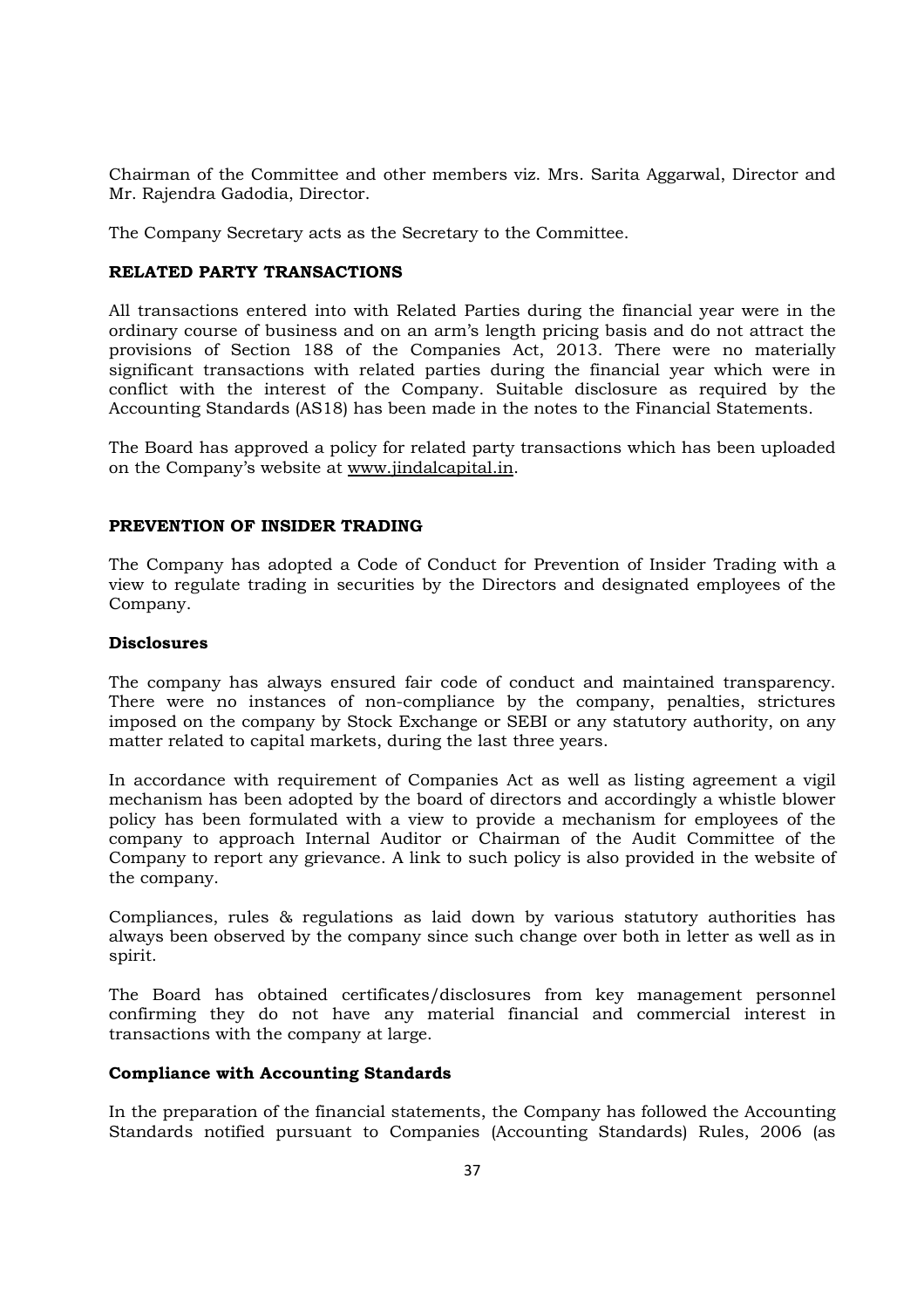Chairman of the Committee and other members viz. Mrs. Sarita Aggarwal, Director and Mr. Rajendra Gadodia, Director.

The Company Secretary acts as the Secretary to the Committee.

**RELATED PARTY TRANSACTIONS**

All transactions entered into with Related Parties during the financial year were in the ordinary course of business and on an arm's length pricing basis and do not attract the provisions of Section 188 of the Companies Act, 2013. There were no materially significant transactions with related parties during the financial year which were in conflict with the interest of the Company. Suitable disclosure as required by the Accounting Standards (AS18) has been made in the notes to the Financial Statements.

The Board has approved a policy for related party transactions which has been uploaded on the Company's website at www.jindalcapital.in.

**PREVENTION OF INSIDER TRADING**

The Company has adopted a Code of Conduct for Prevention of Insider Trading with a view to regulate trading in securities by the Directors and designated employees of the Company.

**Disclosures**

The company has always ensured fair code of conduct and maintained transparency. There were no instances of non-compliance by the company, penalties, strictures imposed on the company by Stock Exchange or SEBI or any statutory authority, on any matter related to capital markets, during the last three years.

In accordance with requirement of Companies Act as well as listing agreement a vigil mechanism has been adopted by the board of directors and accordingly a whistle blower policy has been formulated with a view to provide a mechanism for employees of the company to approach Internal Auditor or Chairman of the Audit Committee of the Company to report any grievance. A link to such policy is also provided in the website of the company.

Compliances, rules & regulations as laid down by various statutory authorities has always been observed by the company since such change over both in letter as well as in spirit.

The Board has obtained certificates/disclosures from key management personnel confirming they do not have any material financial and commercial interest in transactions with the company at large.

**Compliance with Accounting Standards**

In the preparation of the financial statements, the Company has followed the Accounting Standards notified pursuant to Companies (Accounting Standards) Rules, 2006 (as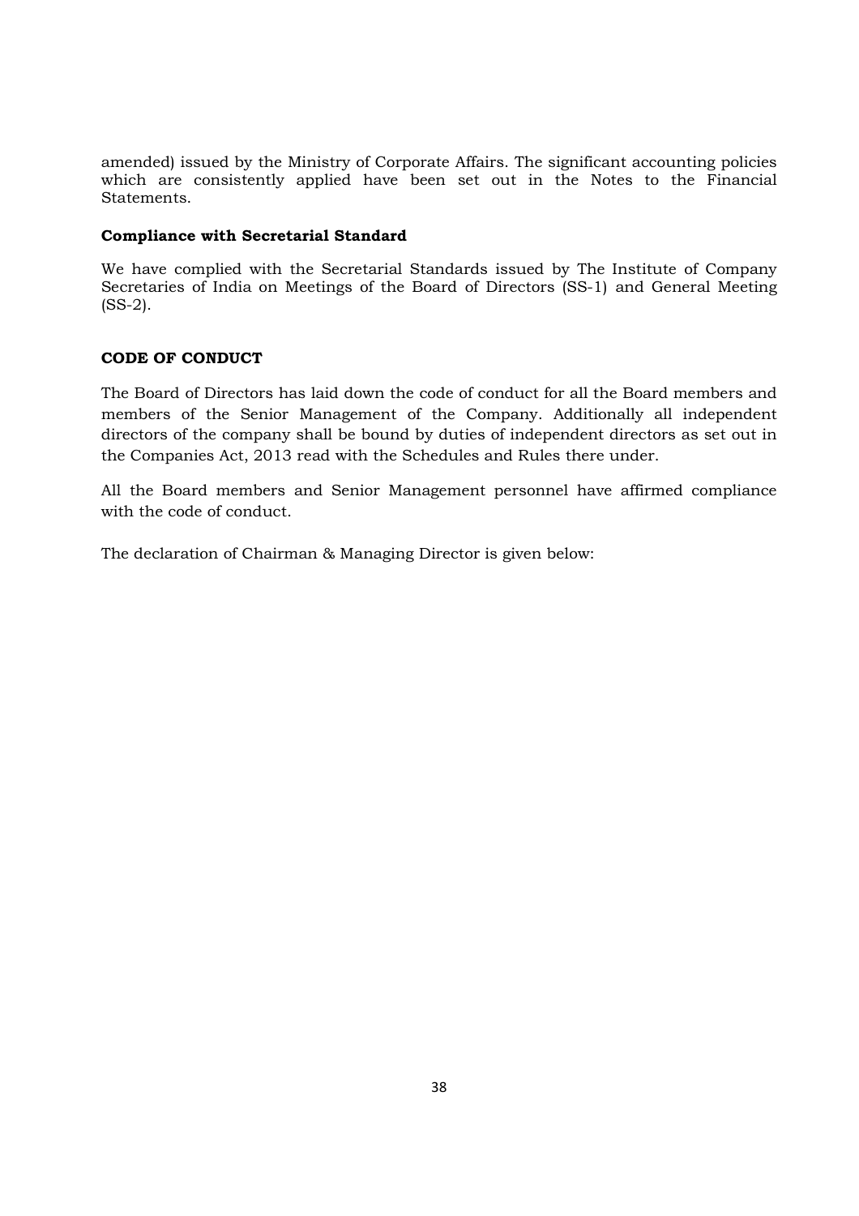amended) issued by the Ministry of Corporate Affairs. The significant accounting policies which are consistently applied have been set out in the Notes to the Financial Statements.

**Compliance with Secretarial Standard**

We have complied with the Secretarial Standards issued by The Institute of Company Secretaries of India on Meetings of the Board of Directors (SS-1) and General Meeting (SS-2).

**CODE OF CONDUCT**

The Board of Directors has laid down the code of conduct for all the Board members and members of the Senior Management of the Company. Additionally all independent directors of the company shall be bound by duties of independent directors as set out in the Companies Act, 2013 read with the Schedules and Rules there under.

All the Board members and Senior Management personnel have affirmed compliance with the code of conduct.

The declaration of Chairman & Managing Director is given below: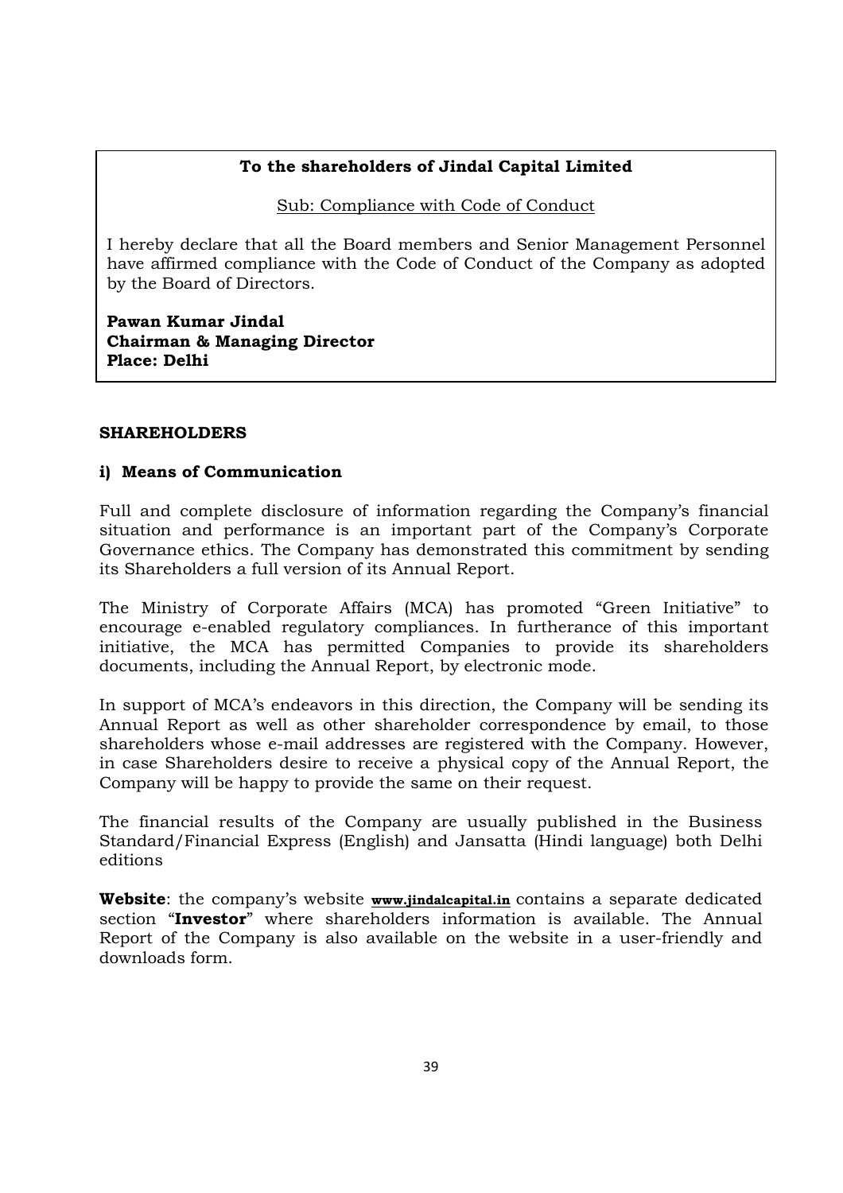**To the shareholders of Jindal Capital Limited**

Sub: Compliance with Code of Conduct

I hereby declare that all the Board members and Senior Management Personnel have affirmed compliance with the Code of Conduct of the Company as adopted by the Board of Directors.

**Pawan Kumar Jindal**
**Chairman & Managing Director**
**Place: Delhi**

## SHAREHOLDERS

### i) Means of Communication

Full and complete disclosure of information regarding the Company's financial situation and performance is an important part of the Company's Corporate Governance ethics. The Company has demonstrated this commitment by sending its Shareholders a full version of its Annual Report.

The Ministry of Corporate Affairs (MCA) has promoted "Green Initiative" to encourage e-enabled regulatory compliances. In furtherance of this important initiative, the MCA has permitted Companies to provide its shareholders documents, including the Annual Report, by electronic mode.

In support of MCA's endeavors in this direction, the Company will be sending its Annual Report as well as other shareholder correspondence by email, to those shareholders whose e-mail addresses are registered with the Company. However, in case Shareholders desire to receive a physical copy of the Annual Report, the Company will be happy to provide the same on their request.

The financial results of the Company are usually published in the Business Standard/Financial Express (English) and Jansatta (Hindi language) both Delhi editions

**Website**: the company's website **www.jindalcapital.in** contains a separate dedicated section "**Investor**" where shareholders information is available. The Annual Report of the Company is also available on the website in a user-friendly and downloads form.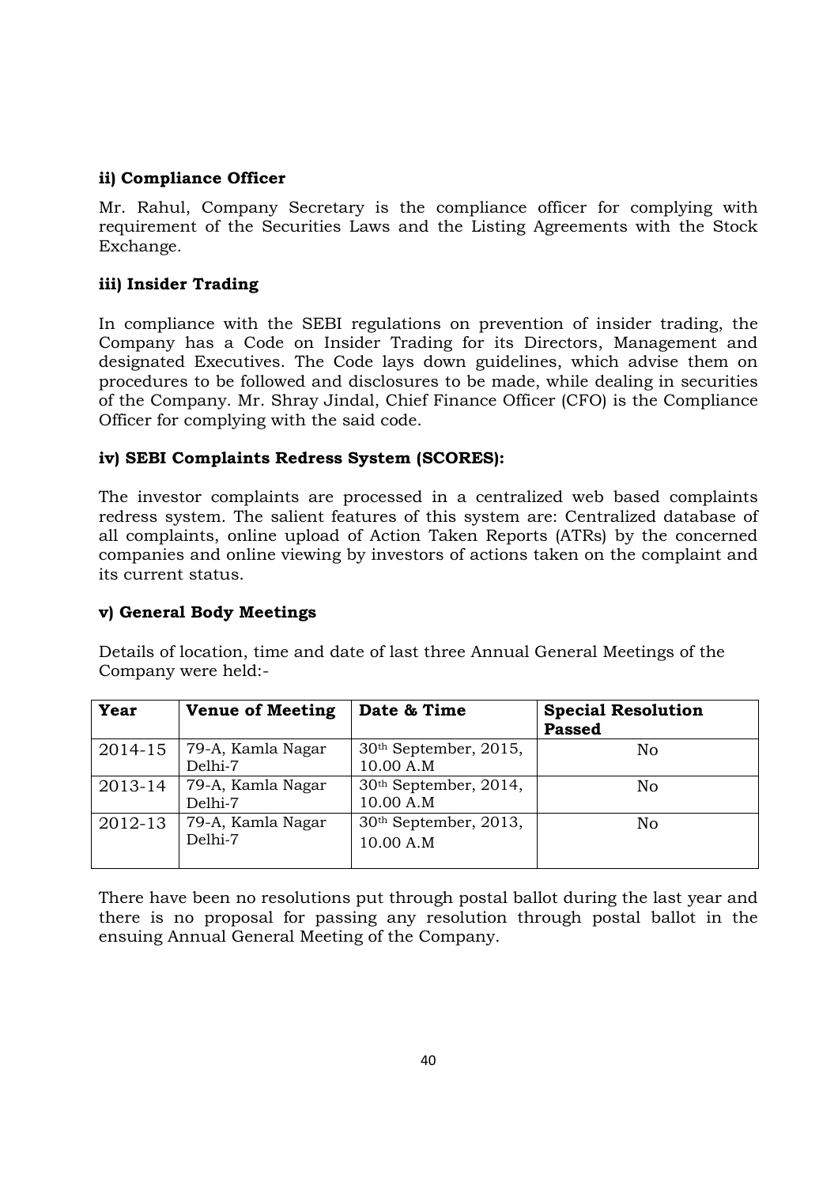**ii) Compliance Officer**

Mr. Rahul, Company Secretary is the compliance officer for complying with requirement of the Securities Laws and the Listing Agreements with the Stock Exchange.

**iii) Insider Trading**

In compliance with the SEBI regulations on prevention of insider trading, the Company has a Code on Insider Trading for its Directors, Management and designated Executives. The Code lays down guidelines, which advise them on procedures to be followed and disclosures to be made, while dealing in securities of the Company. Mr. Shray Jindal, Chief Finance Officer (CFO) is the Compliance Officer for complying with the said code.

**iv) SEBI Complaints Redress System (SCORES):**

The investor complaints are processed in a centralized web based complaints redress system. The salient features of this system are: Centralized database of all complaints, online upload of Action Taken Reports (ATRs) by the concerned companies and online viewing by investors of actions taken on the complaint and its current status.

**v) General Body Meetings**

Details of location, time and date of last three Annual General Meetings of the Company were held:-

| Year | Venue of Meeting | Date & Time | Special Resolution Passed |
|---|---|---|---|
| 2014-15 | 79-A, Kamla Nagar Delhi-7 | 30th September, 2015, 10.00 A.M | No |
| 2013-14 | 79-A, Kamla Nagar Delhi-7 | 30th September, 2014, 10.00 A.M | No |
| 2012-13 | 79-A, Kamla Nagar Delhi-7 | 30th September, 2013, 10.00 A.M | No |

There have been no resolutions put through postal ballot during the last year and there is no proposal for passing any resolution through postal ballot in the ensuing Annual General Meeting of the Company.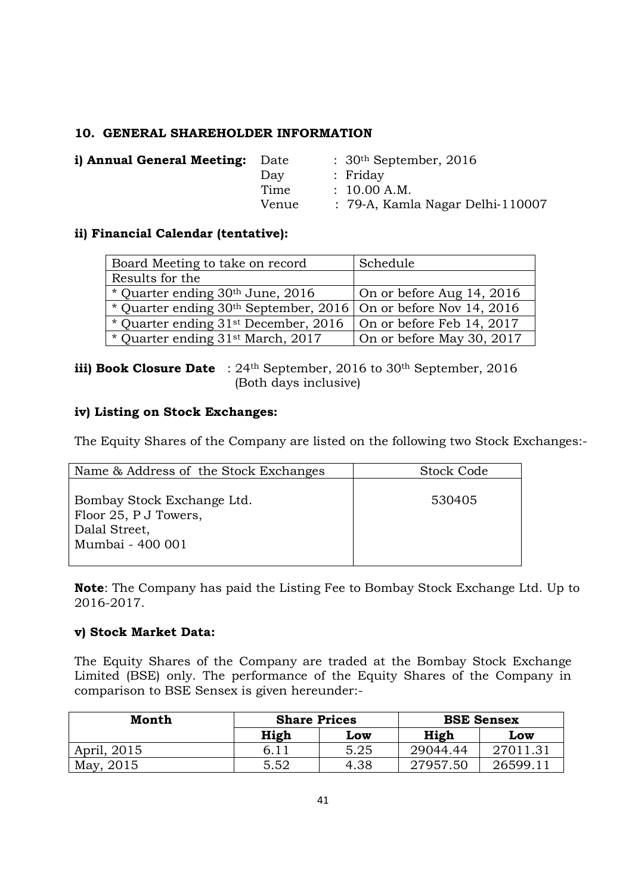## 10. GENERAL SHAREHOLDER INFORMATION

**i) Annual General Meeting:**

| | |
|---|---|
| Date | : 30th September, 2016 |
| Day | : Friday |
| Time | : 10.00 A.M. |
| Venue | : 79-A, Kamla Nagar Delhi-110007 |

**ii) Financial Calendar (tentative):**

| Board Meeting to take on record | Schedule |
|---|---|
| Results for the | |
| * Quarter ending 30th June, 2016 | On or before Aug 14, 2016 |
| * Quarter ending 30th September, 2016 | On or before Nov 14, 2016 |
| * Quarter ending 31st December, 2016 | On or before Feb 14, 2017 |
| * Quarter ending 31st March, 2017 | On or before May 30, 2017 |

**iii) Book Closure Date** : 24th September, 2016 to 30th September, 2016 (Both days inclusive)

**iv) Listing on Stock Exchanges:**

The Equity Shares of the Company are listed on the following two Stock Exchanges:-

| Name & Address of the Stock Exchanges | Stock Code |
|---|---|
| Bombay Stock Exchange Ltd.<br>Floor 25, P J Towers,<br>Dalal Street,<br>Mumbai - 400 001 | 530405 |

**Note**: The Company has paid the Listing Fee to Bombay Stock Exchange Ltd. Up to 2016-2017.

**v) Stock Market Data:**

The Equity Shares of the Company are traded at the Bombay Stock Exchange Limited (BSE) only. The performance of the Equity Shares of the Company in comparison to BSE Sensex is given hereunder:-

| Month | Share Prices | | BSE Sensex | |
|---|---|---|---|---|
| | High | Low | High | Low |
| April, 2015 | 6.11 | 5.25 | 29044.44 | 27011.31 |
| May, 2015 | 5.52 | 4.38 | 27957.50 | 26599.11 |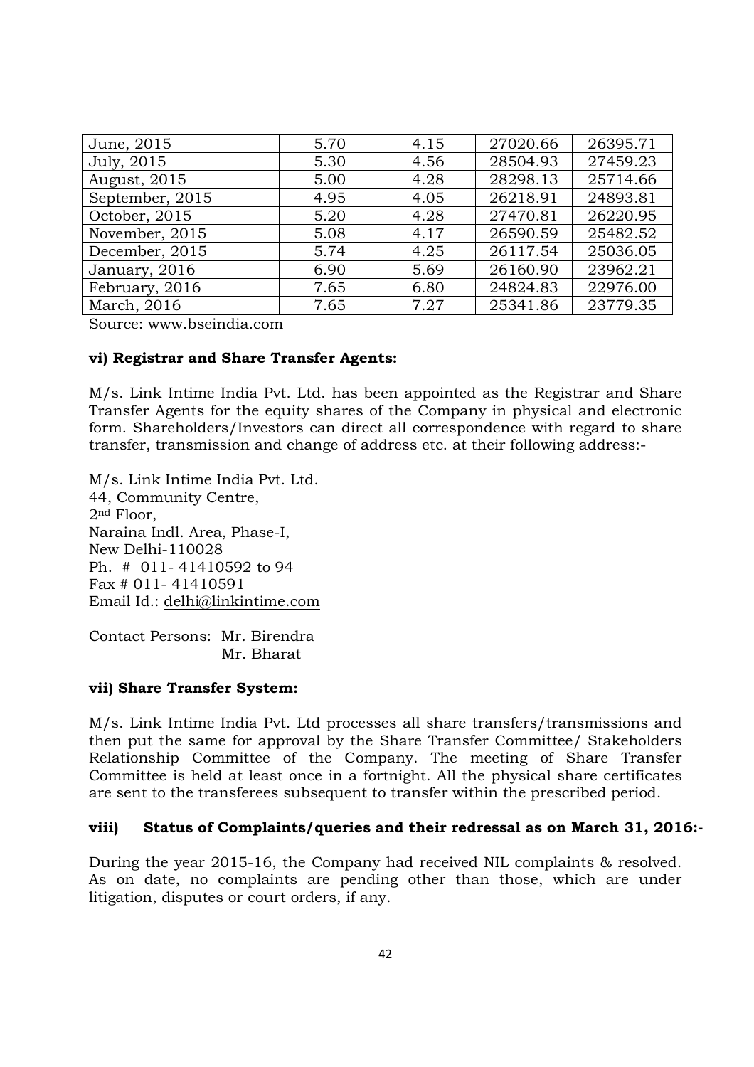| June, 2015 | 5.70 | 4.15 | 27020.66 | 26395.71 |
|---|---|---|---|---|
| July, 2015 | 5.30 | 4.56 | 28504.93 | 27459.23 |
| August, 2015 | 5.00 | 4.28 | 28298.13 | 25714.66 |
| September, 2015 | 4.95 | 4.05 | 26218.91 | 24893.81 |
| October, 2015 | 5.20 | 4.28 | 27470.81 | 26220.95 |
| November, 2015 | 5.08 | 4.17 | 26590.59 | 25482.52 |
| December, 2015 | 5.74 | 4.25 | 26117.54 | 25036.05 |
| January, 2016 | 6.90 | 5.69 | 26160.90 | 23962.21 |
| February, 2016 | 7.65 | 6.80 | 24824.83 | 22976.00 |
| March, 2016 | 7.65 | 7.27 | 25341.86 | 23779.35 |

Source: www.bseindia.com

**vi) Registrar and Share Transfer Agents:**

M/s. Link Intime India Pvt. Ltd. has been appointed as the Registrar and Share Transfer Agents for the equity shares of the Company in physical and electronic form. Shareholders/Investors can direct all correspondence with regard to share transfer, transmission and change of address etc. at their following address:-

M/s. Link Intime India Pvt. Ltd.
44, Community Centre,
2nd Floor,
Naraina Indl. Area, Phase-I,
New Delhi-110028
Ph. # 011- 41410592 to 94
Fax # 011- 41410591
Email Id.: delhi@linkintime.com

Contact Persons: Mr. Birendra
Mr. Bharat

**vii) Share Transfer System:**

M/s. Link Intime India Pvt. Ltd processes all share transfers/transmissions and then put the same for approval by the Share Transfer Committee/ Stakeholders Relationship Committee of the Company. The meeting of Share Transfer Committee is held at least once in a fortnight. All the physical share certificates are sent to the transferees subsequent to transfer within the prescribed period.

**viii) Status of Complaints/queries and their redressal as on March 31, 2016:-**

During the year 2015-16, the Company had received NIL complaints & resolved. As on date, no complaints are pending other than those, which are under litigation, disputes or court orders, if any.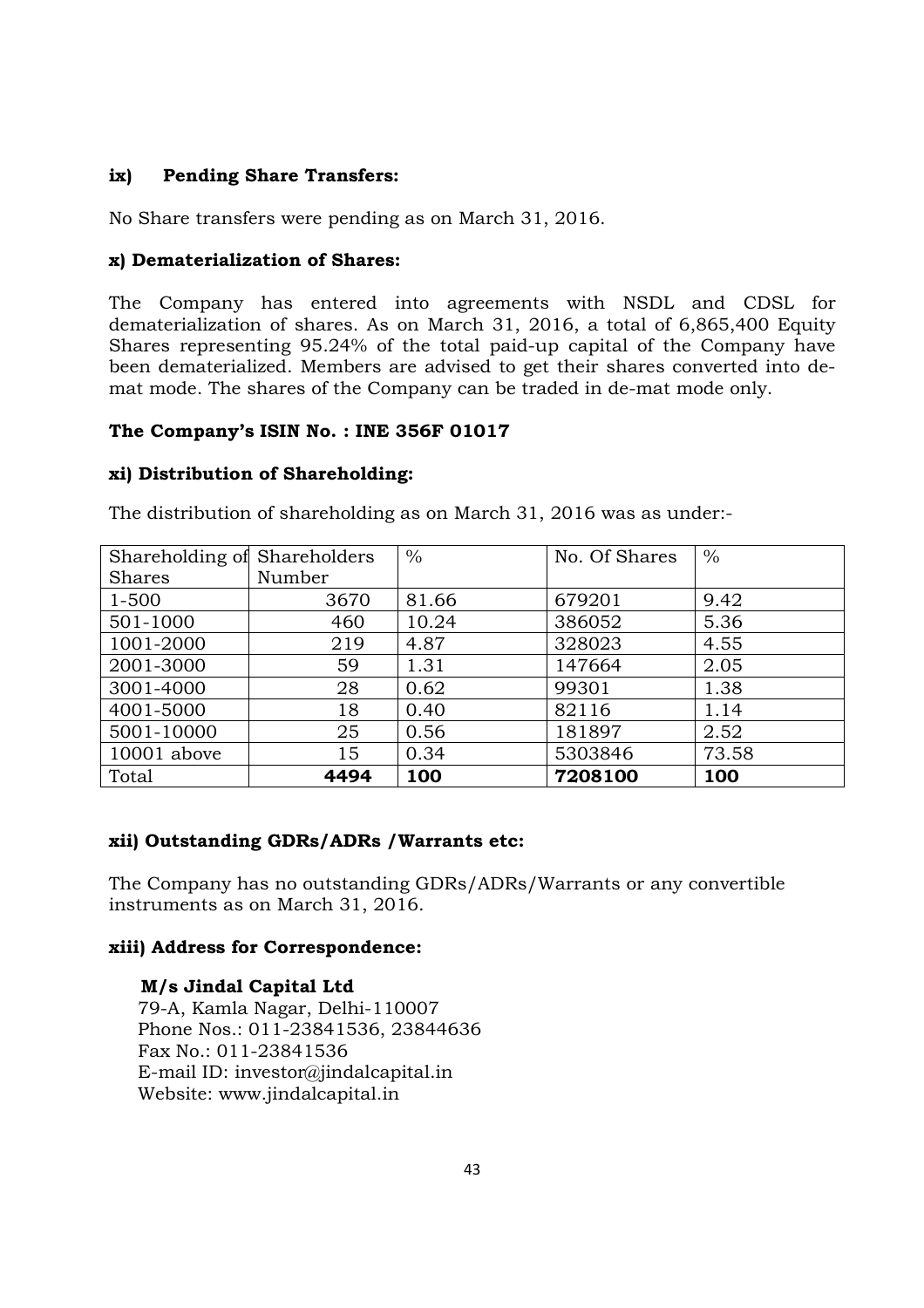**ix) Pending Share Transfers:**

No Share transfers were pending as on March 31, 2016.

**x) Dematerialization of Shares:**

The Company has entered into agreements with NSDL and CDSL for dematerialization of shares. As on March 31, 2016, a total of 6,865,400 Equity Shares representing 95.24% of the total paid-up capital of the Company have been dematerialized. Members are advised to get their shares converted into de-mat mode. The shares of the Company can be traded in de-mat mode only.

**The Company's ISIN No. : INE 356F 01017**

**xi) Distribution of Shareholding:**

The distribution of shareholding as on March 31, 2016 was as under:-

| Shareholding of Shares | Shareholders Number | % | No. Of Shares | % |
|---|---|---|---|---|
| 1-500 | 3670 | 81.66 | 679201 | 9.42 |
| 501-1000 | 460 | 10.24 | 386052 | 5.36 |
| 1001-2000 | 219 | 4.87 | 328023 | 4.55 |
| 2001-3000 | 59 | 1.31 | 147664 | 2.05 |
| 3001-4000 | 28 | 0.62 | 99301 | 1.38 |
| 4001-5000 | 18 | 0.40 | 82116 | 1.14 |
| 5001-10000 | 25 | 0.56 | 181897 | 2.52 |
| 10001 above | 15 | 0.34 | 5303846 | 73.58 |
| Total | **4494** | **100** | **7208100** | **100** |

**xii) Outstanding GDRs/ADRs /Warrants etc:**

The Company has no outstanding GDRs/ADRs/Warrants or any convertible instruments as on March 31, 2016.

**xiii) Address for Correspondence:**

**M/s Jindal Capital Ltd**
79-A, Kamla Nagar, Delhi-110007
Phone Nos.: 011-23841536, 23844636
Fax No.: 011-23841536
E-mail ID: investor@jindalcapital.in
Website: www.jindalcapital.in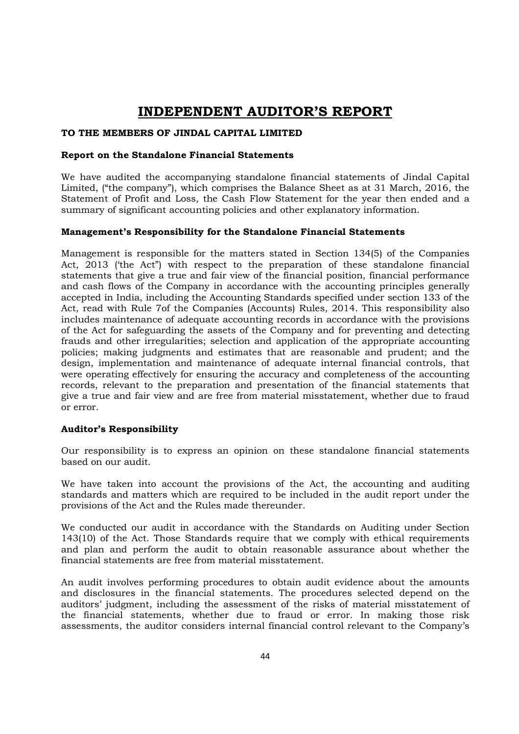# INDEPENDENT AUDITOR'S REPORT

**TO THE MEMBERS OF JINDAL CAPITAL LIMITED**

**Report on the Standalone Financial Statements**

We have audited the accompanying standalone financial statements of Jindal Capital Limited, ("the company"), which comprises the Balance Sheet as at 31 March, 2016, the Statement of Profit and Loss, the Cash Flow Statement for the year then ended and a summary of significant accounting policies and other explanatory information.

**Management's Responsibility for the Standalone Financial Statements**

Management is responsible for the matters stated in Section 134(5) of the Companies Act, 2013 ('the Act") with respect to the preparation of these standalone financial statements that give a true and fair view of the financial position, financial performance and cash flows of the Company in accordance with the accounting principles generally accepted in India, including the Accounting Standards specified under section 133 of the Act, read with Rule 7of the Companies (Accounts) Rules, 2014. This responsibility also includes maintenance of adequate accounting records in accordance with the provisions of the Act for safeguarding the assets of the Company and for preventing and detecting frauds and other irregularities; selection and application of the appropriate accounting policies; making judgments and estimates that are reasonable and prudent; and the design, implementation and maintenance of adequate internal financial controls, that were operating effectively for ensuring the accuracy and completeness of the accounting records, relevant to the preparation and presentation of the financial statements that give a true and fair view and are free from material misstatement, whether due to fraud or error.

**Auditor's Responsibility**

Our responsibility is to express an opinion on these standalone financial statements based on our audit.

We have taken into account the provisions of the Act, the accounting and auditing standards and matters which are required to be included in the audit report under the provisions of the Act and the Rules made thereunder.

We conducted our audit in accordance with the Standards on Auditing under Section 143(10) of the Act. Those Standards require that we comply with ethical requirements and plan and perform the audit to obtain reasonable assurance about whether the financial statements are free from material misstatement.

An audit involves performing procedures to obtain audit evidence about the amounts and disclosures in the financial statements. The procedures selected depend on the auditors' judgment, including the assessment of the risks of material misstatement of the financial statements, whether due to fraud or error. In making those risk assessments, the auditor considers internal financial control relevant to the Company's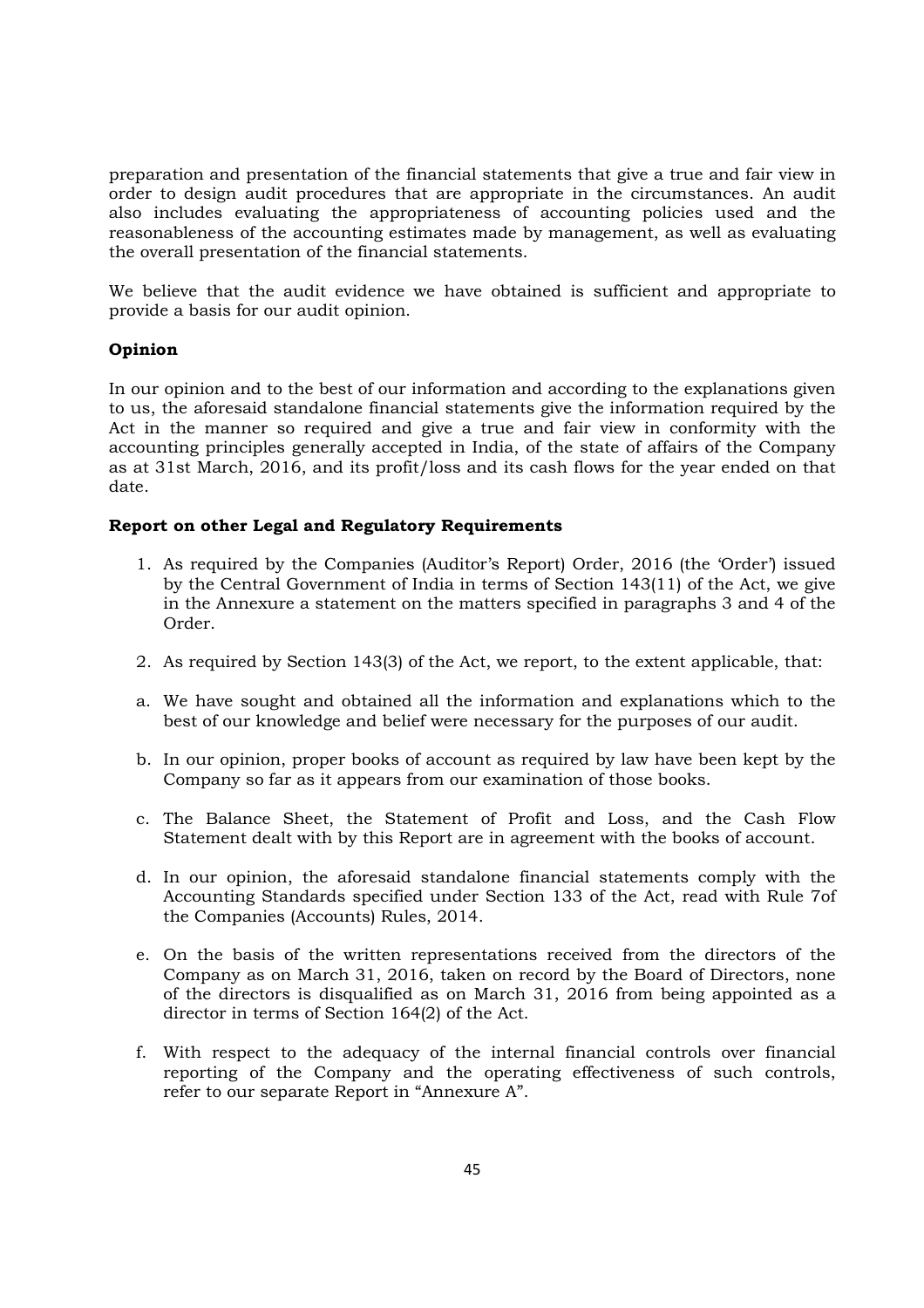preparation and presentation of the financial statements that give a true and fair view in order to design audit procedures that are appropriate in the circumstances. An audit also includes evaluating the appropriateness of accounting policies used and the reasonableness of the accounting estimates made by management, as well as evaluating the overall presentation of the financial statements.

We believe that the audit evidence we have obtained is sufficient and appropriate to provide a basis for our audit opinion.

**Opinion**

In our opinion and to the best of our information and according to the explanations given to us, the aforesaid standalone financial statements give the information required by the Act in the manner so required and give a true and fair view in conformity with the accounting principles generally accepted in India, of the state of affairs of the Company as at 31st March, 2016, and its profit/loss and its cash flows for the year ended on that date.

**Report on other Legal and Regulatory Requirements**

1. As required by the Companies (Auditor's Report) Order, 2016 (the 'Order') issued by the Central Government of India in terms of Section 143(11) of the Act, we give in the Annexure a statement on the matters specified in paragraphs 3 and 4 of the Order.

2. As required by Section 143(3) of the Act, we report, to the extent applicable, that:

a. We have sought and obtained all the information and explanations which to the best of our knowledge and belief were necessary for the purposes of our audit.

b. In our opinion, proper books of account as required by law have been kept by the Company so far as it appears from our examination of those books.

c. The Balance Sheet, the Statement of Profit and Loss, and the Cash Flow Statement dealt with by this Report are in agreement with the books of account.

d. In our opinion, the aforesaid standalone financial statements comply with the Accounting Standards specified under Section 133 of the Act, read with Rule 7of the Companies (Accounts) Rules, 2014.

e. On the basis of the written representations received from the directors of the Company as on March 31, 2016, taken on record by the Board of Directors, none of the directors is disqualified as on March 31, 2016 from being appointed as a director in terms of Section 164(2) of the Act.

f. With respect to the adequacy of the internal financial controls over financial reporting of the Company and the operating effectiveness of such controls, refer to our separate Report in "Annexure A".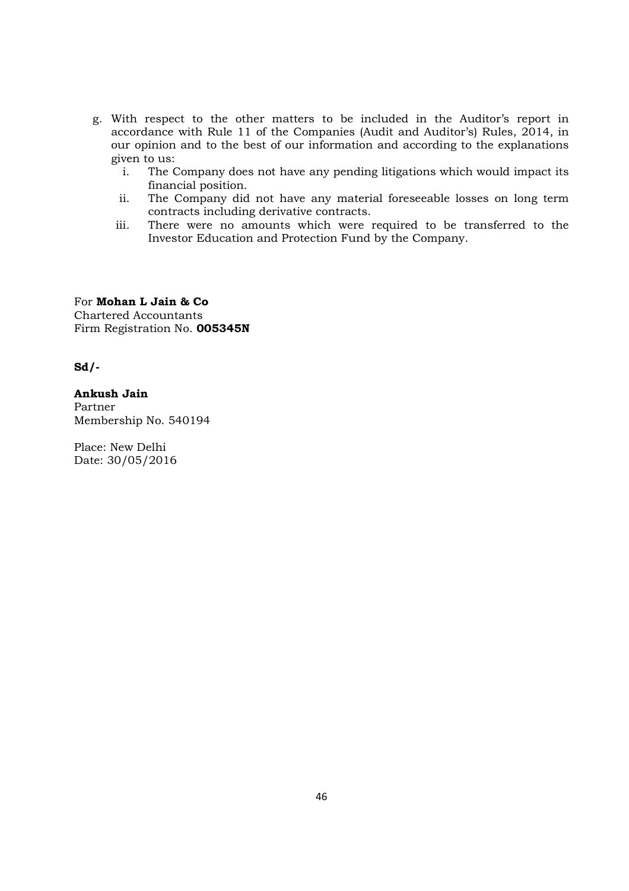g. With respect to the other matters to be included in the Auditor's report in accordance with Rule 11 of the Companies (Audit and Auditor's) Rules, 2014, in our opinion and to the best of our information and according to the explanations given to us:
   i. The Company does not have any pending litigations which would impact its financial position.
   ii. The Company did not have any material foreseeable losses on long term contracts including derivative contracts.
   iii. There were no amounts which were required to be transferred to the Investor Education and Protection Fund by the Company.

For **Mohan L Jain & Co**
Chartered Accountants
Firm Registration No. **005345N**

**Sd/-**

**Ankush Jain**
Partner
Membership No. 540194

Place: New Delhi
Date: 30/05/2016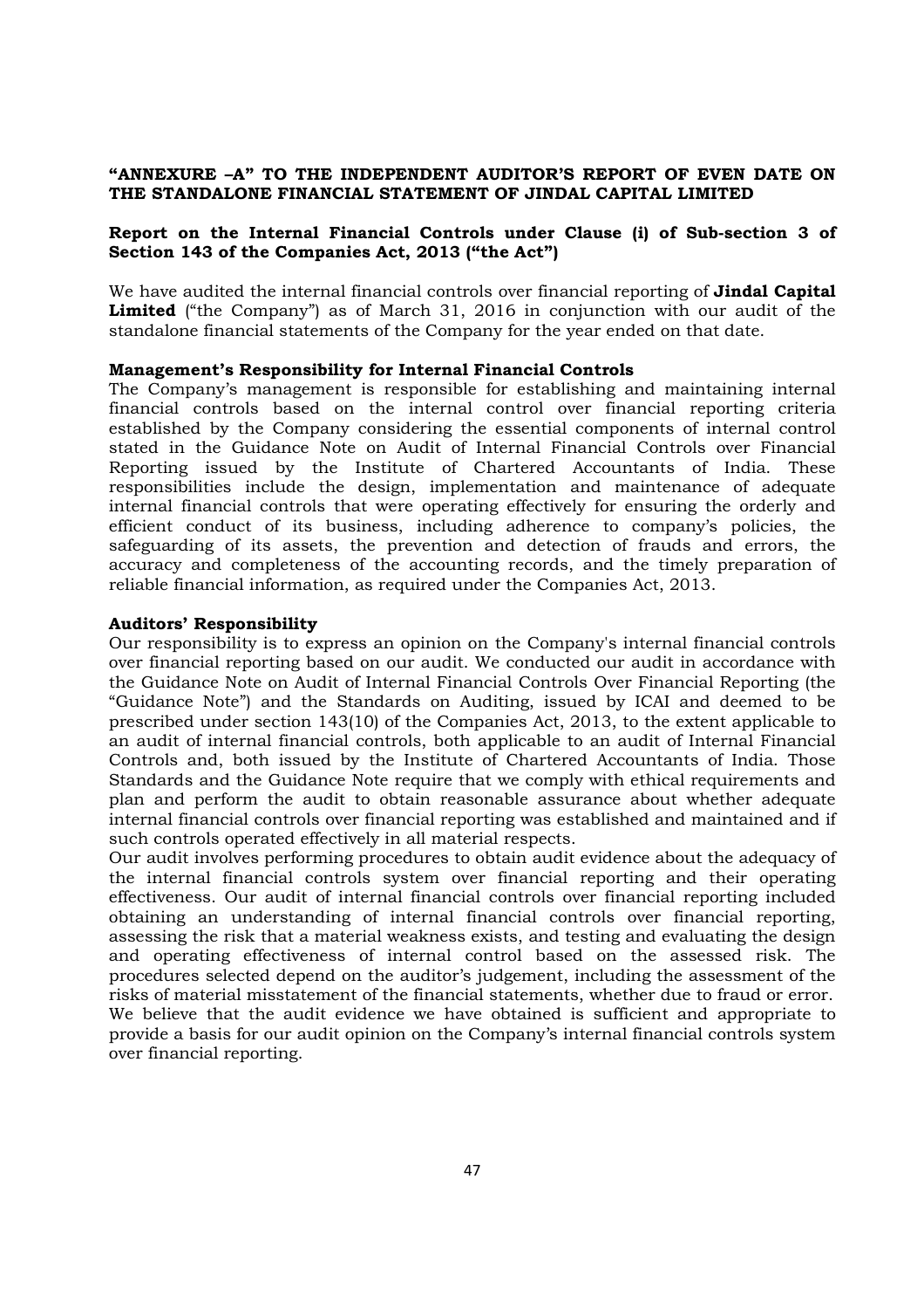**"ANNEXURE –A" TO THE INDEPENDENT AUDITOR'S REPORT OF EVEN DATE ON THE STANDALONE FINANCIAL STATEMENT OF JINDAL CAPITAL LIMITED**

**Report on the Internal Financial Controls under Clause (i) of Sub-section 3 of Section 143 of the Companies Act, 2013 ("the Act")**

We have audited the internal financial controls over financial reporting of **Jindal Capital Limited** ("the Company") as of March 31, 2016 in conjunction with our audit of the standalone financial statements of the Company for the year ended on that date.

**Management's Responsibility for Internal Financial Controls**

The Company's management is responsible for establishing and maintaining internal financial controls based on the internal control over financial reporting criteria established by the Company considering the essential components of internal control stated in the Guidance Note on Audit of Internal Financial Controls over Financial Reporting issued by the Institute of Chartered Accountants of India. These responsibilities include the design, implementation and maintenance of adequate internal financial controls that were operating effectively for ensuring the orderly and efficient conduct of its business, including adherence to company's policies, the safeguarding of its assets, the prevention and detection of frauds and errors, the accuracy and completeness of the accounting records, and the timely preparation of reliable financial information, as required under the Companies Act, 2013.

**Auditors' Responsibility**

Our responsibility is to express an opinion on the Company's internal financial controls over financial reporting based on our audit. We conducted our audit in accordance with the Guidance Note on Audit of Internal Financial Controls Over Financial Reporting (the "Guidance Note") and the Standards on Auditing, issued by ICAI and deemed to be prescribed under section 143(10) of the Companies Act, 2013, to the extent applicable to an audit of internal financial controls, both applicable to an audit of Internal Financial Controls and, both issued by the Institute of Chartered Accountants of India. Those Standards and the Guidance Note require that we comply with ethical requirements and plan and perform the audit to obtain reasonable assurance about whether adequate internal financial controls over financial reporting was established and maintained and if such controls operated effectively in all material respects.

Our audit involves performing procedures to obtain audit evidence about the adequacy of the internal financial controls system over financial reporting and their operating effectiveness. Our audit of internal financial controls over financial reporting included obtaining an understanding of internal financial controls over financial reporting, assessing the risk that a material weakness exists, and testing and evaluating the design and operating effectiveness of internal control based on the assessed risk. The procedures selected depend on the auditor's judgement, including the assessment of the risks of material misstatement of the financial statements, whether due to fraud or error.

We believe that the audit evidence we have obtained is sufficient and appropriate to provide a basis for our audit opinion on the Company's internal financial controls system over financial reporting.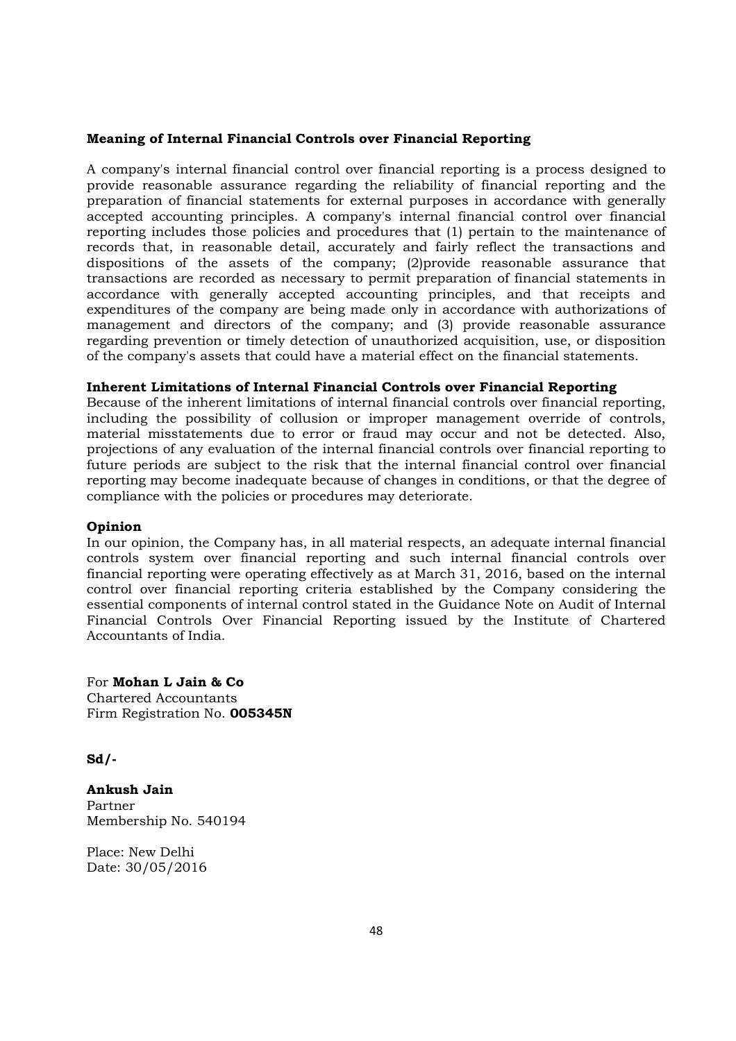**Meaning of Internal Financial Controls over Financial Reporting**

A company's internal financial control over financial reporting is a process designed to provide reasonable assurance regarding the reliability of financial reporting and the preparation of financial statements for external purposes in accordance with generally accepted accounting principles. A company's internal financial control over financial reporting includes those policies and procedures that (1) pertain to the maintenance of records that, in reasonable detail, accurately and fairly reflect the transactions and dispositions of the assets of the company; (2)provide reasonable assurance that transactions are recorded as necessary to permit preparation of financial statements in accordance with generally accepted accounting principles, and that receipts and expenditures of the company are being made only in accordance with authorizations of management and directors of the company; and (3) provide reasonable assurance regarding prevention or timely detection of unauthorized acquisition, use, or disposition of the company's assets that could have a material effect on the financial statements.

**Inherent Limitations of Internal Financial Controls over Financial Reporting**

Because of the inherent limitations of internal financial controls over financial reporting, including the possibility of collusion or improper management override of controls, material misstatements due to error or fraud may occur and not be detected. Also, projections of any evaluation of the internal financial controls over financial reporting to future periods are subject to the risk that the internal financial control over financial reporting may become inadequate because of changes in conditions, or that the degree of compliance with the policies or procedures may deteriorate.

**Opinion**

In our opinion, the Company has, in all material respects, an adequate internal financial controls system over financial reporting and such internal financial controls over financial reporting were operating effectively as at March 31, 2016, based on the internal control over financial reporting criteria established by the Company considering the essential components of internal control stated in the Guidance Note on Audit of Internal Financial Controls Over Financial Reporting issued by the Institute of Chartered Accountants of India.

For **Mohan L Jain & Co**
Chartered Accountants
Firm Registration No. **005345N**

**Sd/-**

**Ankush Jain**
Partner
Membership No. 540194

Place: New Delhi
Date: 30/05/2016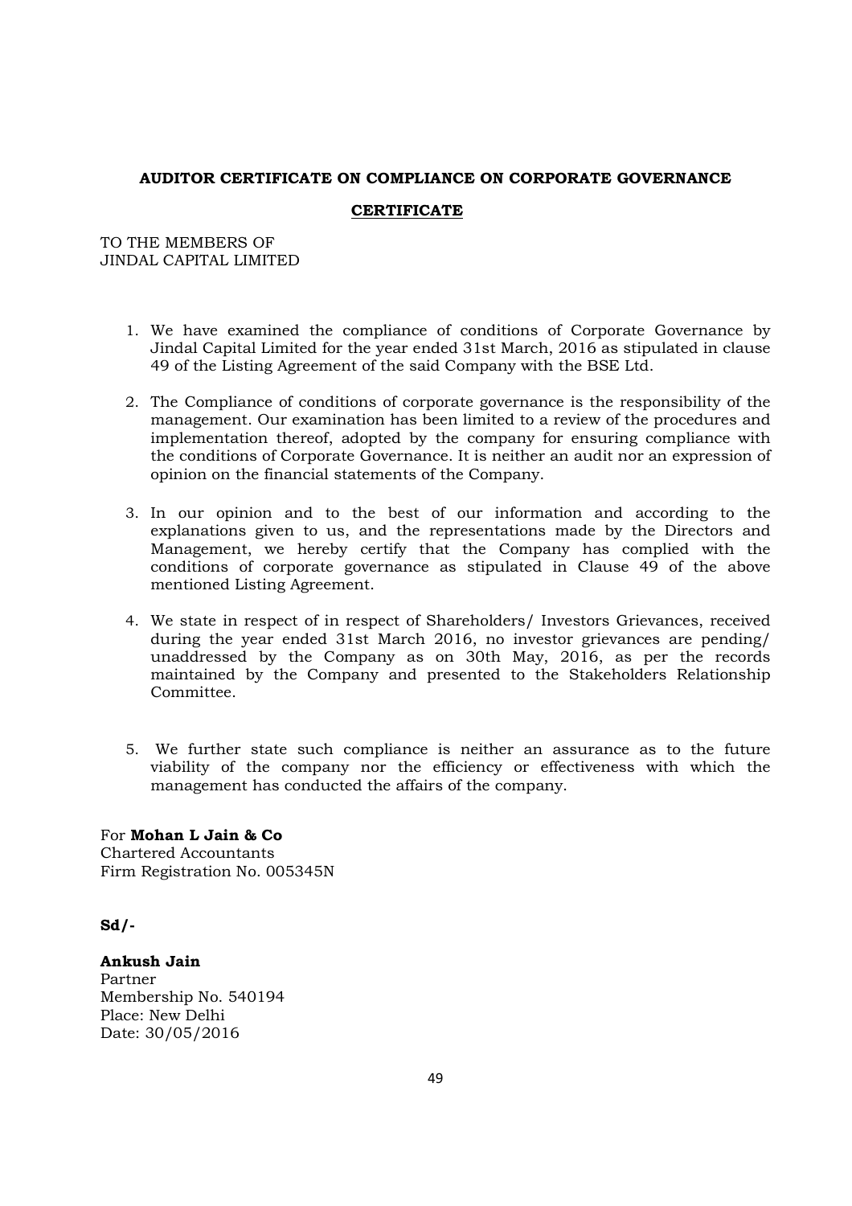**AUDITOR CERTIFICATE ON COMPLIANCE ON CORPORATE GOVERNANCE**

**CERTIFICATE**

TO THE MEMBERS OF
JINDAL CAPITAL LIMITED

1. We have examined the compliance of conditions of Corporate Governance by Jindal Capital Limited for the year ended 31st March, 2016 as stipulated in clause 49 of the Listing Agreement of the said Company with the BSE Ltd.

2. The Compliance of conditions of corporate governance is the responsibility of the management. Our examination has been limited to a review of the procedures and implementation thereof, adopted by the company for ensuring compliance with the conditions of Corporate Governance. It is neither an audit nor an expression of opinion on the financial statements of the Company.

3. In our opinion and to the best of our information and according to the explanations given to us, and the representations made by the Directors and Management, we hereby certify that the Company has complied with the conditions of corporate governance as stipulated in Clause 49 of the above mentioned Listing Agreement.

4. We state in respect of in respect of Shareholders/ Investors Grievances, received during the year ended 31st March 2016, no investor grievances are pending/ unaddressed by the Company as on 30th May, 2016, as per the records maintained by the Company and presented to the Stakeholders Relationship Committee.

5. We further state such compliance is neither an assurance as to the future viability of the company nor the efficiency or effectiveness with which the management has conducted the affairs of the company.

For **Mohan L Jain & Co**
Chartered Accountants
Firm Registration No. 005345N

**Sd/-**

**Ankush Jain**
Partner
Membership No. 540194
Place: New Delhi
Date: 30/05/2016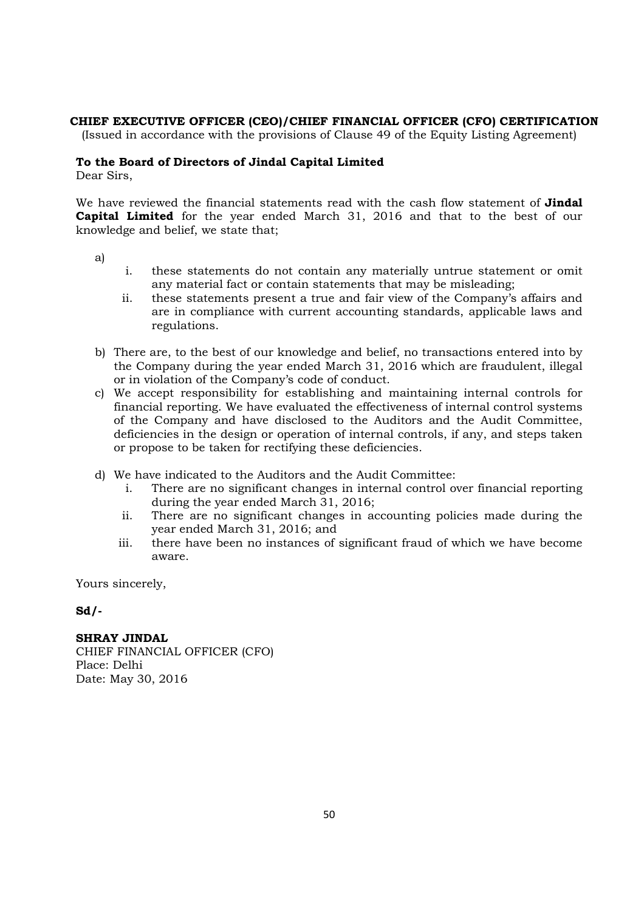**CHIEF EXECUTIVE OFFICER (CEO)/CHIEF FINANCIAL OFFICER (CFO) CERTIFICATION**

(Issued in accordance with the provisions of Clause 49 of the Equity Listing Agreement)

**To the Board of Directors of Jindal Capital Limited**

Dear Sirs,

We have reviewed the financial statements read with the cash flow statement of **Jindal Capital Limited** for the year ended March 31, 2016 and that to the best of our knowledge and belief, we state that;

a)
  i. these statements do not contain any materially untrue statement or omit any material fact or contain statements that may be misleading;
  ii. these statements present a true and fair view of the Company's affairs and are in compliance with current accounting standards, applicable laws and regulations.

b) There are, to the best of our knowledge and belief, no transactions entered into by the Company during the year ended March 31, 2016 which are fraudulent, illegal or in violation of the Company's code of conduct.

c) We accept responsibility for establishing and maintaining internal controls for financial reporting. We have evaluated the effectiveness of internal control systems of the Company and have disclosed to the Auditors and the Audit Committee, deficiencies in the design or operation of internal controls, if any, and steps taken or propose to be taken for rectifying these deficiencies.

d) We have indicated to the Auditors and the Audit Committee:
  i. There are no significant changes in internal control over financial reporting during the year ended March 31, 2016;
  ii. There are no significant changes in accounting policies made during the year ended March 31, 2016; and
  iii. there have been no instances of significant fraud of which we have become aware.

Yours sincerely,

**Sd/-**

**SHRAY JINDAL**
CHIEF FINANCIAL OFFICER (CFO)
Place: Delhi
Date: May 30, 2016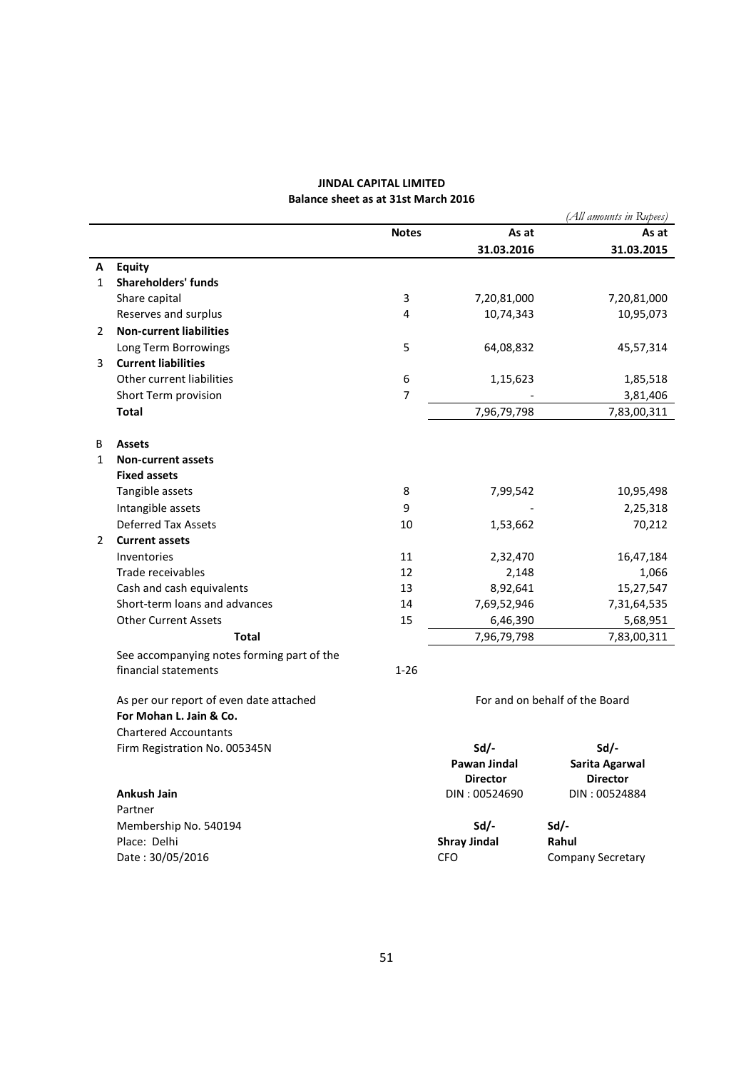# JINDAL CAPITAL LIMITED

## Balance sheet as at 31st March 2016

*(All amounts in Rupees)*

| | | Notes | As at 31.03.2016 | As at 31.03.2015 |
|---|---|---|---|---|
| **A** | **Equity** | | | |
| 1 | **Shareholders' funds** | | | |
| | Share capital | 3 | 7,20,81,000 | 7,20,81,000 |
| | Reserves and surplus | 4 | 10,74,343 | 10,95,073 |
| 2 | **Non-current liabilities** | | | |
| | Long Term Borrowings | 5 | 64,08,832 | 45,57,314 |
| 3 | **Current liabilities** | | | |
| | Other current liabilities | 6 | 1,15,623 | 1,85,518 |
| | Short Term provision | 7 | - | 3,81,406 |
| | **Total** | | 7,96,79,798 | 7,83,00,311 |
| B | **Assets** | | | |
| 1 | **Non-current assets** | | | |
| | **Fixed assets** | | | |
| | Tangible assets | 8 | 7,99,542 | 10,95,498 |
| | Intangible assets | 9 | - | 2,25,318 |
| | Deferred Tax Assets | 10 | 1,53,662 | 70,212 |
| 2 | **Current assets** | | | |
| | Inventories | 11 | 2,32,470 | 16,47,184 |
| | Trade receivables | 12 | 2,148 | 1,066 |
| | Cash and cash equivalents | 13 | 8,92,641 | 15,27,547 |
| | Short-term loans and advances | 14 | 7,69,52,946 | 7,31,64,535 |
| | Other Current Assets | 15 | 6,46,390 | 5,68,951 |
| | **Total** | | 7,96,79,798 | 7,83,00,311 |
| | See accompanying notes forming part of the financial statements | 1-26 | | |

As per our report of even date attached
**For Mohan L. Jain & Co.**
Chartered Accountants
Firm Registration No. 005345N

**Ankush Jain**
Partner
Membership No. 540194
Place: Delhi
Date : 30/05/2016

For and on behalf of the Board

Sd/-
**Pawan Jindal**
**Director**
DIN : 00524690

Sd/-
**Sarita Agarwal**
**Director**
DIN : 00524884

Sd/-
**Shray Jindal**
CFO

Sd/-
**Rahul**
Company Secretary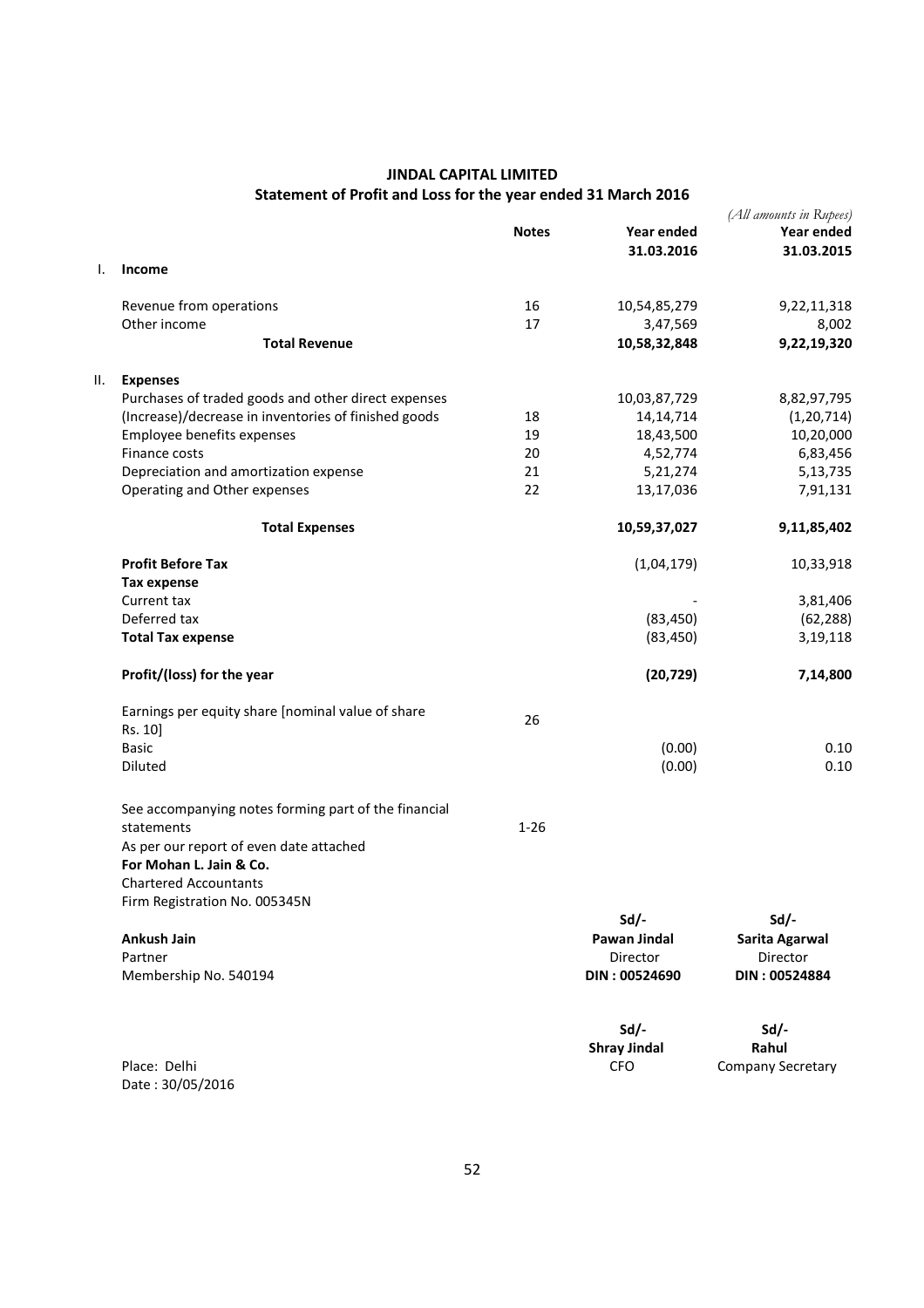# JINDAL CAPITAL LIMITED

## Statement of Profit and Loss for the year ended 31 March 2016

*(All amounts in Rupees)*

| | | Notes | Year ended 31.03.2016 | Year ended 31.03.2015 |
|---|---|---|---|---|
| I. | **Income** | | | |
| | Revenue from operations | 16 | 10,54,85,279 | 9,22,11,318 |
| | Other income | 17 | 3,47,569 | 8,002 |
| | **Total Revenue** | | **10,58,32,848** | **9,22,19,320** |
| II. | **Expenses** | | | |
| | Purchases of traded goods and other direct expenses | | 10,03,87,729 | 8,82,97,795 |
| | (Increase)/decrease in inventories of finished goods | 18 | 14,14,714 | (1,20,714) |
| | Employee benefits expenses | 19 | 18,43,500 | 10,20,000 |
| | Finance costs | 20 | 4,52,774 | 6,83,456 |
| | Depreciation and amortization expense | 21 | 5,21,274 | 5,13,735 |
| | Operating and Other expenses | 22 | 13,17,036 | 7,91,131 |
| | **Total Expenses** | | **10,59,37,027** | **9,11,85,402** |
| | **Profit Before Tax** | | (1,04,179) | 10,33,918 |
| | **Tax expense** | | | |
| | Current tax | | - | 3,81,406 |
| | Deferred tax | | (83,450) | (62,288) |
| | **Total Tax expense** | | (83,450) | 3,19,118 |
| | **Profit/(loss) for the year** | | **(20,729)** | **7,14,800** |
| | Earnings per equity share [nominal value of share Rs. 10] | 26 | | |
| | Basic | | (0.00) | 0.10 |
| | Diluted | | (0.00) | 0.10 |

See accompanying notes forming part of the financial statements — 1-26

As per our report of even date attached

**For Mohan L. Jain & Co.**
Chartered Accountants
Firm Registration No. 005345N

**Ankush Jain**
Partner
Membership No. 540194

Sd/-
**Pawan Jindal**
Director
**DIN : 00524690**

Sd/-
**Sarita Agarwal**
Director
**DIN : 00524884**

Sd/-
**Shray Jindal**
CFO

Sd/-
**Rahul**
Company Secretary

Place: Delhi
Date : 30/05/2016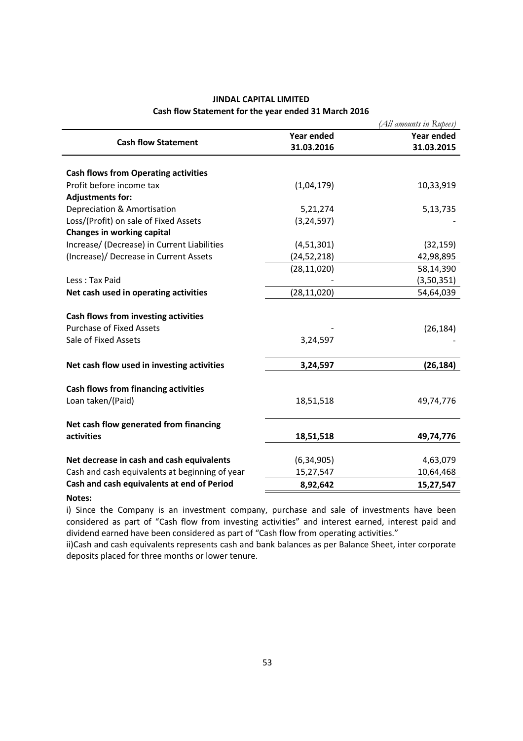# JINDAL CAPITAL LIMITED

## Cash flow Statement for the year ended 31 March 2016

*(All amounts in Rupees)*

| Cash flow Statement | Year ended 31.03.2016 | Year ended 31.03.2015 |
|---|---|---|
| **Cash flows from Operating activities** | | |
| Profit before income tax | (1,04,179) | 10,33,919 |
| **Adjustments for:** | | |
| Depreciation & Amortisation | 5,21,274 | 5,13,735 |
| Loss/(Profit) on sale of Fixed Assets | (3,24,597) | - |
| **Changes in working capital** | | |
| Increase/ (Decrease) in Current Liabilities | (4,51,301) | (32,159) |
| (Increase)/ Decrease in Current Assets | (24,52,218) | 42,98,895 |
| | (28,11,020) | 58,14,390 |
| Less : Tax Paid | - | (3,50,351) |
| **Net cash used in operating activities** | (28,11,020) | 54,64,039 |
| **Cash flows from investing activities** | | |
| Purchase of Fixed Assets | - | (26,184) |
| Sale of Fixed Assets | 3,24,597 | - |
| **Net cash flow used in investing activities** | **3,24,597** | **(26,184)** |
| **Cash flows from financing activities** | | |
| Loan taken/(Paid) | 18,51,518 | 49,74,776 |
| **Net cash flow generated from financing activities** | **18,51,518** | **49,74,776** |
| **Net decrease in cash and cash equivalents** | (6,34,905) | 4,63,079 |
| Cash and cash equivalents at beginning of year | 15,27,547 | 10,64,468 |
| **Cash and cash equivalents at end of Period** | **8,92,642** | **15,27,547** |

**Notes:**

i) Since the Company is an investment company, purchase and sale of investments have been considered as part of "Cash flow from investing activities" and interest earned, interest paid and dividend earned have been considered as part of "Cash flow from operating activities."

ii)Cash and cash equivalents represents cash and bank balances as per Balance Sheet, inter corporate deposits placed for three months or lower tenure.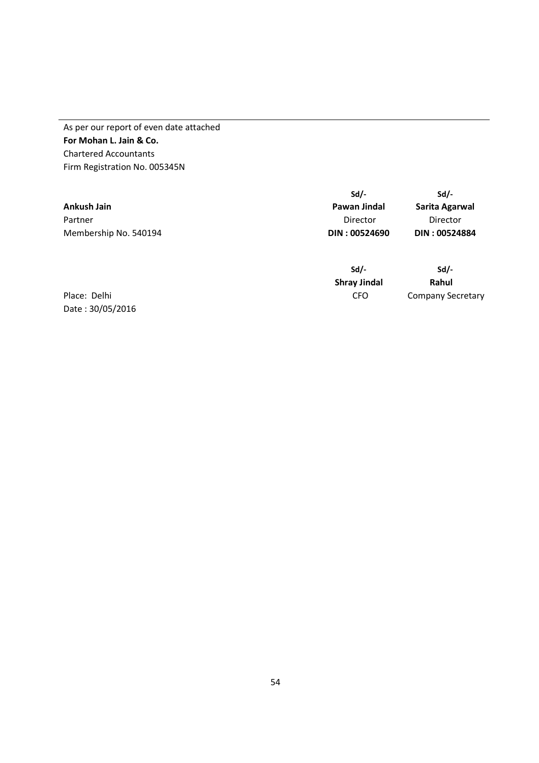---

As per our report of even date attached
**For Mohan L. Jain & Co.**
Chartered Accountants
Firm Registration No. 005345N

| | Sd/- | Sd/- |
|---|---|---|
| **Ankush Jain** | **Pawan Jindal** | **Sarita Agarwal** |
| Partner | Director | Director |
| Membership No. 540194 | **DIN : 00524690** | **DIN : 00524884** |
| | | |
| | **Sd/-** | **Sd/-** |
| | **Shray Jindal** | **Rahul** |
| Place: Delhi | CFO | Company Secretary |
| Date : 30/05/2016 | | |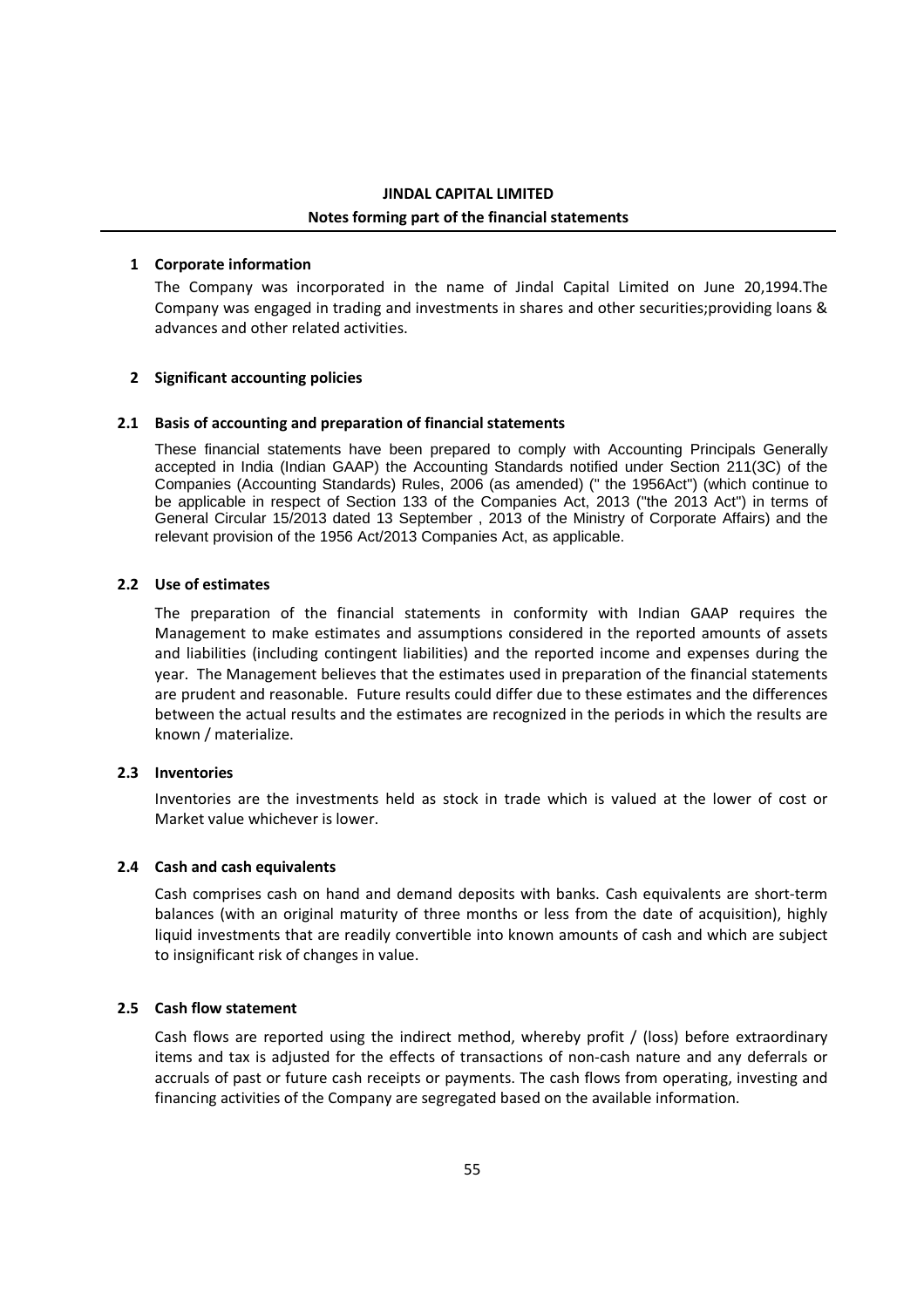**JINDAL CAPITAL LIMITED**

**Notes forming part of the financial statements**

**1 Corporate information**

The Company was incorporated in the name of Jindal Capital Limited on June 20,1994.The Company was engaged in trading and investments in shares and other securities;providing loans & advances and other related activities.

**2 Significant accounting policies**

**2.1 Basis of accounting and preparation of financial statements**

These financial statements have been prepared to comply with Accounting Principals Generally accepted in India (Indian GAAP) the Accounting Standards notified under Section 211(3C) of the Companies (Accounting Standards) Rules, 2006 (as amended) (" the 1956Act") (which continue to be applicable in respect of Section 133 of the Companies Act, 2013 ("the 2013 Act") in terms of General Circular 15/2013 dated 13 September , 2013 of the Ministry of Corporate Affairs) and the relevant provision of the 1956 Act/2013 Companies Act, as applicable.

**2.2 Use of estimates**

The preparation of the financial statements in conformity with Indian GAAP requires the Management to make estimates and assumptions considered in the reported amounts of assets and liabilities (including contingent liabilities) and the reported income and expenses during the year. The Management believes that the estimates used in preparation of the financial statements are prudent and reasonable. Future results could differ due to these estimates and the differences between the actual results and the estimates are recognized in the periods in which the results are known / materialize.

**2.3 Inventories**

Inventories are the investments held as stock in trade which is valued at the lower of cost or Market value whichever is lower.

**2.4 Cash and cash equivalents**

Cash comprises cash on hand and demand deposits with banks. Cash equivalents are short-term balances (with an original maturity of three months or less from the date of acquisition), highly liquid investments that are readily convertible into known amounts of cash and which are subject to insignificant risk of changes in value.

**2.5 Cash flow statement**

Cash flows are reported using the indirect method, whereby profit / (loss) before extraordinary items and tax is adjusted for the effects of transactions of non-cash nature and any deferrals or accruals of past or future cash receipts or payments. The cash flows from operating, investing and financing activities of the Company are segregated based on the available information.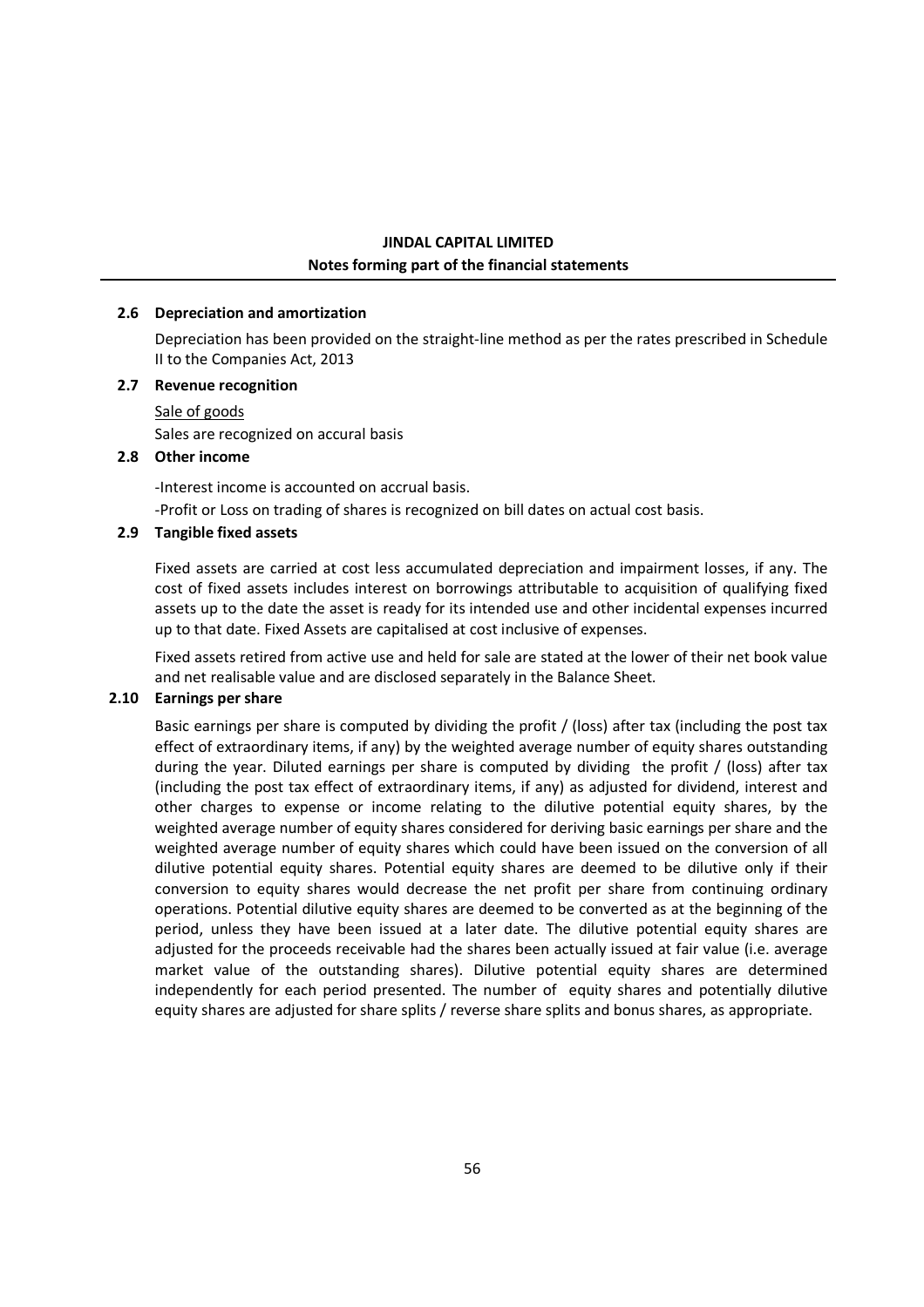**JINDAL CAPITAL LIMITED**

**Notes forming part of the financial statements**

**2.6 Depreciation and amortization**

Depreciation has been provided on the straight-line method as per the rates prescribed in Schedule II to the Companies Act, 2013

**2.7 Revenue recognition**

Sale of goods

Sales are recognized on accural basis

**2.8 Other income**

-Interest income is accounted on accrual basis.

-Profit or Loss on trading of shares is recognized on bill dates on actual cost basis.

**2.9 Tangible fixed assets**

Fixed assets are carried at cost less accumulated depreciation and impairment losses, if any. The cost of fixed assets includes interest on borrowings attributable to acquisition of qualifying fixed assets up to the date the asset is ready for its intended use and other incidental expenses incurred up to that date. Fixed Assets are capitalised at cost inclusive of expenses.

Fixed assets retired from active use and held for sale are stated at the lower of their net book value and net realisable value and are disclosed separately in the Balance Sheet.

**2.10 Earnings per share**

Basic earnings per share is computed by dividing the profit / (loss) after tax (including the post tax effect of extraordinary items, if any) by the weighted average number of equity shares outstanding during the year. Diluted earnings per share is computed by dividing the profit / (loss) after tax (including the post tax effect of extraordinary items, if any) as adjusted for dividend, interest and other charges to expense or income relating to the dilutive potential equity shares, by the weighted average number of equity shares considered for deriving basic earnings per share and the weighted average number of equity shares which could have been issued on the conversion of all dilutive potential equity shares. Potential equity shares are deemed to be dilutive only if their conversion to equity shares would decrease the net profit per share from continuing ordinary operations. Potential dilutive equity shares are deemed to be converted as at the beginning of the period, unless they have been issued at a later date. The dilutive potential equity shares are adjusted for the proceeds receivable had the shares been actually issued at fair value (i.e. average market value of the outstanding shares). Dilutive potential equity shares are determined independently for each period presented. The number of equity shares and potentially dilutive equity shares are adjusted for share splits / reverse share splits and bonus shares, as appropriate.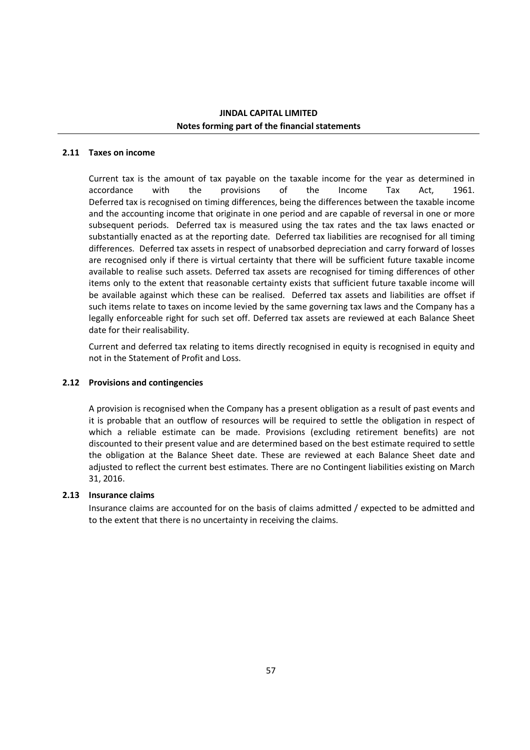**JINDAL CAPITAL LIMITED**
**Notes forming part of the financial statements**

### 2.11 Taxes on income

Current tax is the amount of tax payable on the taxable income for the year as determined in accordance with the provisions of the Income Tax Act, 1961. Deferred tax is recognised on timing differences, being the differences between the taxable income and the accounting income that originate in one period and are capable of reversal in one or more subsequent periods. Deferred tax is measured using the tax rates and the tax laws enacted or substantially enacted as at the reporting date. Deferred tax liabilities are recognised for all timing differences. Deferred tax assets in respect of unabsorbed depreciation and carry forward of losses are recognised only if there is virtual certainty that there will be sufficient future taxable income available to realise such assets. Deferred tax assets are recognised for timing differences of other items only to the extent that reasonable certainty exists that sufficient future taxable income will be available against which these can be realised. Deferred tax assets and liabilities are offset if such items relate to taxes on income levied by the same governing tax laws and the Company has a legally enforceable right for such set off. Deferred tax assets are reviewed at each Balance Sheet date for their realisability.

Current and deferred tax relating to items directly recognised in equity is recognised in equity and not in the Statement of Profit and Loss.

### 2.12 Provisions and contingencies

A provision is recognised when the Company has a present obligation as a result of past events and it is probable that an outflow of resources will be required to settle the obligation in respect of which a reliable estimate can be made. Provisions (excluding retirement benefits) are not discounted to their present value and are determined based on the best estimate required to settle the obligation at the Balance Sheet date. These are reviewed at each Balance Sheet date and adjusted to reflect the current best estimates. There are no Contingent liabilities existing on March 31, 2016.

### 2.13 Insurance claims

Insurance claims are accounted for on the basis of claims admitted / expected to be admitted and to the extent that there is no uncertainty in receiving the claims.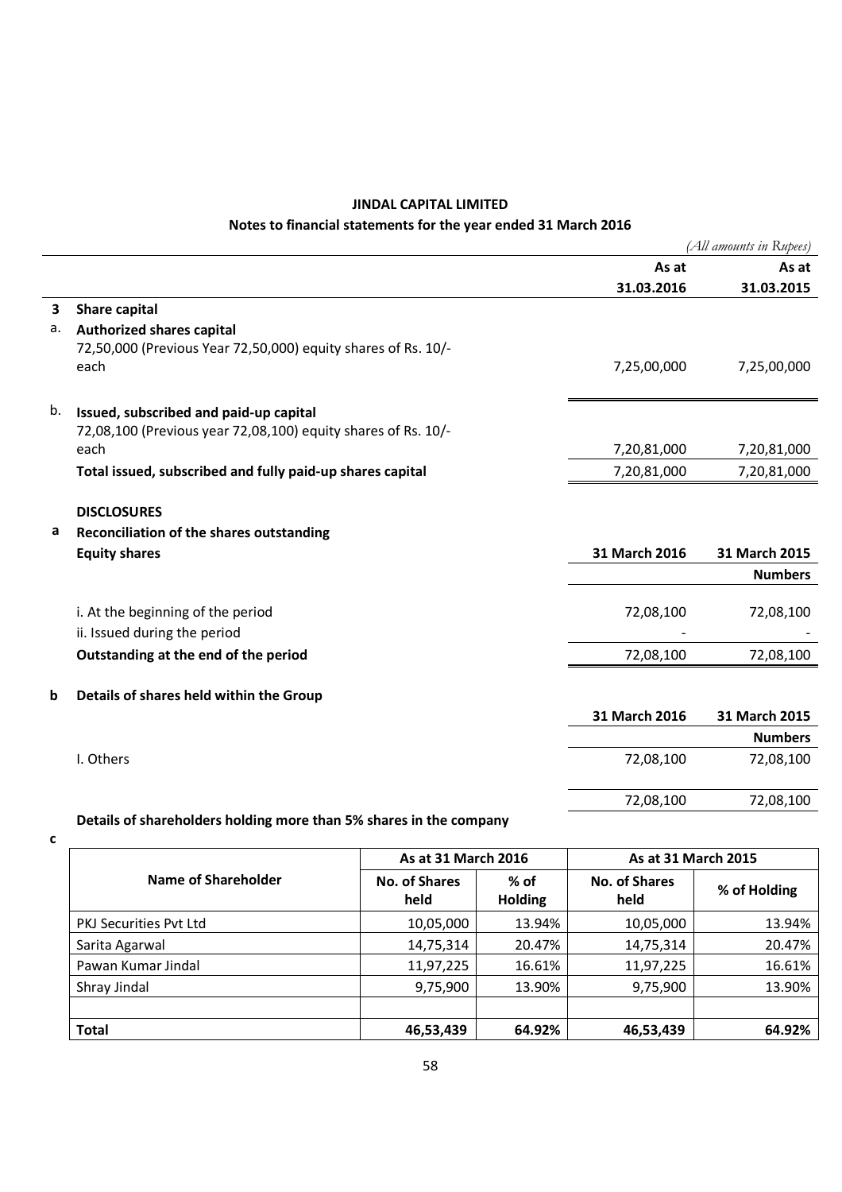**JINDAL CAPITAL LIMITED**

**Notes to financial statements for the year ended 31 March 2016**

*(All amounts in Rupees)*

| | | As at 31.03.2016 | As at 31.03.2015 |
|---|---|---|---|
| **3** | **Share capital** | | |
| a. | **Authorized shares capital** | | |
| | 72,50,000 (Previous Year 72,50,000) equity shares of Rs. 10/- each | 7,25,00,000 | 7,25,00,000 |
| b. | **Issued, subscribed and paid-up capital** | | |
| | 72,08,100 (Previous year 72,08,100) equity shares of Rs. 10/- each | 7,20,81,000 | 7,20,81,000 |
| | **Total issued, subscribed and fully paid-up shares capital** | 7,20,81,000 | 7,20,81,000 |

**DISCLOSURES**

**a Reconciliation of the shares outstanding**

| **Equity shares** | **31 March 2016** | **31 March 2015** |
|---|---|---|
| | | **Numbers** |
| i. At the beginning of the period | 72,08,100 | 72,08,100 |
| ii. Issued during the period | - | - |
| **Outstanding at the end of the period** | 72,08,100 | 72,08,100 |

**b Details of shares held within the Group**

| | **31 March 2016** | **31 March 2015** |
|---|---|---|
| | | **Numbers** |
| I. Others | 72,08,100 | 72,08,100 |
| | 72,08,100 | 72,08,100 |

**c Details of shareholders holding more than 5% shares in the company**

| Name of Shareholder | As at 31 March 2016 | | As at 31 March 2015 | |
|---|---|---|---|---|
| | No. of Shares held | % of Holding | No. of Shares held | % of Holding |
| PKJ Securities Pvt Ltd | 10,05,000 | 13.94% | 10,05,000 | 13.94% |
| Sarita Agarwal | 14,75,314 | 20.47% | 14,75,314 | 20.47% |
| Pawan Kumar Jindal | 11,97,225 | 16.61% | 11,97,225 | 16.61% |
| Shray Jindal | 9,75,900 | 13.90% | 9,75,900 | 13.90% |
| | | | | |
| **Total** | **46,53,439** | **64.92%** | **46,53,439** | **64.92%** |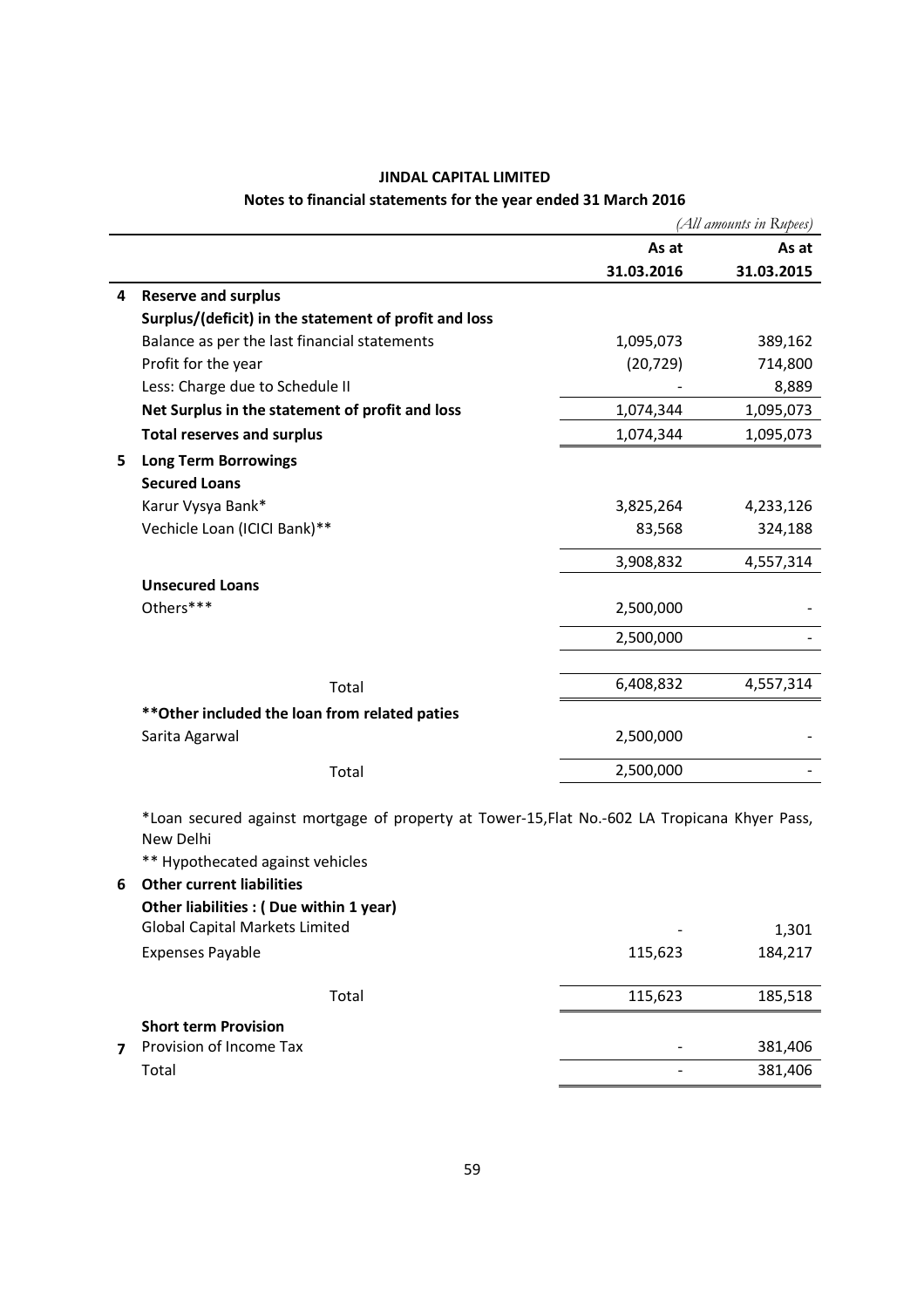**JINDAL CAPITAL LIMITED**

**Notes to financial statements for the year ended 31 March 2016**

*(All amounts in Rupees)*

| | | As at 31.03.2016 | As at 31.03.2015 |
|---|---|---|---|
| **4** | **Reserve and surplus** | | |
| | **Surplus/(deficit) in the statement of profit and loss** | | |
| | Balance as per the last financial statements | 1,095,073 | 389,162 |
| | Profit for the year | (20,729) | 714,800 |
| | Less: Charge due to Schedule II | - | 8,889 |
| | **Net Surplus in the statement of profit and loss** | 1,074,344 | 1,095,073 |
| | **Total reserves and surplus** | 1,074,344 | 1,095,073 |
| **5** | **Long Term Borrowings** | | |
| | **Secured Loans** | | |
| | Karur Vysya Bank* | 3,825,264 | 4,233,126 |
| | Vechicle Loan (ICICI Bank)** | 83,568 | 324,188 |
| | | 3,908,832 | 4,557,314 |
| | **Unsecured Loans** | | |
| | Others*** | 2,500,000 | - |
| | | 2,500,000 | - |
| | Total | 6,408,832 | 4,557,314 |
| | **\*\*Other included the loan from related paties** | | |
| | Sarita Agarwal | 2,500,000 | - |
| | Total | 2,500,000 | - |

*Loan secured against mortgage of property at Tower-15,Flat No.-602 LA Tropicana Khyer Pass, New Delhi

** Hypothecated against vehicles

| | | As at 31.03.2016 | As at 31.03.2015 |
|---|---|---|---|
| **6** | **Other current liabilities** | | |
| | **Other liabilities : ( Due within 1 year)** | | |
| | Global Capital Markets Limited | - | 1,301 |
| | Expenses Payable | 115,623 | 184,217 |
| | Total | 115,623 | 185,518 |
| | **Short term Provision** | | |
| **7** | Provision of Income Tax | - | 381,406 |
| | Total | - | 381,406 |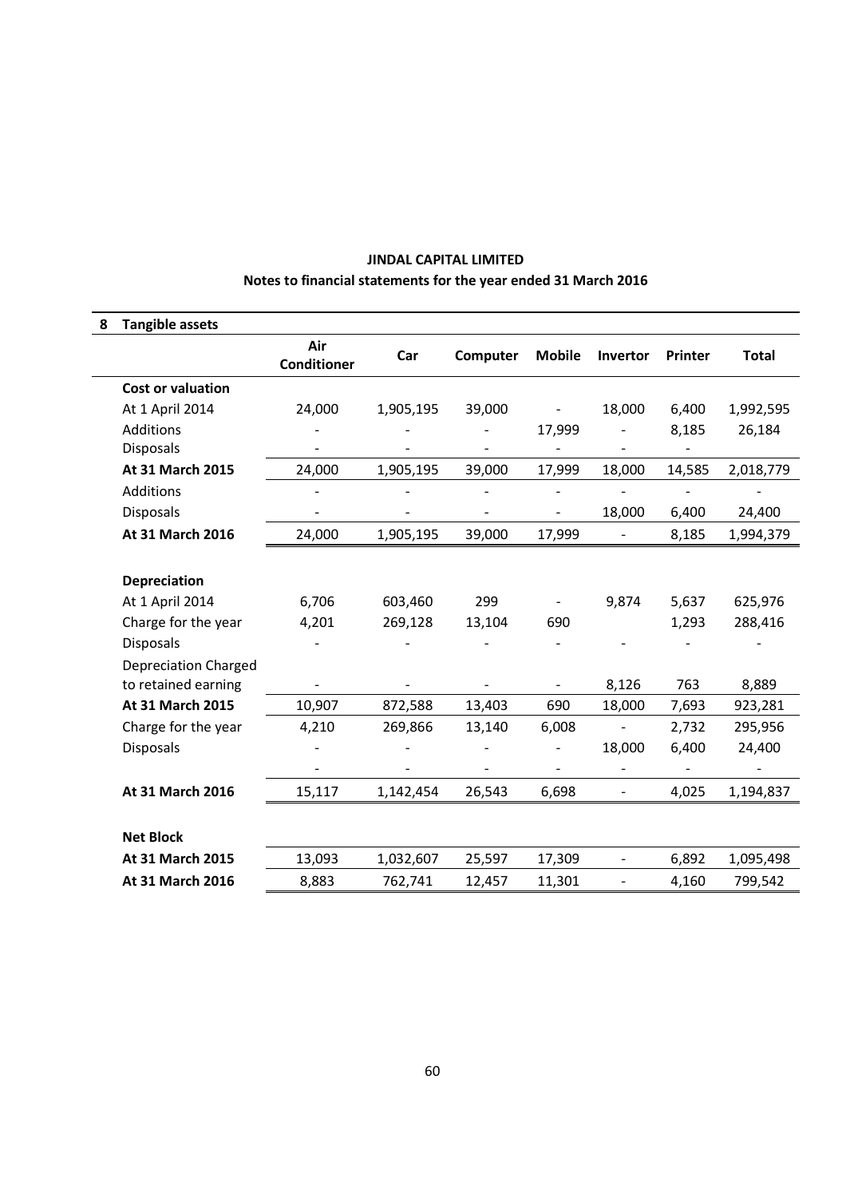**JINDAL CAPITAL LIMITED**

**Notes to financial statements for the year ended 31 March 2016**

## 8 Tangible assets

| | Air Conditioner | Car | Computer | Mobile | Invertor | Printer | Total |
|---|---|---|---|---|---|---|---|
| **Cost or valuation** | | | | | | | |
| At 1 April 2014 | 24,000 | 1,905,195 | 39,000 | - | 18,000 | 6,400 | 1,992,595 |
| Additions | - | - | - | 17,999 | - | 8,185 | 26,184 |
| Disposals | - | - | - | - | - | - | |
| **At 31 March 2015** | 24,000 | 1,905,195 | 39,000 | 17,999 | 18,000 | 14,585 | 2,018,779 |
| Additions | - | - | - | - | - | - | - |
| Disposals | - | - | - | - | 18,000 | 6,400 | 24,400 |
| **At 31 March 2016** | 24,000 | 1,905,195 | 39,000 | 17,999 | - | 8,185 | 1,994,379 |
| | | | | | | | |
| **Depreciation** | | | | | | | |
| At 1 April 2014 | 6,706 | 603,460 | 299 | - | 9,874 | 5,637 | 625,976 |
| Charge for the year | 4,201 | 269,128 | 13,104 | 690 | | 1,293 | 288,416 |
| Disposals | - | - | - | - | - | - | - |
| Depreciation Charged to retained earning | - | - | - | - | 8,126 | 763 | 8,889 |
| **At 31 March 2015** | 10,907 | 872,588 | 13,403 | 690 | 18,000 | 7,693 | 923,281 |
| Charge for the year | 4,210 | 269,866 | 13,140 | 6,008 | - | 2,732 | 295,956 |
| Disposals | - | - | - | - | 18,000 | 6,400 | 24,400 |
| | - | - | - | - | - | - | - |
| **At 31 March 2016** | 15,117 | 1,142,454 | 26,543 | 6,698 | - | 4,025 | 1,194,837 |
| | | | | | | | |
| **Net Block** | | | | | | | |
| **At 31 March 2015** | 13,093 | 1,032,607 | 25,597 | 17,309 | - | 6,892 | 1,095,498 |
| **At 31 March 2016** | 8,883 | 762,741 | 12,457 | 11,301 | - | 4,160 | 799,542 |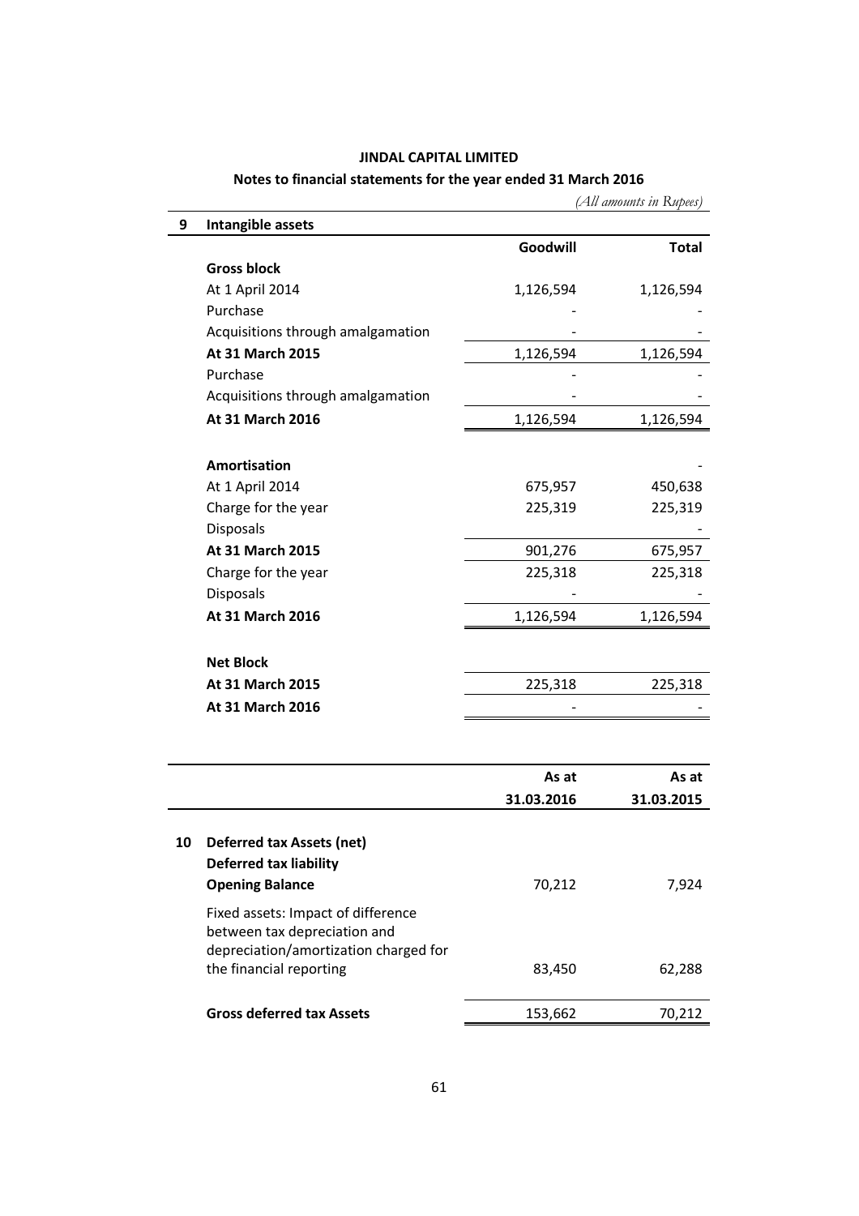**JINDAL CAPITAL LIMITED**

**Notes to financial statements for the year ended 31 March 2016**

*(All amounts in Rupees)*

**9 Intangible assets**

| | Goodwill | Total |
|---|---|---|
| **Gross block** | | |
| At 1 April 2014 | 1,126,594 | 1,126,594 |
| Purchase | - | - |
| Acquisitions through amalgamation | - | - |
| **At 31 March 2015** | 1,126,594 | 1,126,594 |
| Purchase | - | - |
| Acquisitions through amalgamation | - | - |
| **At 31 March 2016** | 1,126,594 | 1,126,594 |
| | | |
| **Amortisation** | | - |
| At 1 April 2014 | 675,957 | 450,638 |
| Charge for the year | 225,319 | 225,319 |
| Disposals | | - |
| **At 31 March 2015** | 901,276 | 675,957 |
| Charge for the year | 225,318 | 225,318 |
| Disposals | - | - |
| **At 31 March 2016** | 1,126,594 | 1,126,594 |
| | | |
| **Net Block** | | |
| **At 31 March 2015** | 225,318 | 225,318 |
| **At 31 March 2016** | - | - |

| | | As at 31.03.2016 | As at 31.03.2015 |
|---|---|---|---|
| **10** | **Deferred tax Assets (net)** | | |
| | **Deferred tax liability** | | |
| | **Opening Balance** | 70,212 | 7,924 |
| | Fixed assets: Impact of difference between tax depreciation and depreciation/amortization charged for the financial reporting | 83,450 | 62,288 |
| | **Gross deferred tax Assets** | 153,662 | 70,212 |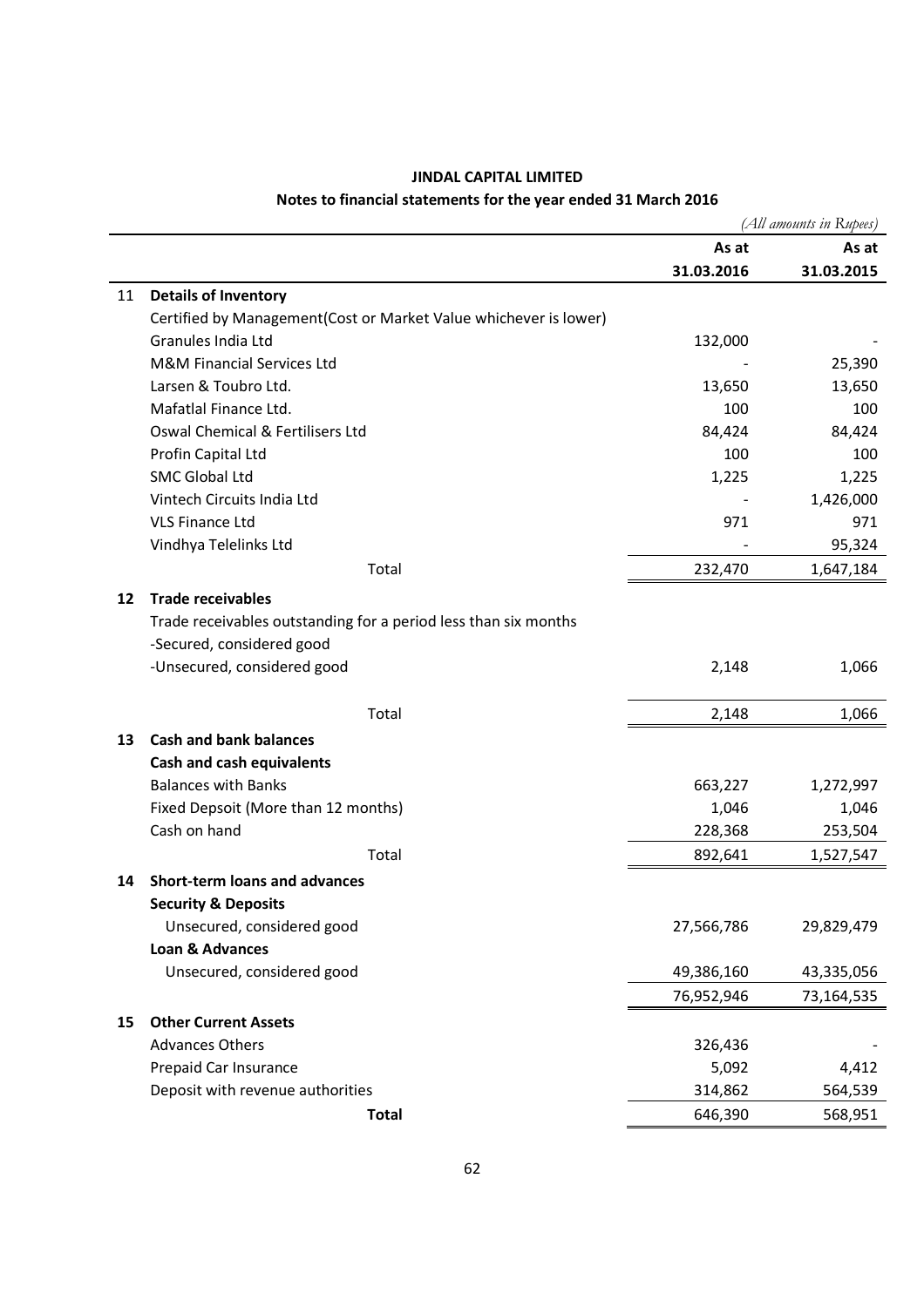**JINDAL CAPITAL LIMITED**

**Notes to financial statements for the year ended 31 March 2016**

*(All amounts in Rupees)*

| | | As at 31.03.2016 | As at 31.03.2015 |
|---|---|---|---|
| 11 | **Details of Inventory** | | |
| | Certified by Management(Cost or Market Value whichever is lower) | | |
| | Granules India Ltd | 132,000 | - |
| | M&M Financial Services Ltd | - | 25,390 |
| | Larsen & Toubro Ltd. | 13,650 | 13,650 |
| | Mafatlal Finance Ltd. | 100 | 100 |
| | Oswal Chemical & Fertilisers Ltd | 84,424 | 84,424 |
| | Profin Capital Ltd | 100 | 100 |
| | SMC Global Ltd | 1,225 | 1,225 |
| | Vintech Circuits India Ltd | - | 1,426,000 |
| | VLS Finance Ltd | 971 | 971 |
| | Vindhya Telelinks Ltd | - | 95,324 |
| | Total | 232,470 | 1,647,184 |
| **12** | **Trade receivables** | | |
| | Trade receivables outstanding for a period less than six months | | |
| | -Secured, considered good | | |
| | -Unsecured, considered good | 2,148 | 1,066 |
| | Total | 2,148 | 1,066 |
| **13** | **Cash and bank balances** | | |
| | **Cash and cash equivalents** | | |
| | Balances with Banks | 663,227 | 1,272,997 |
| | Fixed Depsoit (More than 12 months) | 1,046 | 1,046 |
| | Cash on hand | 228,368 | 253,504 |
| | Total | 892,641 | 1,527,547 |
| **14** | **Short-term loans and advances** | | |
| | **Security & Deposits** | | |
| | Unsecured, considered good | 27,566,786 | 29,829,479 |
| | **Loan & Advances** | | |
| | Unsecured, considered good | 49,386,160 | 43,335,056 |
| | | 76,952,946 | 73,164,535 |
| **15** | **Other Current Assets** | | |
| | Advances Others | 326,436 | - |
| | Prepaid Car Insurance | 5,092 | 4,412 |
| | Deposit with revenue authorities | 314,862 | 564,539 |
| | **Total** | 646,390 | 568,951 |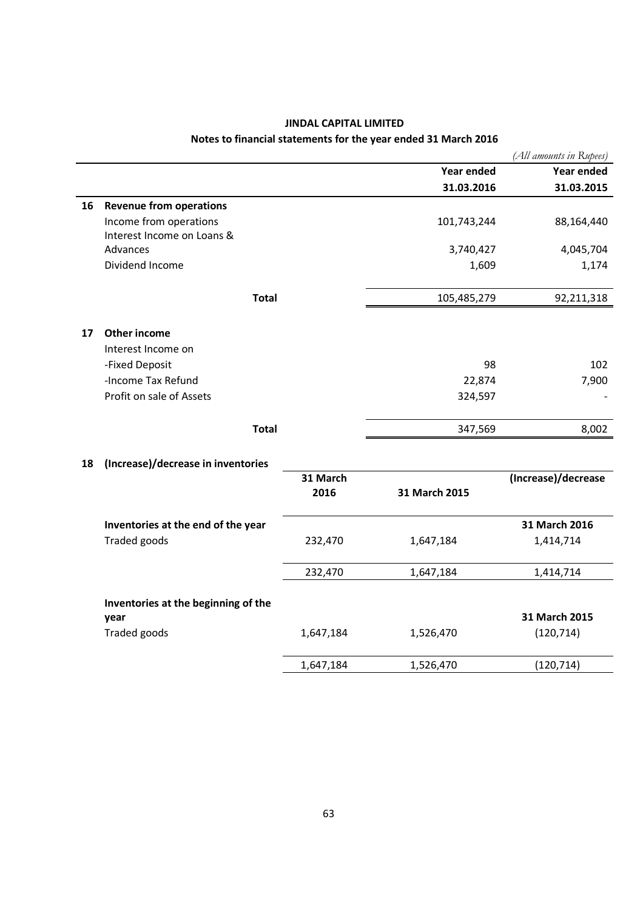**JINDAL CAPITAL LIMITED**

**Notes to financial statements for the year ended 31 March 2016**

*(All amounts in Rupees)*

| | | Year ended 31.03.2016 | Year ended 31.03.2015 |
|---|---|---|---|
| **16** | **Revenue from operations** | | |
| | Income from operations | 101,743,244 | 88,164,440 |
| | Interest Income on Loans & Advances | 3,740,427 | 4,045,704 |
| | Dividend Income | 1,609 | 1,174 |
| | **Total** | 105,485,279 | 92,211,318 |
| **17** | **Other income** | | |
| | Interest Income on | | |
| | -Fixed Deposit | 98 | 102 |
| | -Income Tax Refund | 22,874 | 7,900 |
| | Profit on sale of Assets | 324,597 | - |
| | **Total** | 347,569 | 8,002 |

**18 (Increase)/decrease in inventories**

| | 31 March 2016 | 31 March 2015 | (Increase)/decrease |
|---|---|---|---|
| **Inventories at the end of the year** | | | **31 March 2016** |
| Traded goods | 232,470 | 1,647,184 | 1,414,714 |
| | 232,470 | 1,647,184 | 1,414,714 |
| **Inventories at the beginning of the year** | | | **31 March 2015** |
| Traded goods | 1,647,184 | 1,526,470 | (120,714) |
| | 1,647,184 | 1,526,470 | (120,714) |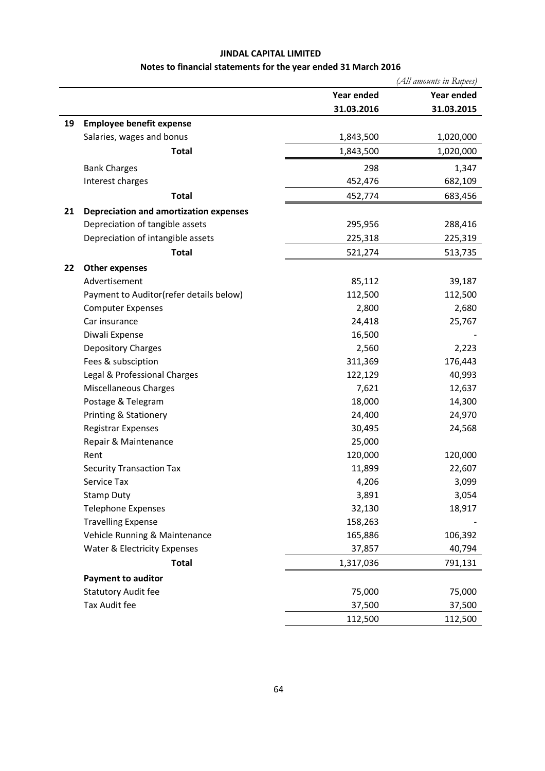**JINDAL CAPITAL LIMITED**

**Notes to financial statements for the year ended 31 March 2016**

*(All amounts in Rupees)*

| | | Year ended 31.03.2016 | Year ended 31.03.2015 |
|---|---|---|---|
| **19** | **Employee benefit expense** | | |
| | Salaries, wages and bonus | 1,843,500 | 1,020,000 |
| | **Total** | 1,843,500 | 1,020,000 |
| | Bank Charges | 298 | 1,347 |
| | Interest charges | 452,476 | 682,109 |
| | **Total** | 452,774 | 683,456 |
| **21** | **Depreciation and amortization expenses** | | |
| | Depreciation of tangible assets | 295,956 | 288,416 |
| | Depreciation of intangible assets | 225,318 | 225,319 |
| | **Total** | 521,274 | 513,735 |
| **22** | **Other expenses** | | |
| | Advertisement | 85,112 | 39,187 |
| | Payment to Auditor(refer details below) | 112,500 | 112,500 |
| | Computer Expenses | 2,800 | 2,680 |
| | Car insurance | 24,418 | 25,767 |
| | Diwali Expense | 16,500 | - |
| | Depository Charges | 2,560 | 2,223 |
| | Fees & subsciption | 311,369 | 176,443 |
| | Legal & Professional Charges | 122,129 | 40,993 |
| | Miscellaneous Charges | 7,621 | 12,637 |
| | Postage & Telegram | 18,000 | 14,300 |
| | Printing & Stationery | 24,400 | 24,970 |
| | Registrar Expenses | 30,495 | 24,568 |
| | Repair & Maintenance | 25,000 | |
| | Rent | 120,000 | 120,000 |
| | Security Transaction Tax | 11,899 | 22,607 |
| | Service Tax | 4,206 | 3,099 |
| | Stamp Duty | 3,891 | 3,054 |
| | Telephone Expenses | 32,130 | 18,917 |
| | Travelling Expense | 158,263 | - |
| | Vehicle Running & Maintenance | 165,886 | 106,392 |
| | Water & Electricity Expenses | 37,857 | 40,794 |
| | **Total** | 1,317,036 | 791,131 |
| | **Payment to auditor** | | |
| | Statutory Audit fee | 75,000 | 75,000 |
| | Tax Audit fee | 37,500 | 37,500 |
| | | 112,500 | 112,500 |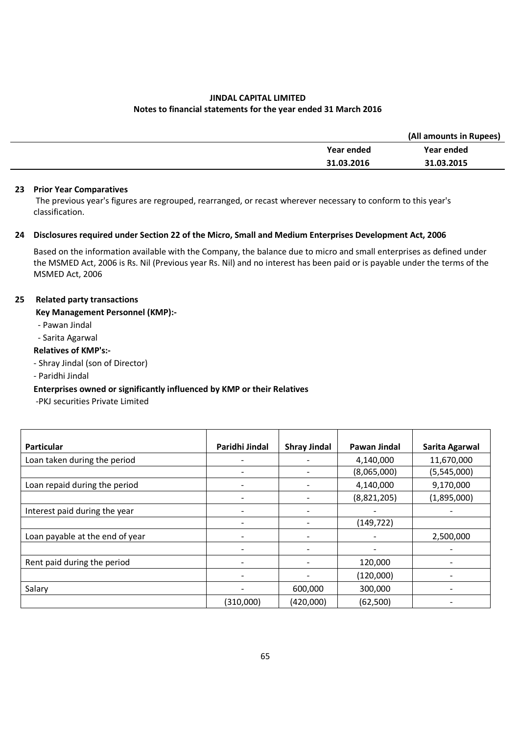**JINDAL CAPITAL LIMITED**
**Notes to financial statements for the year ended 31 March 2016**

| | | (All amounts in Rupees) |
|---|---|---|
| | Year ended 31.03.2016 | Year ended 31.03.2015 |

**23 Prior Year Comparatives**

The previous year's figures are regrouped, rearranged, or recast wherever necessary to conform to this year's classification.

**24 Disclosures required under Section 22 of the Micro, Small and Medium Enterprises Development Act, 2006**

Based on the information available with the Company, the balance due to micro and small enterprises as defined under the MSMED Act, 2006 is Rs. Nil (Previous year Rs. Nil) and no interest has been paid or is payable under the terms of the MSMED Act, 2006

**25 Related party transactions**

**Key Management Personnel (KMP):-**

- Pawan Jindal
- Sarita Agarwal

**Relatives of KMP's:-**

- Shray Jindal (son of Director)
- Paridhi Jindal

**Enterprises owned or significantly influenced by KMP or their Relatives**

-PKJ securities Private Limited

| Particular | Paridhi Jindal | Shray Jindal | Pawan Jindal | Sarita Agarwal |
|---|---|---|---|---|
| Loan taken during the period | - | - | 4,140,000 | 11,670,000 |
| | - | - | (8,065,000) | (5,545,000) |
| Loan repaid during the period | - | - | 4,140,000 | 9,170,000 |
| | - | - | (8,821,205) | (1,895,000) |
| Interest paid during the year | - | - | - | - |
| | - | - | (149,722) | |
| Loan payable at the end of year | - | - | - | 2,500,000 |
| | - | - | - | - |
| Rent paid during the period | - | - | 120,000 | - |
| | - | - | (120,000) | - |
| Salary | - | 600,000 | 300,000 | - |
| | (310,000) | (420,000) | (62,500) | - |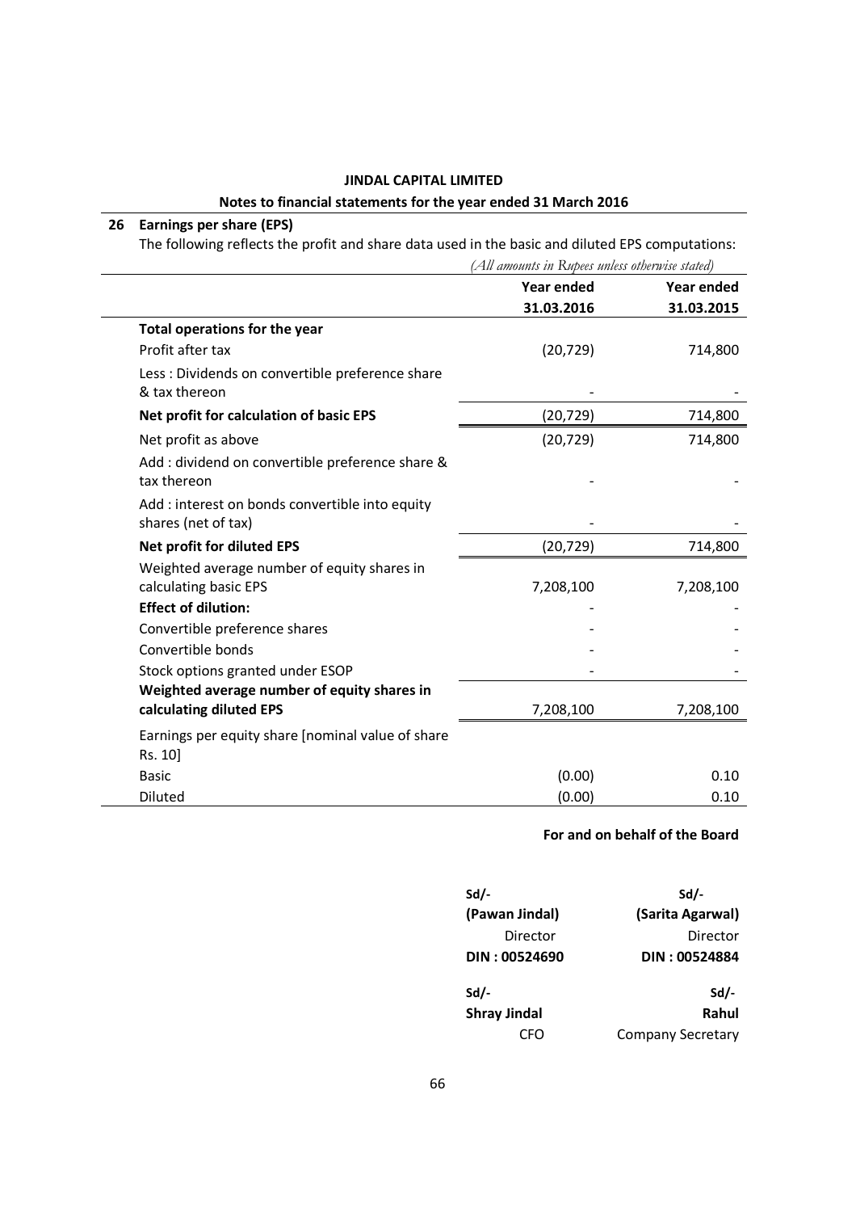**JINDAL CAPITAL LIMITED**

**Notes to financial statements for the year ended 31 March 2016**

## 26 Earnings per share (EPS)

The following reflects the profit and share data used in the basic and diluted EPS computations:

*(All amounts in Rupees unless otherwise stated)*

| | Year ended 31.03.2016 | Year ended 31.03.2015 |
|---|---|---|
| **Total operations for the year** | | |
| Profit after tax | (20,729) | 714,800 |
| Less : Dividends on convertible preference share & tax thereon | - | - |
| **Net profit for calculation of basic EPS** | (20,729) | 714,800 |
| Net profit as above | (20,729) | 714,800 |
| Add : dividend on convertible preference share & tax thereon | - | - |
| Add : interest on bonds convertible into equity shares (net of tax) | - | - |
| **Net profit for diluted EPS** | (20,729) | 714,800 |
| Weighted average number of equity shares in calculating basic EPS | 7,208,100 | 7,208,100 |
| **Effect of dilution:** | - | - |
| Convertible preference shares | - | - |
| Convertible bonds | - | - |
| Stock options granted under ESOP | - | - |
| **Weighted average number of equity shares in calculating diluted EPS** | 7,208,100 | 7,208,100 |
| Earnings per equity share [nominal value of share Rs. 10] | | |
| Basic | (0.00) | 0.10 |
| Diluted | (0.00) | 0.10 |

**For and on behalf of the Board**

| | |
|---|---|
| Sd/- | Sd/- |
| **(Pawan Jindal)** | **(Sarita Agarwal)** |
| Director | Director |
| **DIN : 00524690** | **DIN : 00524884** |
| Sd/- | Sd/- |
| **Shray Jindal** | **Rahul** |
| CFO | Company Secretary |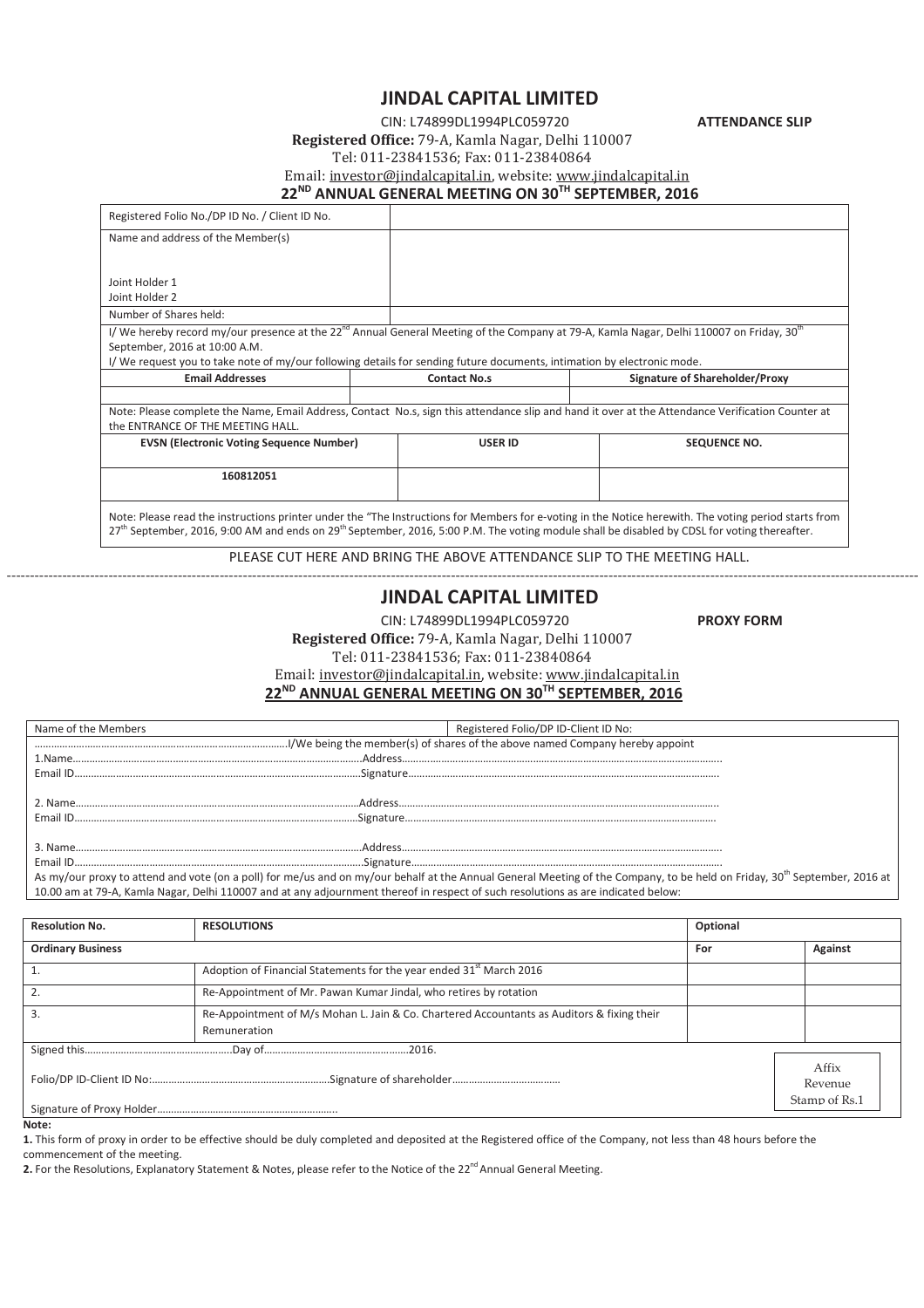# JINDAL CAPITAL LIMITED

CIN: L74899DL1994PLC059720 **ATTENDANCE SLIP**

**Registered Office:** 79-A, Kamla Nagar, Delhi 110007

Tel: 011-23841536; Fax: 011-23840864

Email: investor@jindalcapital.in, website: www.jindalcapital.in

**22[ND] ANNUAL GENERAL MEETING ON 30[TH] SEPTEMBER, 2016**

| Registered Folio No./DP ID No. / Client ID No. | |
|---|---|
| Name and address of the Member(s)<br><br>Joint Holder 1<br>Joint Holder 2 | |
| Number of Shares held: | |

I/ We hereby record my/our presence at the 22[nd] Annual General Meeting of the Company at 79-A, Kamla Nagar, Delhi 110007 on Friday, 30[th] September, 2016 at 10:00 A.M.

I/ We request you to take note of my/our following details for sending future documents, intimation by electronic mode.

| Email Addresses | Contact No.s | Signature of Shareholder/Proxy |
|---|---|---|
| | | |

Note: Please complete the Name, Email Address, Contact No.s, sign this attendance slip and hand it over at the Attendance Verification Counter at the ENTRANCE OF THE MEETING HALL.

| EVSN (Electronic Voting Sequence Number) | USER ID | SEQUENCE NO. |
|---|---|---|
| 160812051 | | |

Note: Please read the instructions printer under the "The Instructions for Members for e-voting in the Notice herewith. The voting period starts from 27[th] September, 2016, 9:00 AM and ends on 29[th] September, 2016, 5:00 P.M. The voting module shall be disabled by CDSL for voting thereafter.

PLEASE CUT HERE AND BRING THE ABOVE ATTENDANCE SLIP TO THE MEETING HALL.

---

# JINDAL CAPITAL LIMITED

CIN: L74899DL1994PLC059720 **PROXY FORM**

**Registered Office:** 79-A, Kamla Nagar, Delhi 110007

Tel: 011-23841536; Fax: 011-23840864

Email: investor@jindalcapital.in, website: www.jindalcapital.in

**22[ND] ANNUAL GENERAL MEETING ON 30[TH] SEPTEMBER, 2016**

| Name of the Members | Registered Folio/DP ID-Client ID No: |
|---|---|

……………………………………………………………I/We being the member(s) of shares of the above named Company hereby appoint

1.Name……………………………………………Address……………………………………………

Email ID……………………………………………Signature……………………………………………

2. Name……………………………………………Address……………………………………………

Email ID……………………………………………Signature……………………………………………

3. Name……………………………………………Address……………………………………………

Email ID……………………………………………Signature……………………………………………

As my/our proxy to attend and vote (on a poll) for me/us and on my/our behalf at the Annual General Meeting of the Company, to be held on Friday, 30[th] September, 2016 at 10.00 am at 79-A, Kamla Nagar, Delhi 110007 and at any adjournment thereof in respect of such resolutions as are indicated below:

| Resolution No. | RESOLUTIONS | Optional | |
|---|---|---|---|
| **Ordinary Business** | | **For** | **Against** |
| 1. | Adoption of Financial Statements for the year ended 31[st] March 2016 | | |
| 2. | Re-Appointment of Mr. Pawan Kumar Jindal, who retires by rotation | | |
| 3. | Re-Appointment of M/s Mohan L. Jain & Co. Chartered Accountants as Auditors & fixing their Remuneration | | |

Signed this……………………………Day of……………………………2016.

Folio/DP ID-Client ID No:……………………………Signature of shareholder……………………………

Signature of Proxy Holder……………………………

Affix Revenue Stamp of Rs.1

**Note:**

**1.** This form of proxy in order to be effective should be duly completed and deposited at the Registered office of the Company, not less than 48 hours before the commencement of the meeting.

**2.** For the Resolutions, Explanatory Statement & Notes, please refer to the Notice of the 22[nd] Annual General Meeting.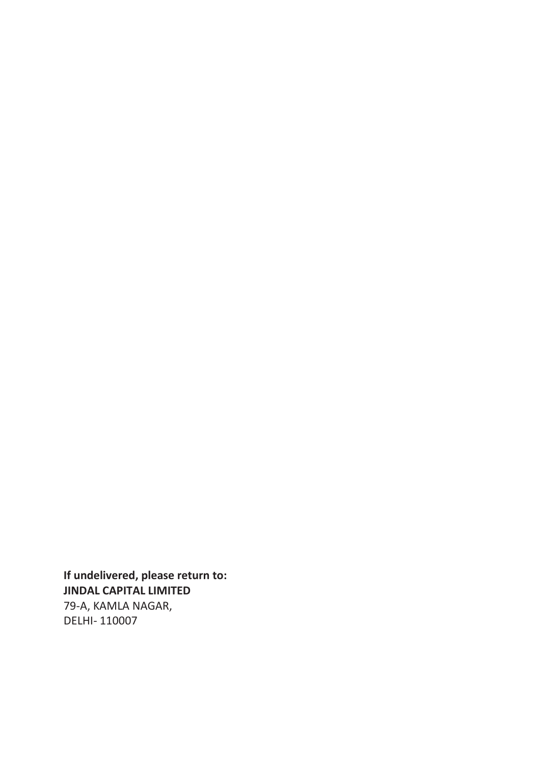**If undelivered, please return to:**
**JINDAL CAPITAL LIMITED**
79-A, KAMLA NAGAR,
DELHI- 110007